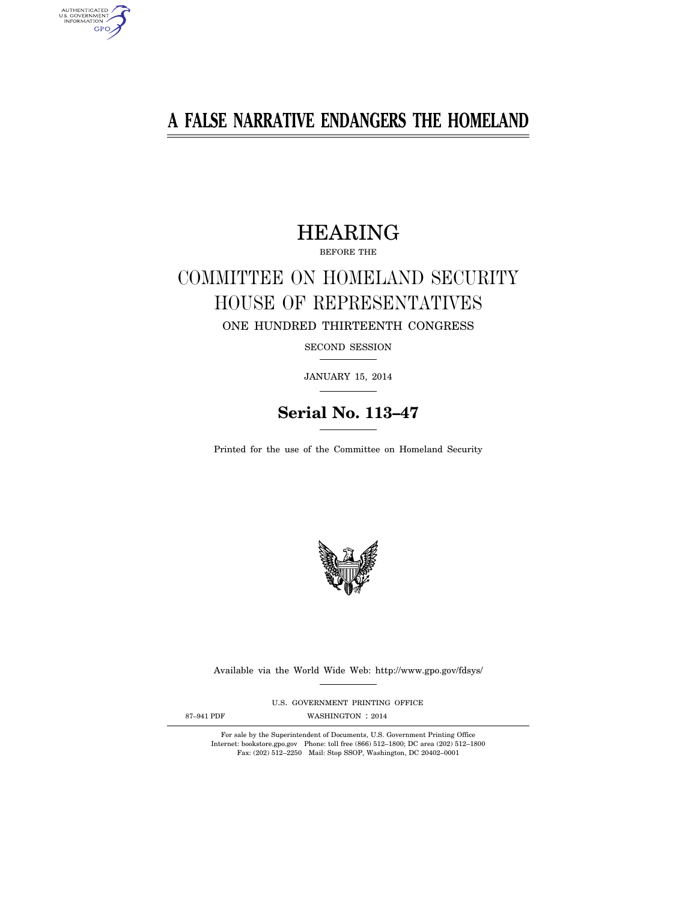# A FALSE NARRATIVE ENDANGERS THE HOMELAND

## HEARING

BEFORE THE

## COMMITTEE ON HOMELAND SECURITY
## HOUSE OF REPRESENTATIVES

ONE HUNDRED THIRTEENTH CONGRESS

SECOND SESSION

JANUARY 15, 2014

**Serial No. 113–47**

Printed for the use of the Committee on Homeland Security

Available via the World Wide Web: http://www.gpo.gov/fdsys/

U.S. GOVERNMENT PRINTING OFFICE

87–941 PDF WASHINGTON : 2014

For sale by the Superintendent of Documents, U.S. Government Printing Office
Internet: bookstore.gpo.gov Phone: toll free (866) 512–1800; DC area (202) 512–1800
Fax: (202) 512–2250 Mail: Stop SSOP, Washington, DC 20402–0001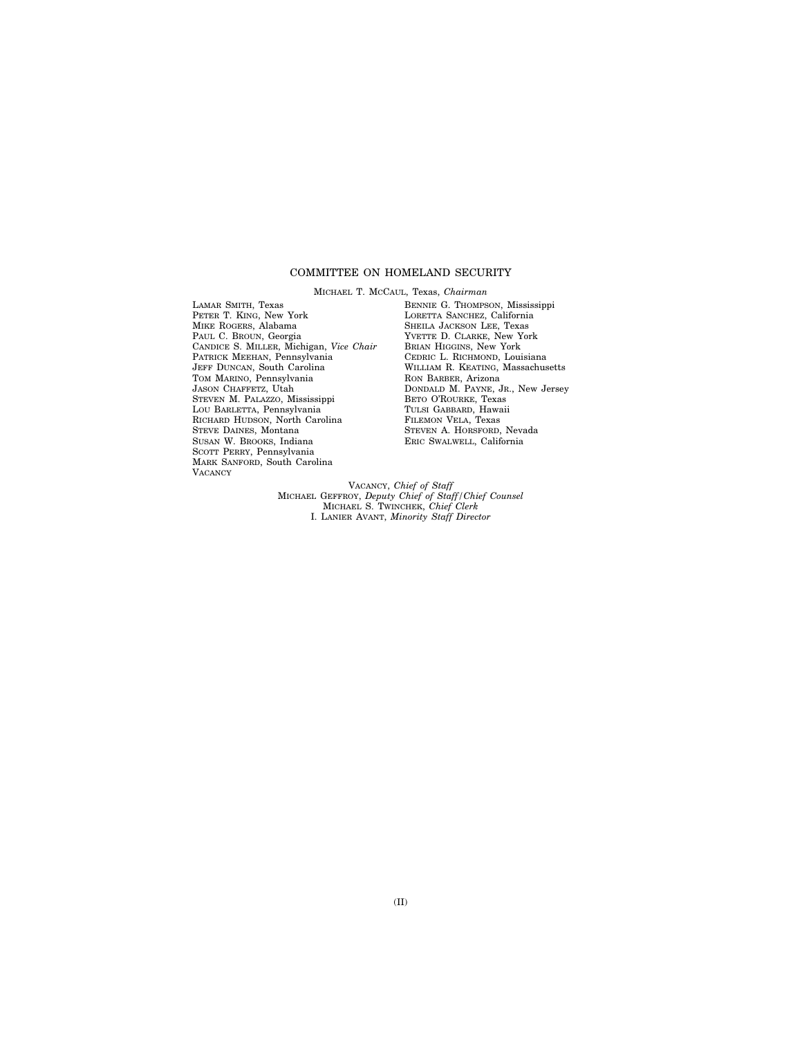## COMMITTEE ON HOMELAND SECURITY

MICHAEL T. MCCAUL, Texas, *Chairman*

LAMAR SMITH, Texas
PETER T. KING, New York
MIKE ROGERS, Alabama
PAUL C. BROUN, Georgia
CANDICE S. MILLER, Michigan, *Vice Chair*
PATRICK MEEHAN, Pennsylvania
JEFF DUNCAN, South Carolina
TOM MARINO, Pennsylvania
JASON CHAFFETZ, Utah
STEVEN M. PALAZZO, Mississippi
LOU BARLETTA, Pennsylvania
RICHARD HUDSON, North Carolina
STEVE DAINES, Montana
SUSAN W. BROOKS, Indiana
SCOTT PERRY, Pennsylvania
MARK SANFORD, South Carolina
VACANCY

BENNIE G. THOMPSON, Mississippi
LORETTA SANCHEZ, California
SHEILA JACKSON LEE, Texas
YVETTE D. CLARKE, New York
BRIAN HIGGINS, New York
CEDRIC L. RICHMOND, Louisiana
WILLIAM R. KEATING, Massachusetts
RON BARBER, Arizona
DONDALD M. PAYNE, JR., New Jersey
BETO O'ROURKE, Texas
TULSI GABBARD, Hawaii
FILEMON VELA, Texas
STEVEN A. HORSFORD, Nevada
ERIC SWALWELL, California

VACANCY, *Chief of Staff*
MICHAEL GEFFROY, *Deputy Chief of Staff/Chief Counsel*
MICHAEL S. TWINCHEK, *Chief Clerk*
I. LANIER AVANT, *Minority Staff Director*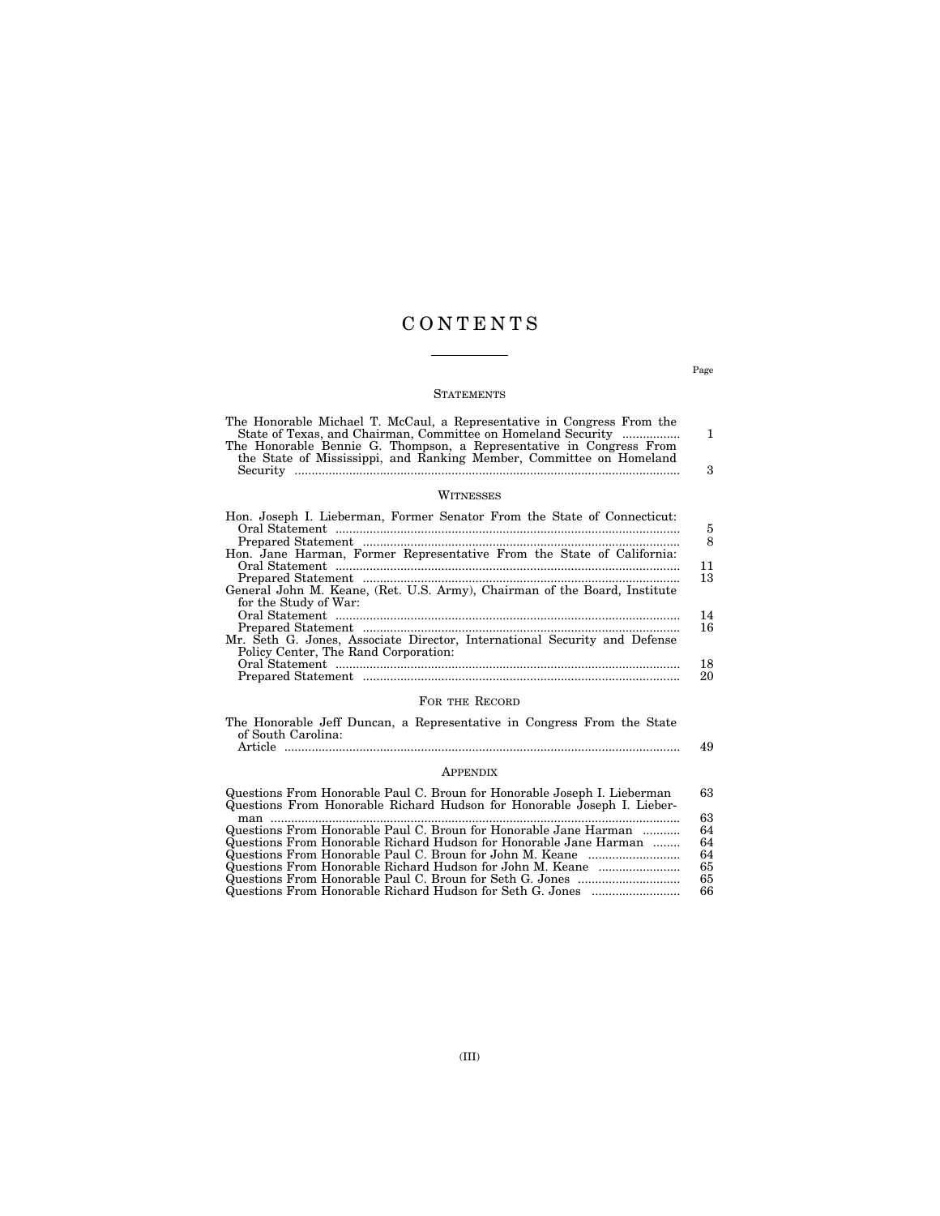# CONTENTS

| | Page |
|---|---|
| **STATEMENTS** | |
| The Honorable Michael T. McCaul, a Representative in Congress From the State of Texas, and Chairman, Committee on Homeland Security | 1 |
| The Honorable Bennie G. Thompson, a Representative in Congress From the State of Mississippi, and Ranking Member, Committee on Homeland Security | 3 |
| **WITNESSES** | |
| Hon. Joseph I. Lieberman, Former Senator From the State of Connecticut: | |
| Oral Statement | 5 |
| Prepared Statement | 8 |
| Hon. Jane Harman, Former Representative From the State of California: | |
| Oral Statement | 11 |
| Prepared Statement | 13 |
| General John M. Keane, (Ret. U.S. Army), Chairman of the Board, Institute for the Study of War: | |
| Oral Statement | 14 |
| Prepared Statement | 16 |
| Mr. Seth G. Jones, Associate Director, International Security and Defense Policy Center, The Rand Corporation: | |
| Oral Statement | 18 |
| Prepared Statement | 20 |
| **FOR THE RECORD** | |
| The Honorable Jeff Duncan, a Representative in Congress From the State of South Carolina: | |
| Article | 49 |
| **APPENDIX** | |
| Questions From Honorable Paul C. Broun for Honorable Joseph I. Lieberman | 63 |
| Questions From Honorable Richard Hudson for Honorable Joseph I. Lieberman | 63 |
| Questions From Honorable Paul C. Broun for Honorable Jane Harman | 64 |
| Questions From Honorable Richard Hudson for Honorable Jane Harman | 64 |
| Questions From Honorable Paul C. Broun for John M. Keane | 64 |
| Questions From Honorable Richard Hudson for John M. Keane | 65 |
| Questions From Honorable Paul C. Broun for Seth G. Jones | 65 |
| Questions From Honorable Richard Hudson for Seth G. Jones | 66 |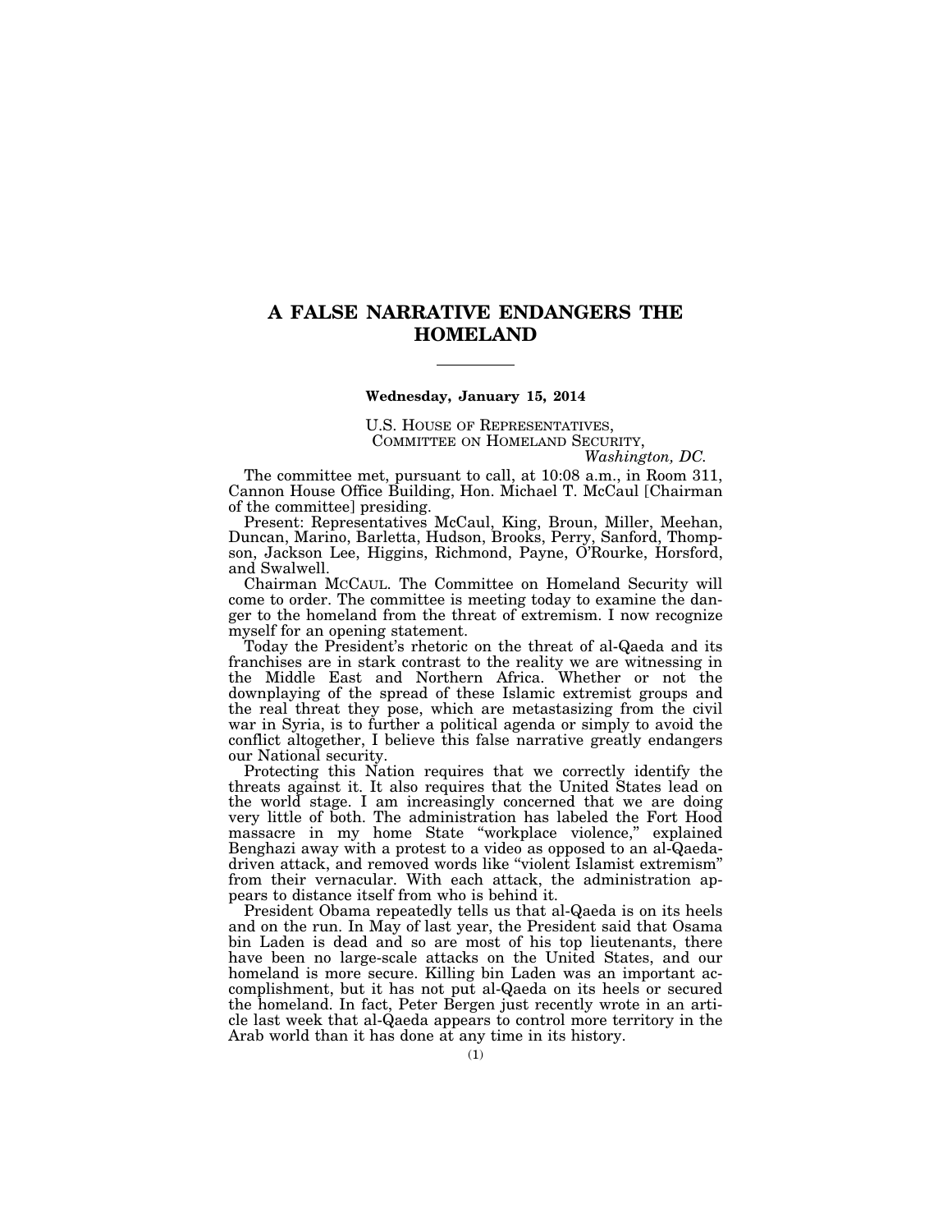# A FALSE NARRATIVE ENDANGERS THE HOMELAND

---

**Wednesday, January 15, 2014**

U.S. HOUSE OF REPRESENTATIVES,
COMMITTEE ON HOMELAND SECURITY,
*Washington, DC.*

The committee met, pursuant to call, at 10:08 a.m., in Room 311, Cannon House Office Building, Hon. Michael T. McCaul [Chairman of the committee] presiding.

Present: Representatives McCaul, King, Broun, Miller, Meehan, Duncan, Marino, Barletta, Hudson, Brooks, Perry, Sanford, Thompson, Jackson Lee, Higgins, Richmond, Payne, O'Rourke, Horsford, and Swalwell.

Chairman MCCAUL. The Committee on Homeland Security will come to order. The committee is meeting today to examine the danger to the homeland from the threat of extremism. I now recognize myself for an opening statement.

Today the President's rhetoric on the threat of al-Qaeda and its franchises are in stark contrast to the reality we are witnessing in the Middle East and Northern Africa. Whether or not the downplaying of the spread of these Islamic extremist groups and the real threat they pose, which are metastasizing from the civil war in Syria, is to further a political agenda or simply to avoid the conflict altogether, I believe this false narrative greatly endangers our National security.

Protecting this Nation requires that we correctly identify the threats against it. It also requires that the United States lead on the world stage. I am increasingly concerned that we are doing very little of both. The administration has labeled the Fort Hood massacre in my home State "workplace violence," explained Benghazi away with a protest to a video as opposed to an al-Qaeda-driven attack, and removed words like "violent Islamist extremism" from their vernacular. With each attack, the administration appears to distance itself from who is behind it.

President Obama repeatedly tells us that al-Qaeda is on its heels and on the run. In May of last year, the President said that Osama bin Laden is dead and so are most of his top lieutenants, there have been no large-scale attacks on the United States, and our homeland is more secure. Killing bin Laden was an important accomplishment, but it has not put al-Qaeda on its heels or secured the homeland. In fact, Peter Bergen just recently wrote in an article last week that al-Qaeda appears to control more territory in the Arab world than it has done at any time in its history.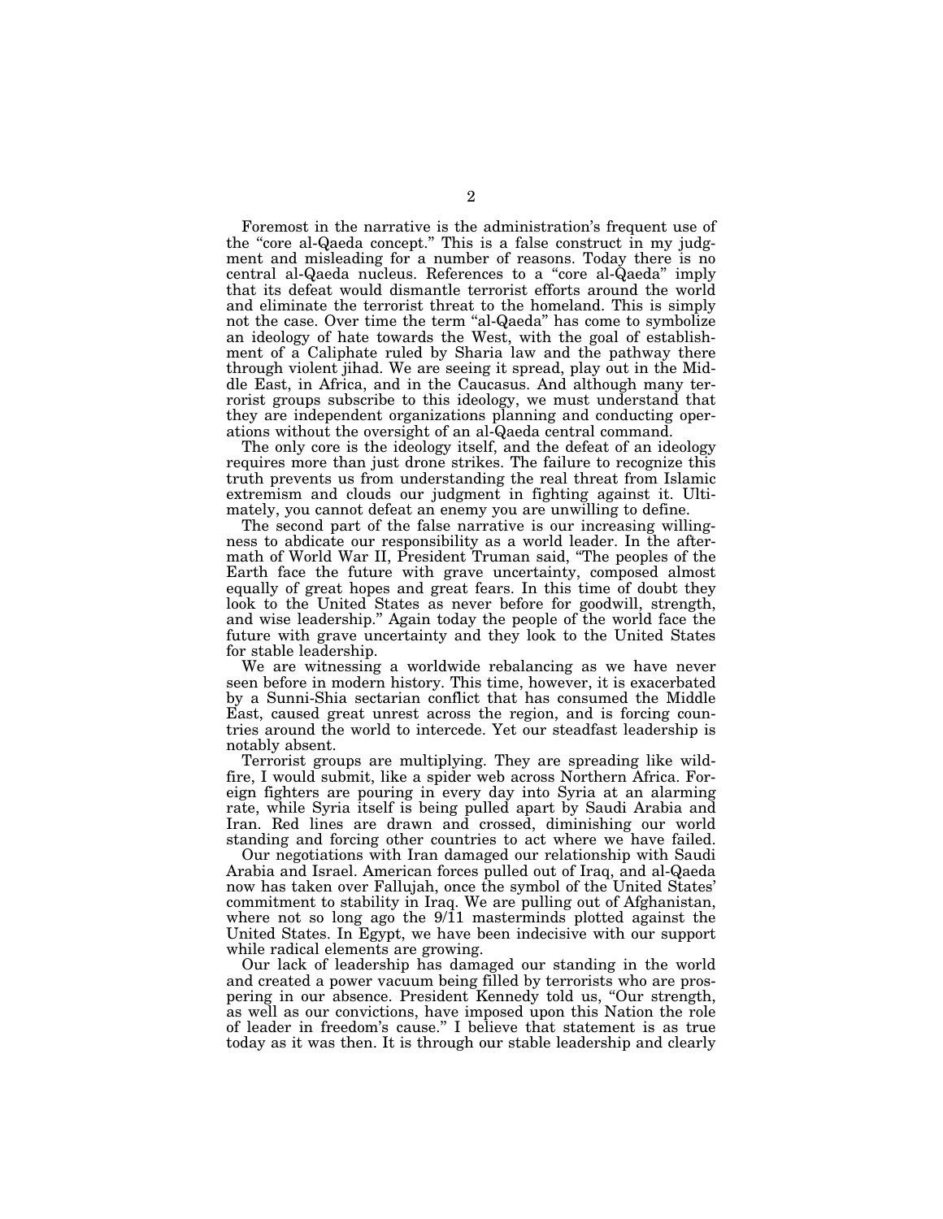Foremost in the narrative is the administration's frequent use of the "core al-Qaeda concept." This is a false construct in my judgment and misleading for a number of reasons. Today there is no central al-Qaeda nucleus. References to a "core al-Qaeda" imply that its defeat would dismantle terrorist efforts around the world and eliminate the terrorist threat to the homeland. This is simply not the case. Over time the term "al-Qaeda" has come to symbolize an ideology of hate towards the West, with the goal of establishment of a Caliphate ruled by Sharia law and the pathway there through violent jihad. We are seeing it spread, play out in the Middle East, in Africa, and in the Caucasus. And although many terrorist groups subscribe to this ideology, we must understand that they are independent organizations planning and conducting operations without the oversight of an al-Qaeda central command.

The only core is the ideology itself, and the defeat of an ideology requires more than just drone strikes. The failure to recognize this truth prevents us from understanding the real threat from Islamic extremism and clouds our judgment in fighting against it. Ultimately, you cannot defeat an enemy you are unwilling to define.

The second part of the false narrative is our increasing willingness to abdicate our responsibility as a world leader. In the aftermath of World War II, President Truman said, "The peoples of the Earth face the future with grave uncertainty, composed almost equally of great hopes and great fears. In this time of doubt they look to the United States as never before for goodwill, strength, and wise leadership." Again today the people of the world face the future with grave uncertainty and they look to the United States for stable leadership.

We are witnessing a worldwide rebalancing as we have never seen before in modern history. This time, however, it is exacerbated by a Sunni-Shia sectarian conflict that has consumed the Middle East, caused great unrest across the region, and is forcing countries around the world to intercede. Yet our steadfast leadership is notably absent.

Terrorist groups are multiplying. They are spreading like wildfire, I would submit, like a spider web across Northern Africa. Foreign fighters are pouring in every day into Syria at an alarming rate, while Syria itself is being pulled apart by Saudi Arabia and Iran. Red lines are drawn and crossed, diminishing our world standing and forcing other countries to act where we have failed.

Our negotiations with Iran damaged our relationship with Saudi Arabia and Israel. American forces pulled out of Iraq, and al-Qaeda now has taken over Fallujah, once the symbol of the United States' commitment to stability in Iraq. We are pulling out of Afghanistan, where not so long ago the 9/11 masterminds plotted against the United States. In Egypt, we have been indecisive with our support while radical elements are growing.

Our lack of leadership has damaged our standing in the world and created a power vacuum being filled by terrorists who are prospering in our absence. President Kennedy told us, "Our strength, as well as our convictions, have imposed upon this Nation the role of leader in freedom's cause." I believe that statement is as true today as it was then. It is through our stable leadership and clearly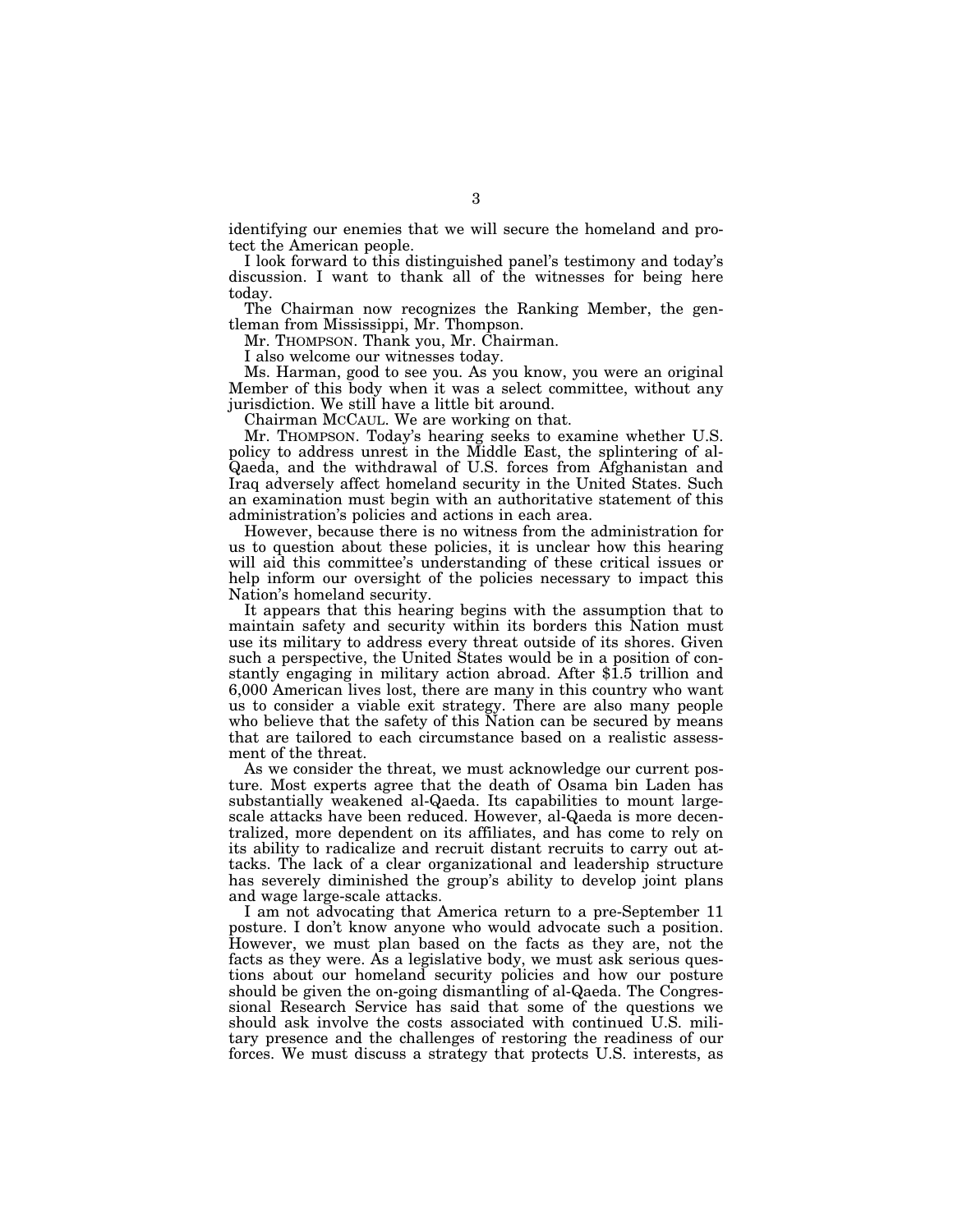identifying our enemies that we will secure the homeland and protect the American people.

I look forward to this distinguished panel's testimony and today's discussion. I want to thank all of the witnesses for being here today.

The Chairman now recognizes the Ranking Member, the gentleman from Mississippi, Mr. Thompson.

Mr. THOMPSON. Thank you, Mr. Chairman.

I also welcome our witnesses today.

Ms. Harman, good to see you. As you know, you were an original Member of this body when it was a select committee, without any jurisdiction. We still have a little bit around.

Chairman MCCAUL. We are working on that.

Mr. THOMPSON. Today's hearing seeks to examine whether U.S. policy to address unrest in the Middle East, the splintering of al-Qaeda, and the withdrawal of U.S. forces from Afghanistan and Iraq adversely affect homeland security in the United States. Such an examination must begin with an authoritative statement of this administration's policies and actions in each area.

However, because there is no witness from the administration for us to question about these policies, it is unclear how this hearing will aid this committee's understanding of these critical issues or help inform our oversight of the policies necessary to impact this Nation's homeland security.

It appears that this hearing begins with the assumption that to maintain safety and security within its borders this Nation must use its military to address every threat outside of its shores. Given such a perspective, the United States would be in a position of constantly engaging in military action abroad. After $1.5 trillion and 6,000 American lives lost, there are many in this country who want us to consider a viable exit strategy. There are also many people who believe that the safety of this Nation can be secured by means that are tailored to each circumstance based on a realistic assessment of the threat.

As we consider the threat, we must acknowledge our current posture. Most experts agree that the death of Osama bin Laden has substantially weakened al-Qaeda. Its capabilities to mount large-scale attacks have been reduced. However, al-Qaeda is more decentralized, more dependent on its affiliates, and has come to rely on its ability to radicalize and recruit distant recruits to carry out attacks. The lack of a clear organizational and leadership structure has severely diminished the group's ability to develop joint plans and wage large-scale attacks.

I am not advocating that America return to a pre-September 11 posture. I don't know anyone who would advocate such a position. However, we must plan based on the facts as they are, not the facts as they were. As a legislative body, we must ask serious questions about our homeland security policies and how our posture should be given the on-going dismantling of al-Qaeda. The Congressional Research Service has said that some of the questions we should ask involve the costs associated with continued U.S. military presence and the challenges of restoring the readiness of our forces. We must discuss a strategy that protects U.S. interests, as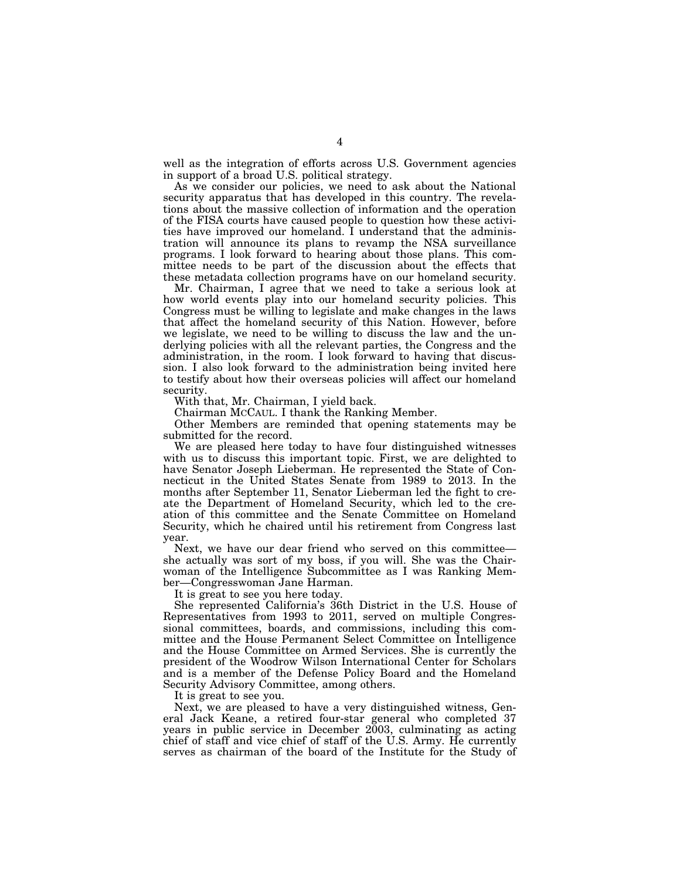well as the integration of efforts across U.S. Government agencies in support of a broad U.S. political strategy.

As we consider our policies, we need to ask about the National security apparatus that has developed in this country. The revelations about the massive collection of information and the operation of the FISA courts have caused people to question how these activities have improved our homeland. I understand that the administration will announce its plans to revamp the NSA surveillance programs. I look forward to hearing about those plans. This committee needs to be part of the discussion about the effects that these metadata collection programs have on our homeland security.

Mr. Chairman, I agree that we need to take a serious look at how world events play into our homeland security policies. This Congress must be willing to legislate and make changes in the laws that affect the homeland security of this Nation. However, before we legislate, we need to be willing to discuss the law and the underlying policies with all the relevant parties, the Congress and the administration, in the room. I look forward to having that discussion. I also look forward to the administration being invited here to testify about how their overseas policies will affect our homeland security.

With that, Mr. Chairman, I yield back.

Chairman MCCAUL. I thank the Ranking Member.

Other Members are reminded that opening statements may be submitted for the record.

We are pleased here today to have four distinguished witnesses with us to discuss this important topic. First, we are delighted to have Senator Joseph Lieberman. He represented the State of Connecticut in the United States Senate from 1989 to 2013. In the months after September 11, Senator Lieberman led the fight to create the Department of Homeland Security, which led to the creation of this committee and the Senate Committee on Homeland Security, which he chaired until his retirement from Congress last year.

Next, we have our dear friend who served on this committee—she actually was sort of my boss, if you will. She was the Chairwoman of the Intelligence Subcommittee as I was Ranking Member—Congresswoman Jane Harman.

It is great to see you here today.

She represented California's 36th District in the U.S. House of Representatives from 1993 to 2011, served on multiple Congressional committees, boards, and commissions, including this committee and the House Permanent Select Committee on Intelligence and the House Committee on Armed Services. She is currently the president of the Woodrow Wilson International Center for Scholars and is a member of the Defense Policy Board and the Homeland Security Advisory Committee, among others.

It is great to see you.

Next, we are pleased to have a very distinguished witness, General Jack Keane, a retired four-star general who completed 37 years in public service in December 2003, culminating as acting chief of staff and vice chief of staff of the U.S. Army. He currently serves as chairman of the board of the Institute for the Study of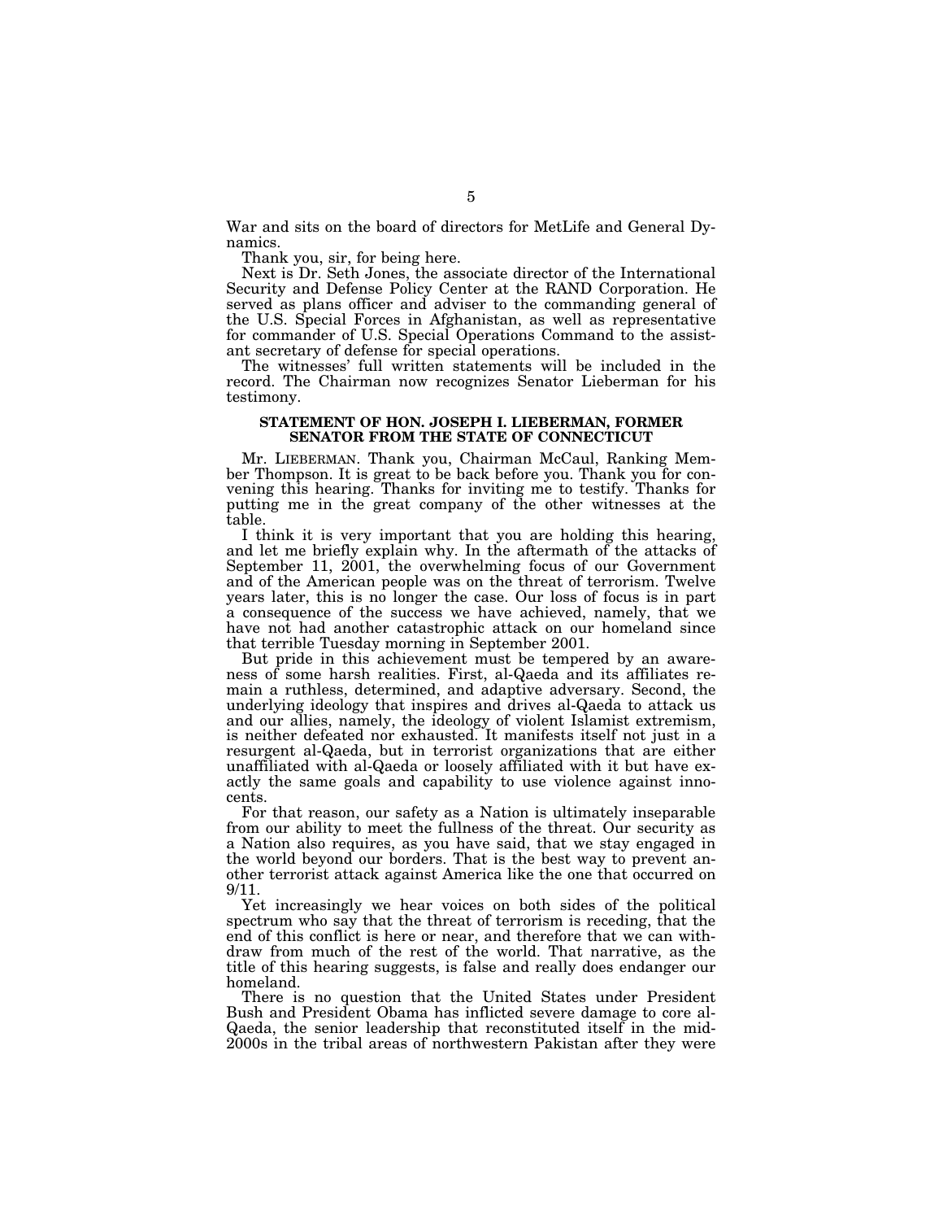War and sits on the board of directors for MetLife and General Dynamics.

Thank you, sir, for being here.

Next is Dr. Seth Jones, the associate director of the International Security and Defense Policy Center at the RAND Corporation. He served as plans officer and adviser to the commanding general of the U.S. Special Forces in Afghanistan, as well as representative for commander of U.S. Special Operations Command to the assistant secretary of defense for special operations.

The witnesses' full written statements will be included in the record. The Chairman now recognizes Senator Lieberman for his testimony.

## STATEMENT OF HON. JOSEPH I. LIEBERMAN, FORMER SENATOR FROM THE STATE OF CONNECTICUT

Mr. LIEBERMAN. Thank you, Chairman McCaul, Ranking Member Thompson. It is great to be back before you. Thank you for convening this hearing. Thanks for inviting me to testify. Thanks for putting me in the great company of the other witnesses at the table.

I think it is very important that you are holding this hearing, and let me briefly explain why. In the aftermath of the attacks of September 11, 2001, the overwhelming focus of our Government and of the American people was on the threat of terrorism. Twelve years later, this is no longer the case. Our loss of focus is in part a consequence of the success we have achieved, namely, that we have not had another catastrophic attack on our homeland since that terrible Tuesday morning in September 2001.

But pride in this achievement must be tempered by an awareness of some harsh realities. First, al-Qaeda and its affiliates remain a ruthless, determined, and adaptive adversary. Second, the underlying ideology that inspires and drives al-Qaeda to attack us and our allies, namely, the ideology of violent Islamist extremism, is neither defeated nor exhausted. It manifests itself not just in a resurgent al-Qaeda, but in terrorist organizations that are either unaffiliated with al-Qaeda or loosely affiliated with it but have exactly the same goals and capability to use violence against innocents.

For that reason, our safety as a Nation is ultimately inseparable from our ability to meet the fullness of the threat. Our security as a Nation also requires, as you have said, that we stay engaged in the world beyond our borders. That is the best way to prevent another terrorist attack against America like the one that occurred on 9/11.

Yet increasingly we hear voices on both sides of the political spectrum who say that the threat of terrorism is receding, that the end of this conflict is here or near, and therefore that we can withdraw from much of the rest of the world. That narrative, as the title of this hearing suggests, is false and really does endanger our homeland.

There is no question that the United States under President Bush and President Obama has inflicted severe damage to core al-Qaeda, the senior leadership that reconstituted itself in the mid-2000s in the tribal areas of northwestern Pakistan after they were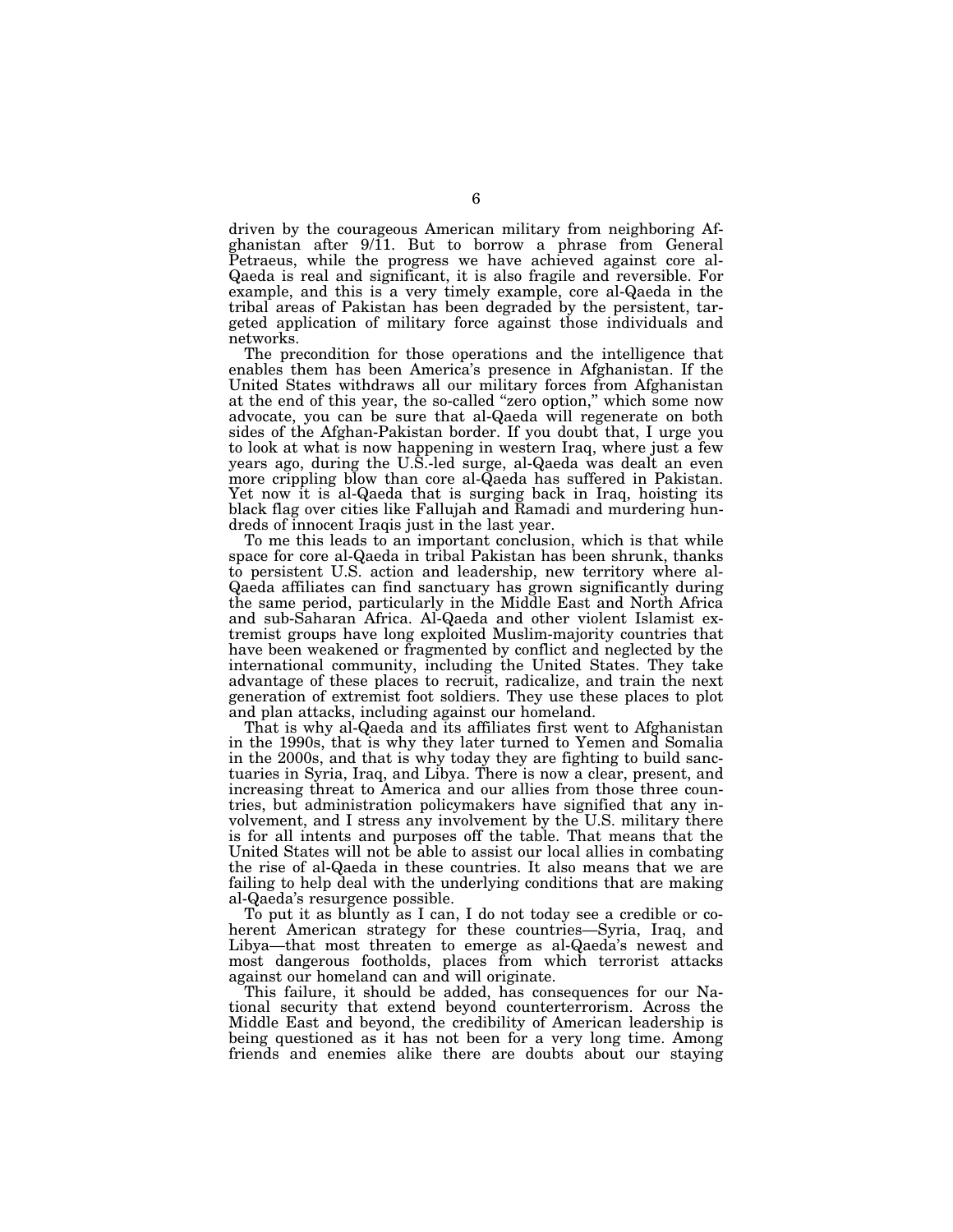driven by the courageous American military from neighboring Afghanistan after 9/11. But to borrow a phrase from General Petraeus, while the progress we have achieved against core al-Qaeda is real and significant, it is also fragile and reversible. For example, and this is a very timely example, core al-Qaeda in the tribal areas of Pakistan has been degraded by the persistent, targeted application of military force against those individuals and networks.

The precondition for those operations and the intelligence that enables them has been America's presence in Afghanistan. If the United States withdraws all our military forces from Afghanistan at the end of this year, the so-called "zero option," which some now advocate, you can be sure that al-Qaeda will regenerate on both sides of the Afghan-Pakistan border. If you doubt that, I urge you to look at what is now happening in western Iraq, where just a few years ago, during the U.S.-led surge, al-Qaeda was dealt an even more crippling blow than core al-Qaeda has suffered in Pakistan. Yet now it is al-Qaeda that is surging back in Iraq, hoisting its black flag over cities like Fallujah and Ramadi and murdering hundreds of innocent Iraqis just in the last year.

To me this leads to an important conclusion, which is that while space for core al-Qaeda in tribal Pakistan has been shrunk, thanks to persistent U.S. action and leadership, new territory where al-Qaeda affiliates can find sanctuary has grown significantly during the same period, particularly in the Middle East and North Africa and sub-Saharan Africa. Al-Qaeda and other violent Islamist extremist groups have long exploited Muslim-majority countries that have been weakened or fragmented by conflict and neglected by the international community, including the United States. They take advantage of these places to recruit, radicalize, and train the next generation of extremist foot soldiers. They use these places to plot and plan attacks, including against our homeland.

That is why al-Qaeda and its affiliates first went to Afghanistan in the 1990s, that is why they later turned to Yemen and Somalia in the 2000s, and that is why today they are fighting to build sanctuaries in Syria, Iraq, and Libya. There is now a clear, present, and increasing threat to America and our allies from those three countries, but administration policymakers have signified that any involvement, and I stress any involvement by the U.S. military there is for all intents and purposes off the table. That means that the United States will not be able to assist our local allies in combating the rise of al-Qaeda in these countries. It also means that we are failing to help deal with the underlying conditions that are making al-Qaeda's resurgence possible.

To put it as bluntly as I can, I do not today see a credible or coherent American strategy for these countries—Syria, Iraq, and Libya—that most threaten to emerge as al-Qaeda's newest and most dangerous footholds, places from which terrorist attacks against our homeland can and will originate.

This failure, it should be added, has consequences for our National security that extend beyond counterterrorism. Across the Middle East and beyond, the credibility of American leadership is being questioned as it has not been for a very long time. Among friends and enemies alike there are doubts about our staying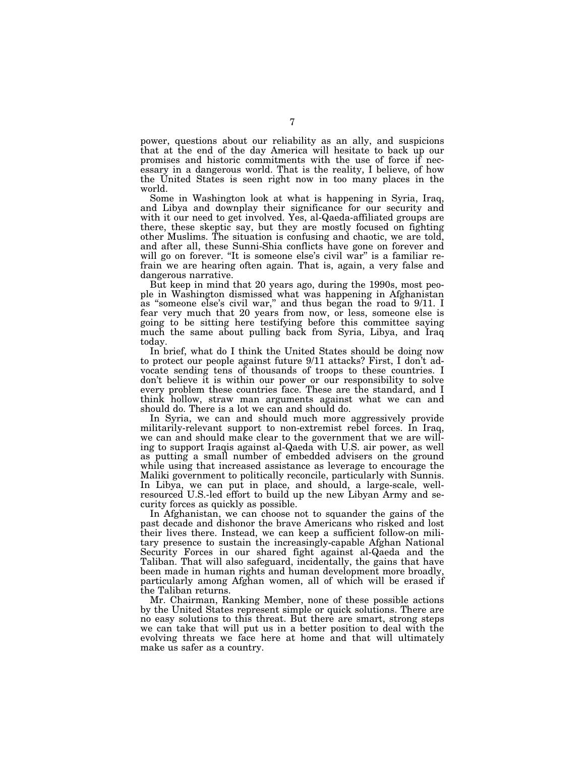power, questions about our reliability as an ally, and suspicions that at the end of the day America will hesitate to back up our promises and historic commitments with the use of force if necessary in a dangerous world. That is the reality, I believe, of how the United States is seen right now in too many places in the world.

Some in Washington look at what is happening in Syria, Iraq, and Libya and downplay their significance for our security and with it our need to get involved. Yes, al-Qaeda-affiliated groups are there, these skeptic say, but they are mostly focused on fighting other Muslims. The situation is confusing and chaotic, we are told, and after all, these Sunni-Shia conflicts have gone on forever and will go on forever. "It is someone else's civil war" is a familiar refrain we are hearing often again. That is, again, a very false and dangerous narrative.

But keep in mind that 20 years ago, during the 1990s, most people in Washington dismissed what was happening in Afghanistan as "someone else's civil war," and thus began the road to 9/11. I fear very much that 20 years from now, or less, someone else is going to be sitting here testifying before this committee saying much the same about pulling back from Syria, Libya, and Iraq today.

In brief, what do I think the United States should be doing now to protect our people against future 9/11 attacks? First, I don't advocate sending tens of thousands of troops to these countries. I don't believe it is within our power or our responsibility to solve every problem these countries face. These are the standard, and I think hollow, straw man arguments against what we can and should do. There is a lot we can and should do.

In Syria, we can and should much more aggressively provide militarily-relevant support to non-extremist rebel forces. In Iraq, we can and should make clear to the government that we are willing to support Iraqis against al-Qaeda with U.S. air power, as well as putting a small number of embedded advisers on the ground while using that increased assistance as leverage to encourage the Maliki government to politically reconcile, particularly with Sunnis. In Libya, we can put in place, and should, a large-scale, well-resourced U.S.-led effort to build up the new Libyan Army and security forces as quickly as possible.

In Afghanistan, we can choose not to squander the gains of the past decade and dishonor the brave Americans who risked and lost their lives there. Instead, we can keep a sufficient follow-on military presence to sustain the increasingly-capable Afghan National Security Forces in our shared fight against al-Qaeda and the Taliban. That will also safeguard, incidentally, the gains that have been made in human rights and human development more broadly, particularly among Afghan women, all of which will be erased if the Taliban returns.

Mr. Chairman, Ranking Member, none of these possible actions by the United States represent simple or quick solutions. There are no easy solutions to this threat. But there are smart, strong steps we can take that will put us in a better position to deal with the evolving threats we face here at home and that will ultimately make us safer as a country.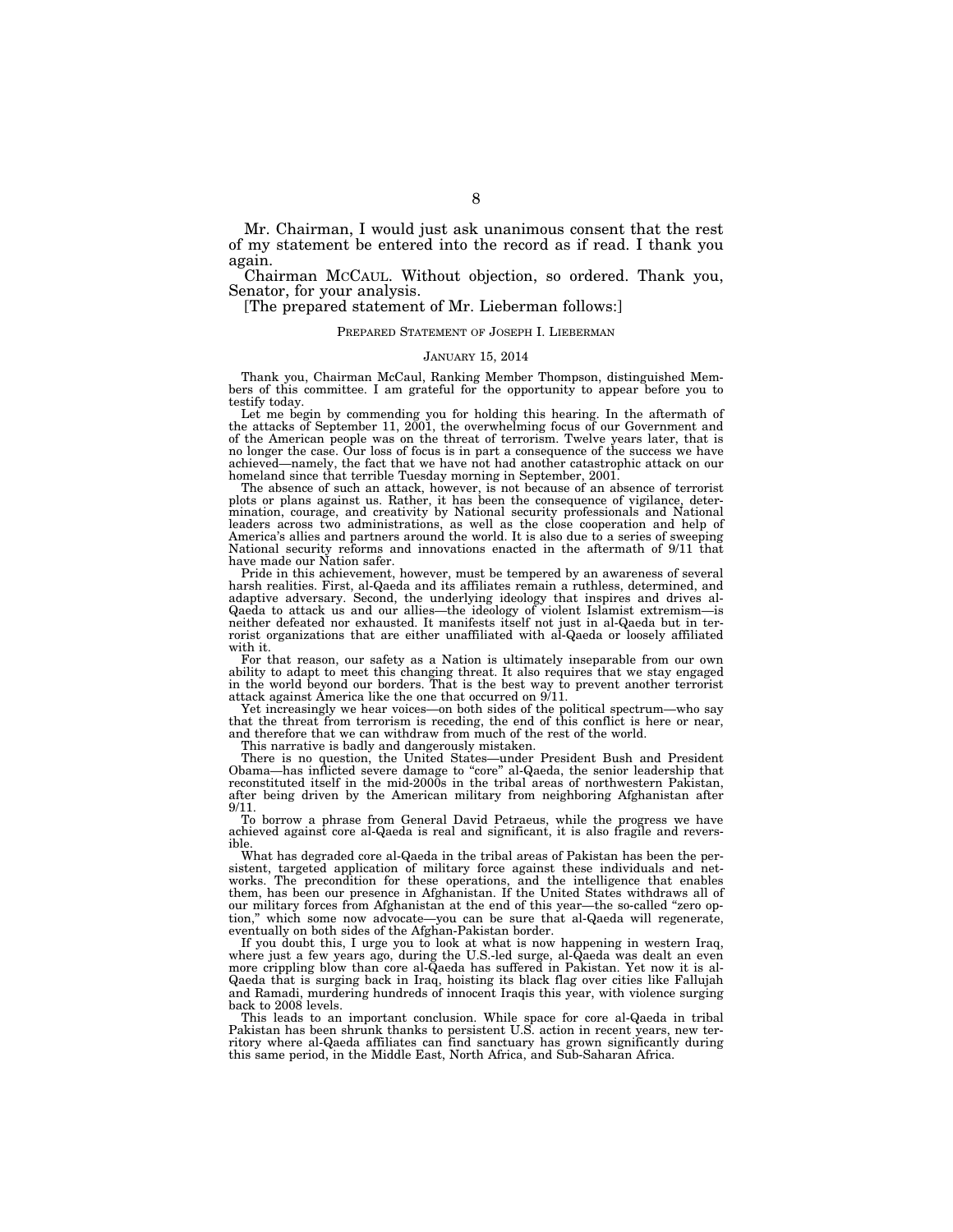Mr. Chairman, I would just ask unanimous consent that the rest of my statement be entered into the record as if read. I thank you again.

Chairman MCCAUL. Without objection, so ordered. Thank you, Senator, for your analysis.

[The prepared statement of Mr. Lieberman follows:]

PREPARED STATEMENT OF JOSEPH I. LIEBERMAN

JANUARY 15, 2014

Thank you, Chairman McCaul, Ranking Member Thompson, distinguished Members of this committee. I am grateful for the opportunity to appear before you to testify today.

Let me begin by commending you for holding this hearing. In the aftermath of the attacks of September 11, 2001, the overwhelming focus of our Government and of the American people was on the threat of terrorism. Twelve years later, that is no longer the case. Our loss of focus is in part a consequence of the success we have achieved—namely, the fact that we have not had another catastrophic attack on our homeland since that terrible Tuesday morning in September, 2001.

The absence of such an attack, however, is not because of an absence of terrorist plots or plans against us. Rather, it has been the consequence of vigilance, determination, courage, and creativity by National security professionals and National leaders across two administrations, as well as the close cooperation and help of America's allies and partners around the world. It is also due to a series of sweeping National security reforms and innovations enacted in the aftermath of 9/11 that have made our Nation safer.

Pride in this achievement, however, must be tempered by an awareness of several harsh realities. First, al-Qaeda and its affiliates remain a ruthless, determined, and adaptive adversary. Second, the underlying ideology that inspires and drives al-Qaeda to attack us and our allies—the ideology of violent Islamist extremism—is neither defeated nor exhausted. It manifests itself not just in al-Qaeda but in terrorist organizations that are either unaffiliated with al-Qaeda or loosely affiliated with it.

For that reason, our safety as a Nation is ultimately inseparable from our own ability to adapt to meet this changing threat. It also requires that we stay engaged in the world beyond our borders. That is the best way to prevent another terrorist attack against America like the one that occurred on 9/11.

Yet increasingly we hear voices—on both sides of the political spectrum—who say that the threat from terrorism is receding, the end of this conflict is here or near, and therefore that we can withdraw from much of the rest of the world.

This narrative is badly and dangerously mistaken.

There is no question, the United States—under President Bush and President Obama—has inflicted severe damage to "core" al-Qaeda, the senior leadership that reconstituted itself in the mid-2000s in the tribal areas of northwestern Pakistan, after being driven by the American military from neighboring Afghanistan after 9/11.

To borrow a phrase from General David Petraeus, while the progress we have achieved against core al-Qaeda is real and significant, it is also fragile and reversible.

What has degraded core al-Qaeda in the tribal areas of Pakistan has been the persistent, targeted application of military force against these individuals and networks. The precondition for these operations, and the intelligence that enables them, has been our presence in Afghanistan. If the United States withdraws all of our military forces from Afghanistan at the end of this year—the so-called "zero option," which some now advocate—you can be sure that al-Qaeda will regenerate, eventually on both sides of the Afghan-Pakistan border.

If you doubt this, I urge you to look at what is now happening in western Iraq, where just a few years ago, during the U.S.-led surge, al-Qaeda was dealt an even more crippling blow than core al-Qaeda has suffered in Pakistan. Yet now it is al-Qaeda that is surging back in Iraq, hoisting its black flag over cities like Fallujah and Ramadi, murdering hundreds of innocent Iraqis this year, with violence surging back to 2008 levels.

This leads to an important conclusion. While space for core al-Qaeda in tribal Pakistan has been shrunk thanks to persistent U.S. action in recent years, new territory where al-Qaeda affiliates can find sanctuary has grown significantly during this same period, in the Middle East, North Africa, and Sub-Saharan Africa.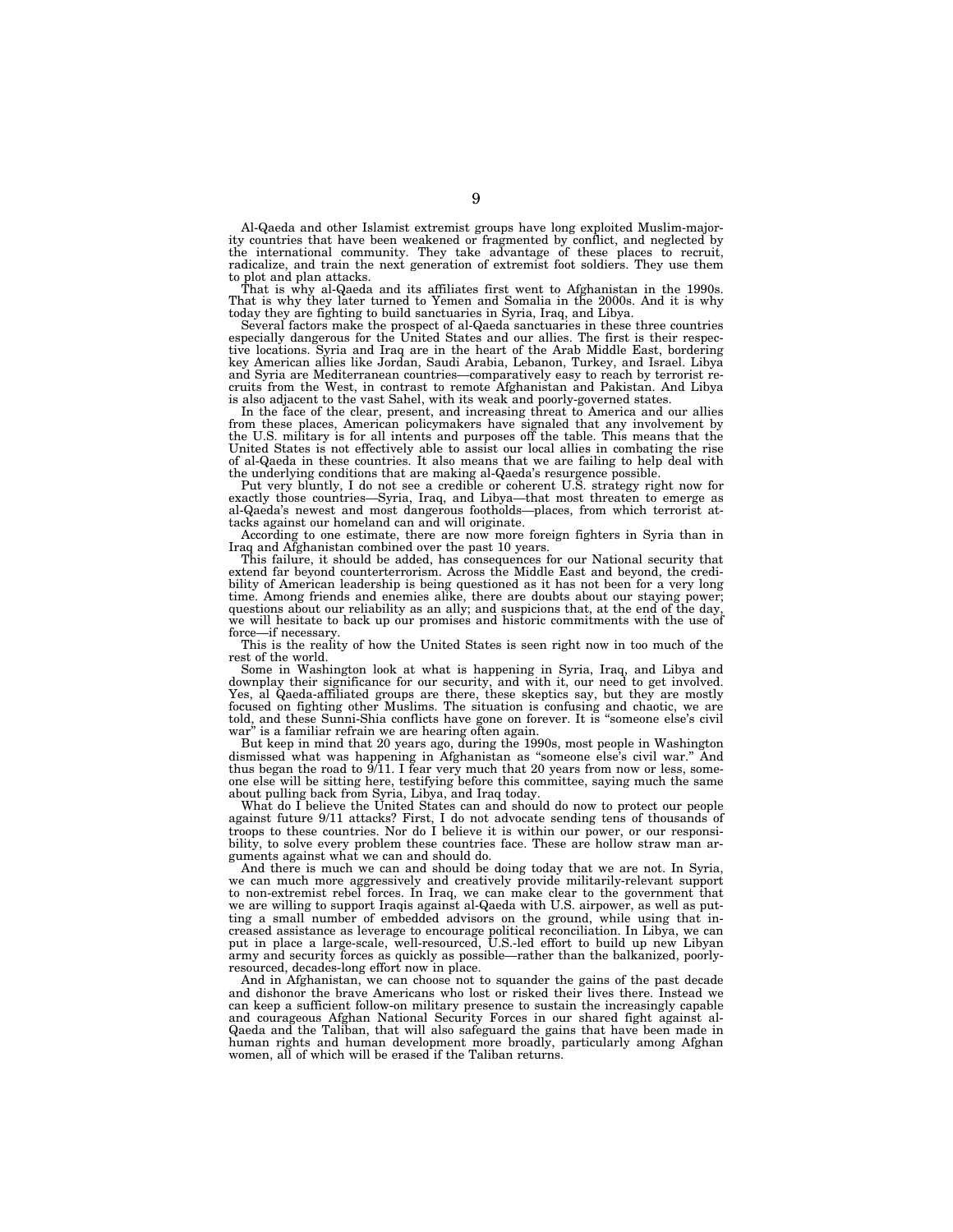Al-Qaeda and other Islamist extremist groups have long exploited Muslim-majority countries that have been weakened or fragmented by conflict, and neglected by the international community. They take advantage of these places to recruit, radicalize, and train the next generation of extremist foot soldiers. They use them to plot and plan attacks.

That is why al-Qaeda and its affiliates first went to Afghanistan in the 1990s. That is why they later turned to Yemen and Somalia in the 2000s. And it is why today they are fighting to build sanctuaries in Syria, Iraq, and Libya.

Several factors make the prospect of al-Qaeda sanctuaries in these three countries especially dangerous for the United States and our allies. The first is their respective locations. Syria and Iraq are in the heart of the Arab Middle East, bordering key American allies like Jordan, Saudi Arabia, Lebanon, Turkey, and Israel. Libya and Syria are Mediterranean countries—comparatively easy to reach by terrorist recruits from the West, in contrast to remote Afghanistan and Pakistan. And Libya is also adjacent to the vast Sahel, with its weak and poorly-governed states.

In the face of the clear, present, and increasing threat to America and our allies from these places, American policymakers have signaled that any involvement by the U.S. military is for all intents and purposes off the table. This means that the United States is not effectively able to assist our local allies in combating the rise of al-Qaeda in these countries. It also means that we are failing to help deal with the underlying conditions that are making al-Qaeda's resurgence possible.

Put very bluntly, I do not see a credible or coherent U.S. strategy right now for exactly those countries—Syria, Iraq, and Libya—that most threaten to emerge as al-Qaeda's newest and most dangerous footholds—places, from which terrorist attacks against our homeland can and will originate.

According to one estimate, there are now more foreign fighters in Syria than in Iraq and Afghanistan combined over the past 10 years.

This failure, it should be added, has consequences for our National security that extend far beyond counterterrorism. Across the Middle East and beyond, the credibility of American leadership is being questioned as it has not been for a very long time. Among friends and enemies alike, there are doubts about our staying power; questions about our reliability as an ally; and suspicions that, at the end of the day, we will hesitate to back up our promises and historic commitments with the use of force—if necessary.

This is the reality of how the United States is seen right now in too much of the rest of the world.

Some in Washington look at what is happening in Syria, Iraq, and Libya and downplay their significance for our security, and with it, our need to get involved. Yes, al Qaeda-affiliated groups are there, these skeptics say, but they are mostly focused on fighting other Muslims. The situation is confusing and chaotic, we are told, and these Sunni-Shia conflicts have gone on forever. It is "someone else's civil war" is a familiar refrain we are hearing often again.

But keep in mind that 20 years ago, during the 1990s, most people in Washington dismissed what was happening in Afghanistan as "someone else's civil war." And thus began the road to 9/11. I fear very much that 20 years from now or less, someone else will be sitting here, testifying before this committee, saying much the same about pulling back from Syria, Libya, and Iraq today.

What do I believe the United States can and should do now to protect our people against future 9/11 attacks? First, I do not advocate sending tens of thousands of troops to these countries. Nor do I believe it is within our power, or our responsibility, to solve every problem these countries face. These are hollow straw man arguments against what we can and should do.

And there is much we can and should be doing today that we are not. In Syria, we can much more aggressively and creatively provide militarily-relevant support to non-extremist rebel forces. In Iraq, we can make clear to the government that we are willing to support Iraqis against al-Qaeda with U.S. airpower, as well as putting a small number of embedded advisors on the ground, while using that increased assistance as leverage to encourage political reconciliation. In Libya, we can put in place a large-scale, well-resourced, U.S.-led effort to build up new Libyan army and security forces as quickly as possible—rather than the balkanized, poorly-resourced, decades-long effort now in place.

And in Afghanistan, we can choose not to squander the gains of the past decade and dishonor the brave Americans who lost or risked their lives there. Instead we can keep a sufficient follow-on military presence to sustain the increasingly capable and courageous Afghan National Security Forces in our shared fight against al-Qaeda and the Taliban, that will also safeguard the gains that have been made in human rights and human development more broadly, particularly among Afghan women, all of which will be erased if the Taliban returns.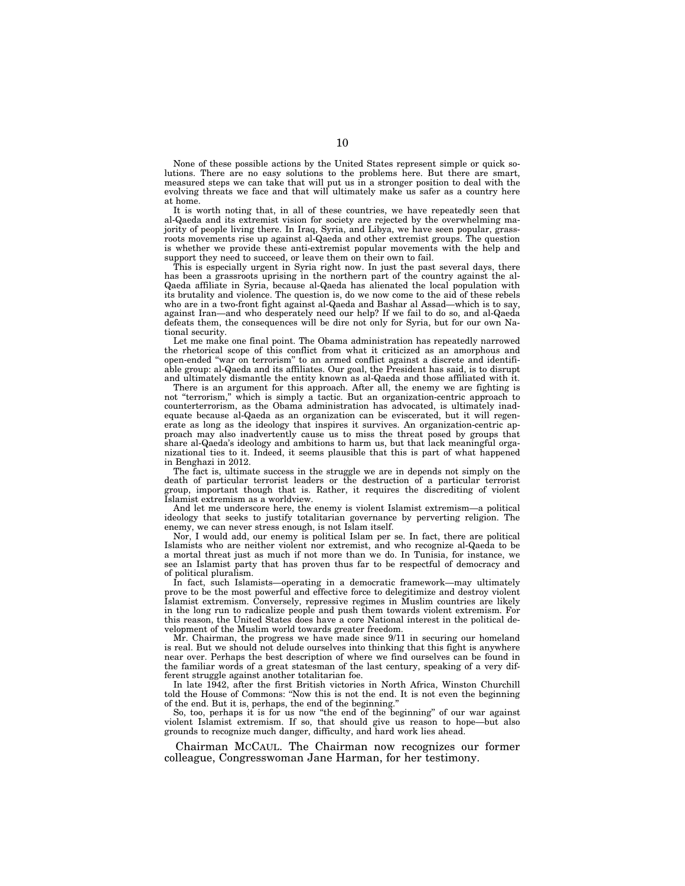None of these possible actions by the United States represent simple or quick solutions. There are no easy solutions to the problems here. But there are smart, measured steps we can take that will put us in a stronger position to deal with the evolving threats we face and that will ultimately make us safer as a country here at home.

It is worth noting that, in all of these countries, we have repeatedly seen that al-Qaeda and its extremist vision for society are rejected by the overwhelming majority of people living there. In Iraq, Syria, and Libya, we have seen popular, grassroots movements rise up against al-Qaeda and other extremist groups. The question is whether we provide these anti-extremist popular movements with the help and support they need to succeed, or leave them on their own to fail.

This is especially urgent in Syria right now. In just the past several days, there has been a grassroots uprising in the northern part of the country against the al-Qaeda affiliate in Syria, because al-Qaeda has alienated the local population with its brutality and violence. The question is, do we now come to the aid of these rebels who are in a two-front fight against al-Qaeda and Bashar al Assad—which is to say, against Iran—and who desperately need our help? If we fail to do so, and al-Qaeda defeats them, the consequences will be dire not only for Syria, but for our own National security.

Let me make one final point. The Obama administration has repeatedly narrowed the rhetorical scope of this conflict from what it criticized as an amorphous and open-ended "war on terrorism" to an armed conflict against a discrete and identifiable group: al-Qaeda and its affiliates. Our goal, the President has said, is to disrupt and ultimately dismantle the entity known as al-Qaeda and those affiliated with it.

There is an argument for this approach. After all, the enemy we are fighting is not "terrorism," which is simply a tactic. But an organization-centric approach to counterterrorism, as the Obama administration has advocated, is ultimately inadequate because al-Qaeda as an organization can be eviscerated, but it will regenerate as long as the ideology that inspires it survives. An organization-centric approach may also inadvertently cause us to miss the threat posed by groups that share al-Qaeda's ideology and ambitions to harm us, but that lack meaningful organizational ties to it. Indeed, it seems plausible that this is part of what happened in Benghazi in 2012.

The fact is, ultimate success in the struggle we are in depends not simply on the death of particular terrorist leaders or the destruction of a particular terrorist group, important though that is. Rather, it requires the discrediting of violent Islamist extremism as a worldview.

And let me underscore here, the enemy is violent Islamist extremism—a political ideology that seeks to justify totalitarian governance by perverting religion. The enemy, we can never stress enough, is not Islam itself.

Nor, I would add, our enemy is political Islam per se. In fact, there are political Islamists who are neither violent nor extremist, and who recognize al-Qaeda to be a mortal threat just as much if not more than we do. In Tunisia, for instance, we see an Islamist party that has proven thus far to be respectful of democracy and of political pluralism.

In fact, such Islamists—operating in a democratic framework—may ultimately prove to be the most powerful and effective force to delegitimize and destroy violent Islamist extremism. Conversely, repressive regimes in Muslim countries are likely in the long run to radicalize people and push them towards violent extremism. For this reason, the United States does have a core National interest in the political development of the Muslim world towards greater freedom.

Mr. Chairman, the progress we have made since 9/11 in securing our homeland is real. But we should not delude ourselves into thinking that this fight is anywhere near over. Perhaps the best description of where we find ourselves can be found in the familiar words of a great statesman of the last century, speaking of a very different struggle against another totalitarian foe.

In late 1942, after the first British victories in North Africa, Winston Churchill told the House of Commons: "Now this is not the end. It is not even the beginning of the end. But it is, perhaps, the end of the beginning."

So, too, perhaps it is for us now "the end of the beginning" of our war against violent Islamist extremism. If so, that should give us reason to hope—but also grounds to recognize much danger, difficulty, and hard work lies ahead.

Chairman MCCAUL. The Chairman now recognizes our former colleague, Congresswoman Jane Harman, for her testimony.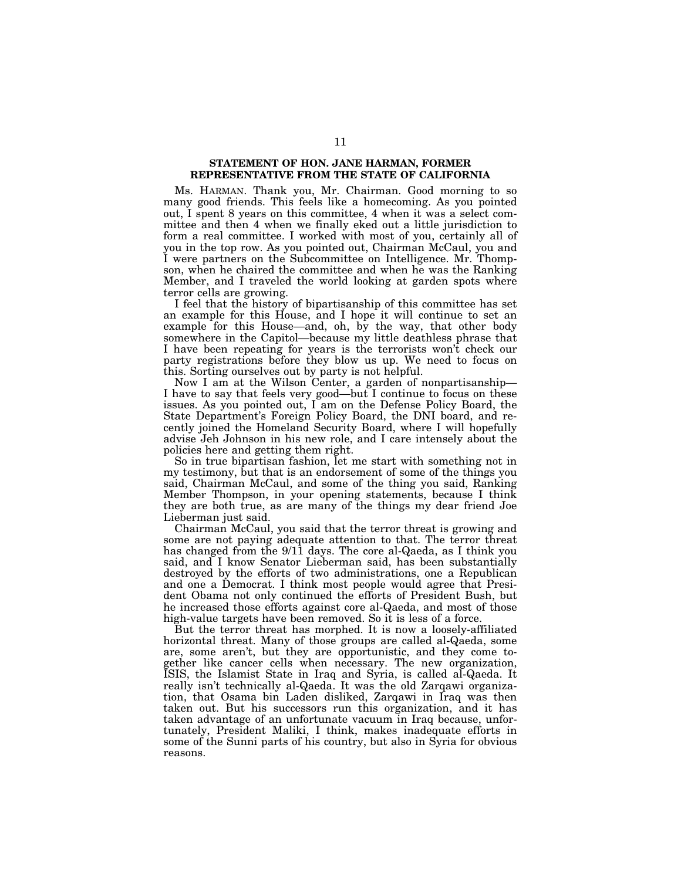## STATEMENT OF HON. JANE HARMAN, FORMER REPRESENTATIVE FROM THE STATE OF CALIFORNIA

Ms. HARMAN. Thank you, Mr. Chairman. Good morning to so many good friends. This feels like a homecoming. As you pointed out, I spent 8 years on this committee, 4 when it was a select committee and then 4 when we finally eked out a little jurisdiction to form a real committee. I worked with most of you, certainly all of you in the top row. As you pointed out, Chairman McCaul, you and I were partners on the Subcommittee on Intelligence. Mr. Thompson, when he chaired the committee and when he was the Ranking Member, and I traveled the world looking at garden spots where terror cells are growing.

I feel that the history of bipartisanship of this committee has set an example for this House, and I hope it will continue to set an example for this House—and, oh, by the way, that other body somewhere in the Capitol—because my little deathless phrase that I have been repeating for years is the terrorists won't check our party registrations before they blow us up. We need to focus on this. Sorting ourselves out by party is not helpful.

Now I am at the Wilson Center, a garden of nonpartisanship—I have to say that feels very good—but I continue to focus on these issues. As you pointed out, I am on the Defense Policy Board, the State Department's Foreign Policy Board, the DNI board, and recently joined the Homeland Security Board, where I will hopefully advise Jeh Johnson in his new role, and I care intensely about the policies here and getting them right.

So in true bipartisan fashion, let me start with something not in my testimony, but that is an endorsement of some of the things you said, Chairman McCaul, and some of the thing you said, Ranking Member Thompson, in your opening statements, because I think they are both true, as are many of the things my dear friend Joe Lieberman just said.

Chairman McCaul, you said that the terror threat is growing and some are not paying adequate attention to that. The terror threat has changed from the 9/11 days. The core al-Qaeda, as I think you said, and I know Senator Lieberman said, has been substantially destroyed by the efforts of two administrations, one a Republican and one a Democrat. I think most people would agree that President Obama not only continued the efforts of President Bush, but he increased those efforts against core al-Qaeda, and most of those high-value targets have been removed. So it is less of a force.

But the terror threat has morphed. It is now a loosely-affiliated horizontal threat. Many of those groups are called al-Qaeda, some are, some aren't, but they are opportunistic, and they come together like cancer cells when necessary. The new organization, ISIS, the Islamist State in Iraq and Syria, is called al-Qaeda. It really isn't technically al-Qaeda. It was the old Zarqawi organization, that Osama bin Laden disliked, Zarqawi in Iraq was then taken out. But his successors run this organization, and it has taken advantage of an unfortunate vacuum in Iraq because, unfortunately, President Maliki, I think, makes inadequate efforts in some of the Sunni parts of his country, but also in Syria for obvious reasons.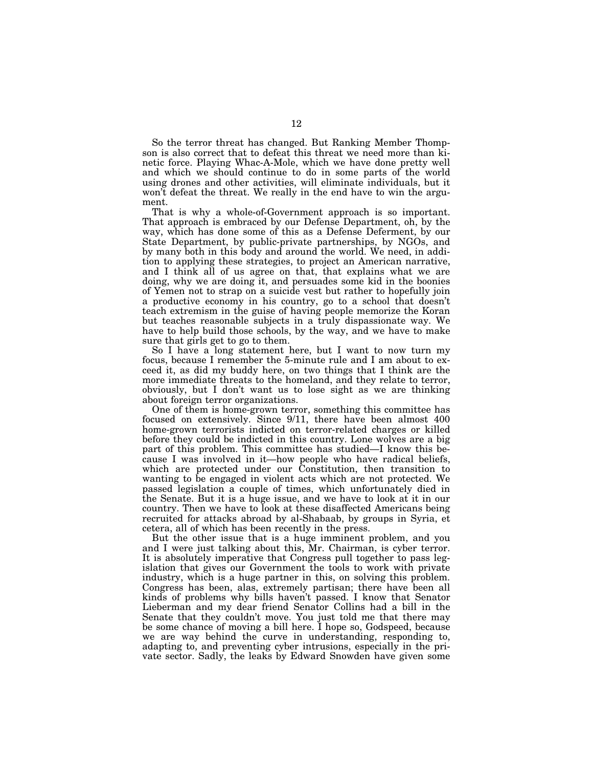So the terror threat has changed. But Ranking Member Thompson is also correct that to defeat this threat we need more than kinetic force. Playing Whac-A-Mole, which we have done pretty well and which we should continue to do in some parts of the world using drones and other activities, will eliminate individuals, but it won't defeat the threat. We really in the end have to win the argument.

That is why a whole-of-Government approach is so important. That approach is embraced by our Defense Department, oh, by the way, which has done some of this as a Defense Deferment, by our State Department, by public-private partnerships, by NGOs, and by many both in this body and around the world. We need, in addition to applying these strategies, to project an American narrative, and I think all of us agree on that, that explains what we are doing, why we are doing it, and persuades some kid in the boonies of Yemen not to strap on a suicide vest but rather to hopefully join a productive economy in his country, go to a school that doesn't teach extremism in the guise of having people memorize the Koran but teaches reasonable subjects in a truly dispassionate way. We have to help build those schools, by the way, and we have to make sure that girls get to go to them.

So I have a long statement here, but I want to now turn my focus, because I remember the 5-minute rule and I am about to exceed it, as did my buddy here, on two things that I think are the more immediate threats to the homeland, and they relate to terror, obviously, but I don't want us to lose sight as we are thinking about foreign terror organizations.

One of them is home-grown terror, something this committee has focused on extensively. Since 9/11, there have been almost 400 home-grown terrorists indicted on terror-related charges or killed before they could be indicted in this country. Lone wolves are a big part of this problem. This committee has studied—I know this because I was involved in it—how people who have radical beliefs, which are protected under our Constitution, then transition to wanting to be engaged in violent acts which are not protected. We passed legislation a couple of times, which unfortunately died in the Senate. But it is a huge issue, and we have to look at it in our country. Then we have to look at these disaffected Americans being recruited for attacks abroad by al-Shabaab, by groups in Syria, et cetera, all of which has been recently in the press.

But the other issue that is a huge imminent problem, and you and I were just talking about this, Mr. Chairman, is cyber terror. It is absolutely imperative that Congress pull together to pass legislation that gives our Government the tools to work with private industry, which is a huge partner in this, on solving this problem. Congress has been, alas, extremely partisan; there have been all kinds of problems why bills haven't passed. I know that Senator Lieberman and my dear friend Senator Collins had a bill in the Senate that they couldn't move. You just told me that there may be some chance of moving a bill here. I hope so, Godspeed, because we are way behind the curve in understanding, responding to, adapting to, and preventing cyber intrusions, especially in the private sector. Sadly, the leaks by Edward Snowden have given some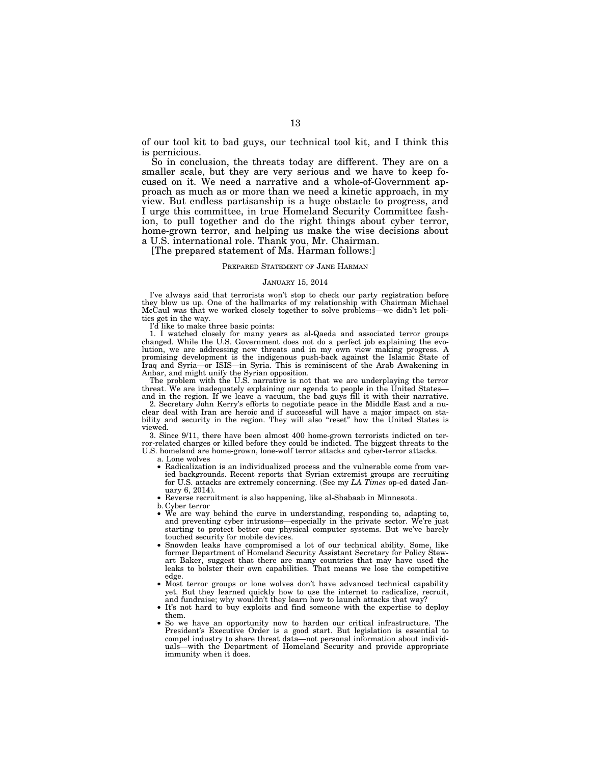of our tool kit to bad guys, our technical tool kit, and I think this is pernicious.

So in conclusion, the threats today are different. They are on a smaller scale, but they are very serious and we have to keep focused on it. We need a narrative and a whole-of-Government approach as much as or more than we need a kinetic approach, in my view. But endless partisanship is a huge obstacle to progress, and I urge this committee, in true Homeland Security Committee fashion, to pull together and do the right things about cyber terror, home-grown terror, and helping us make the wise decisions about a U.S. international role. Thank you, Mr. Chairman.

[The prepared statement of Ms. Harman follows:]

PREPARED STATEMENT OF JANE HARMAN

JANUARY 15, 2014

I've always said that terrorists won't stop to check our party registration before they blow us up. One of the hallmarks of my relationship with Chairman Michael McCaul was that we worked closely together to solve problems—we didn't let politics get in the way.

I'd like to make three basic points:

1. I watched closely for many years as al-Qaeda and associated terror groups changed. While the U.S. Government does not do a perfect job explaining the evolution, we are addressing new threats and in my own view making progress. A promising development is the indigenous push-back against the Islamic State of Iraq and Syria—or ISIS—in Syria. This is reminiscent of the Arab Awakening in Anbar, and might unify the Syrian opposition.

The problem with the U.S. narrative is not that we are underplaying the terror threat. We are inadequately explaining our agenda to people in the United States—and in the region. If we leave a vacuum, the bad guys fill it with their narrative.

2. Secretary John Kerry's efforts to negotiate peace in the Middle East and a nuclear deal with Iran are heroic and if successful will have a major impact on stability and security in the region. They will also "reset" how the United States is viewed.

3. Since 9/11, there have been almost 400 home-grown terrorists indicted on terror-related charges or killed before they could be indicted. The biggest threats to the U.S. homeland are home-grown, lone-wolf terror attacks and cyber-terror attacks.

a. Lone wolves

- Radicalization is an individualized process and the vulnerable come from varied backgrounds. Recent reports that Syrian extremist groups are recruiting for U.S. attacks are extremely concerning. (See my *LA Times* op-ed dated January 6, 2014).
- Reverse recruitment is also happening, like al-Shabaab in Minnesota.

b. Cyber terror

- We are way behind the curve in understanding, responding to, adapting to, and preventing cyber intrusions—especially in the private sector. We're just starting to protect better our physical computer systems. But we've barely touched security for mobile devices.
- Snowden leaks have compromised a lot of our technical ability. Some, like former Department of Homeland Security Assistant Secretary for Policy Stewart Baker, suggest that there are many countries that may have used the leaks to bolster their own capabilities. That means we lose the competitive edge.
- Most terror groups or lone wolves don't have advanced technical capability yet. But they learned quickly how to use the internet to radicalize, recruit, and fundraise; why wouldn't they learn how to launch attacks that way?
- It's not hard to buy exploits and find someone with the expertise to deploy them.
- So we have an opportunity now to harden our critical infrastructure. The President's Executive Order is a good start. But legislation is essential to compel industry to share threat data—not personal information about individuals—with the Department of Homeland Security and provide appropriate immunity when it does.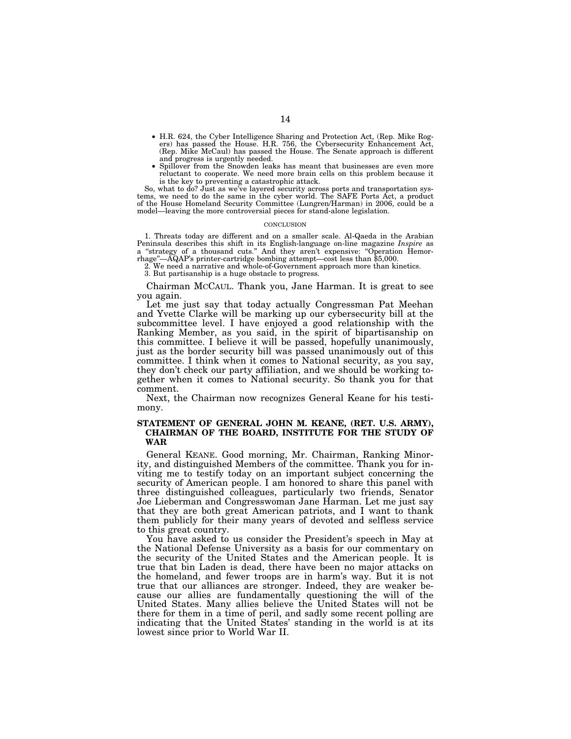- H.R. 624, the Cyber Intelligence Sharing and Protection Act, (Rep. Mike Rogers) has passed the House. H.R. 756, the Cybersecurity Enhancement Act, (Rep. Mike McCaul) has passed the House. The Senate approach is different and progress is urgently needed.
- Spillover from the Snowden leaks has meant that businesses are even more reluctant to cooperate. We need more brain cells on this problem because it is the key to preventing a catastrophic attack.

So, what to do? Just as we've layered security across ports and transportation systems, we need to do the same in the cyber world. The SAFE Ports Act, a product of the House Homeland Security Committee (Lungren/Harman) in 2006, could be a model—leaving the more controversial pieces for stand-alone legislation.

## CONCLUSION

1. Threats today are different and on a smaller scale. Al-Qaeda in the Arabian Peninsula describes this shift in its English-language on-line magazine *Inspire* as a "strategy of a thousand cuts." And they aren't expensive: "Operation Hemorrhage"—AQAP's printer-cartridge bombing attempt—cost less than $5,000.
2. We need a narrative and whole-of-Government approach more than kinetics.
3. But partisanship is a huge obstacle to progress.

Chairman MCCAUL. Thank you, Jane Harman. It is great to see you again.

Let me just say that today actually Congressman Pat Meehan and Yvette Clarke will be marking up our cybersecurity bill at the subcommittee level. I have enjoyed a good relationship with the Ranking Member, as you said, in the spirit of bipartisanship on this committee. I believe it will be passed, hopefully unanimously, just as the border security bill was passed unanimously out of this committee. I think when it comes to National security, as you say, they don't check our party affiliation, and we should be working together when it comes to National security. So thank you for that comment.

Next, the Chairman now recognizes General Keane for his testimony.

## STATEMENT OF GENERAL JOHN M. KEANE, (RET. U.S. ARMY), CHAIRMAN OF THE BOARD, INSTITUTE FOR THE STUDY OF WAR

General KEANE. Good morning, Mr. Chairman, Ranking Minority, and distinguished Members of the committee. Thank you for inviting me to testify today on an important subject concerning the security of American people. I am honored to share this panel with three distinguished colleagues, particularly two friends, Senator Joe Lieberman and Congresswoman Jane Harman. Let me just say that they are both great American patriots, and I want to thank them publicly for their many years of devoted and selfless service to this great country.

You have asked to us consider the President's speech in May at the National Defense University as a basis for our commentary on the security of the United States and the American people. It is true that bin Laden is dead, there have been no major attacks on the homeland, and fewer troops are in harm's way. But it is not true that our alliances are stronger. Indeed, they are weaker because our allies are fundamentally questioning the will of the United States. Many allies believe the United States will not be there for them in a time of peril, and sadly some recent polling are indicating that the United States' standing in the world is at its lowest since prior to World War II.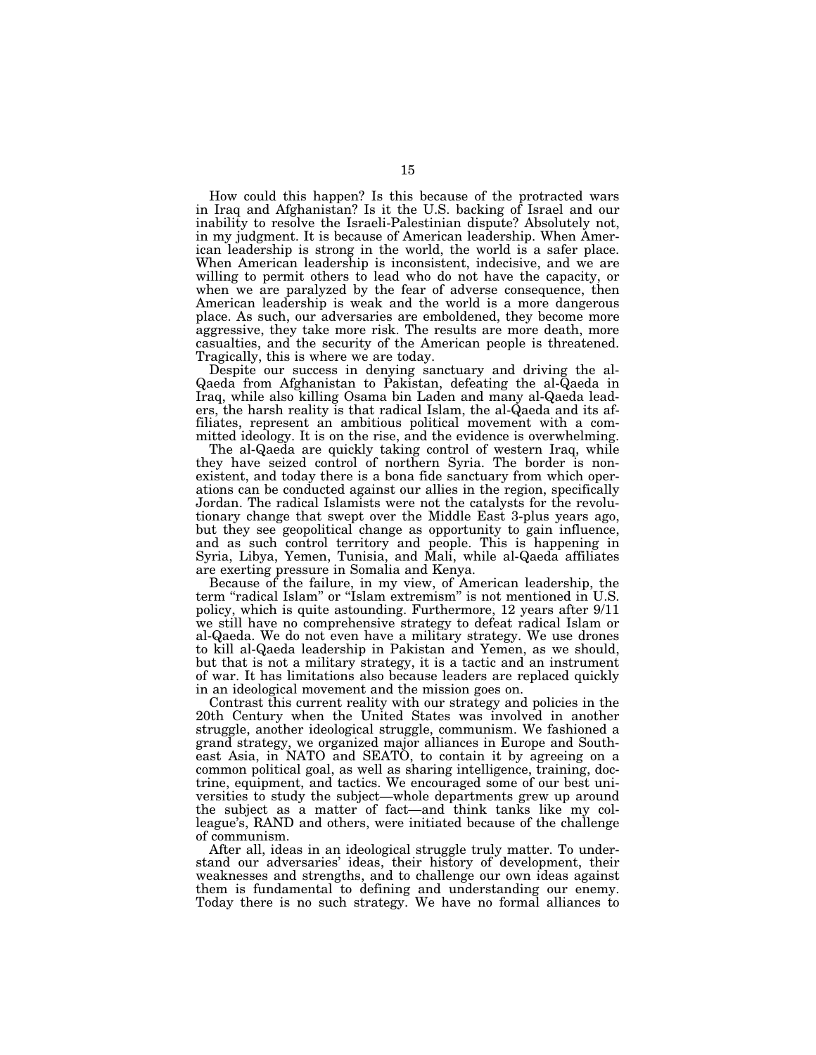How could this happen? Is this because of the protracted wars in Iraq and Afghanistan? Is it the U.S. backing of Israel and our inability to resolve the Israeli-Palestinian dispute? Absolutely not, in my judgment. It is because of American leadership. When American leadership is strong in the world, the world is a safer place. When American leadership is inconsistent, indecisive, and we are willing to permit others to lead who do not have the capacity, or when we are paralyzed by the fear of adverse consequence, then American leadership is weak and the world is a more dangerous place. As such, our adversaries are emboldened, they become more aggressive, they take more risk. The results are more death, more casualties, and the security of the American people is threatened. Tragically, this is where we are today.

Despite our success in denying sanctuary and driving the al-Qaeda from Afghanistan to Pakistan, defeating the al-Qaeda in Iraq, while also killing Osama bin Laden and many al-Qaeda leaders, the harsh reality is that radical Islam, the al-Qaeda and its affiliates, represent an ambitious political movement with a committed ideology. It is on the rise, and the evidence is overwhelming.

The al-Qaeda are quickly taking control of western Iraq, while they have seized control of northern Syria. The border is nonexistent, and today there is a bona fide sanctuary from which operations can be conducted against our allies in the region, specifically Jordan. The radical Islamists were not the catalysts for the revolutionary change that swept over the Middle East 3-plus years ago, but they see geopolitical change as opportunity to gain influence, and as such control territory and people. This is happening in Syria, Libya, Yemen, Tunisia, and Mali, while al-Qaeda affiliates are exerting pressure in Somalia and Kenya.

Because of the failure, in my view, of American leadership, the term "radical Islam" or "Islam extremism" is not mentioned in U.S. policy, which is quite astounding. Furthermore, 12 years after 9/11 we still have no comprehensive strategy to defeat radical Islam or al-Qaeda. We do not even have a military strategy. We use drones to kill al-Qaeda leadership in Pakistan and Yemen, as we should, but that is not a military strategy, it is a tactic and an instrument of war. It has limitations also because leaders are replaced quickly in an ideological movement and the mission goes on.

Contrast this current reality with our strategy and policies in the 20th Century when the United States was involved in another struggle, another ideological struggle, communism. We fashioned a grand strategy, we organized major alliances in Europe and Southeast Asia, in NATO and SEATO, to contain it by agreeing on a common political goal, as well as sharing intelligence, training, doctrine, equipment, and tactics. We encouraged some of our best universities to study the subject—whole departments grew up around the subject as a matter of fact—and think tanks like my colleague's, RAND and others, were initiated because of the challenge of communism.

After all, ideas in an ideological struggle truly matter. To understand our adversaries' ideas, their history of development, their weaknesses and strengths, and to challenge our own ideas against them is fundamental to defining and understanding our enemy. Today there is no such strategy. We have no formal alliances to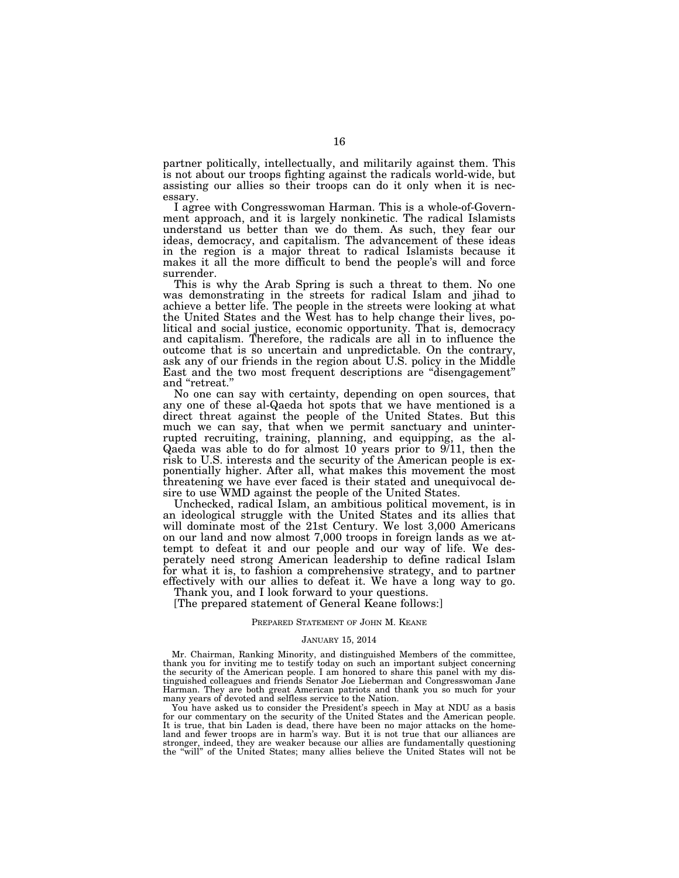partner politically, intellectually, and militarily against them. This is not about our troops fighting against the radicals world-wide, but assisting our allies so their troops can do it only when it is necessary.

I agree with Congresswoman Harman. This is a whole-of-Government approach, and it is largely nonkinetic. The radical Islamists understand us better than we do them. As such, they fear our ideas, democracy, and capitalism. The advancement of these ideas in the region is a major threat to radical Islamists because it makes it all the more difficult to bend the people's will and force surrender.

This is why the Arab Spring is such a threat to them. No one was demonstrating in the streets for radical Islam and jihad to achieve a better life. The people in the streets were looking at what the United States and the West has to help change their lives, political and social justice, economic opportunity. That is, democracy and capitalism. Therefore, the radicals are all in to influence the outcome that is so uncertain and unpredictable. On the contrary, ask any of our friends in the region about U.S. policy in the Middle East and the two most frequent descriptions are "disengagement" and "retreat."

No one can say with certainty, depending on open sources, that any one of these al-Qaeda hot spots that we have mentioned is a direct threat against the people of the United States. But this much we can say, that when we permit sanctuary and uninterrupted recruiting, training, planning, and equipping, as the al-Qaeda was able to do for almost 10 years prior to 9/11, then the risk to U.S. interests and the security of the American people is exponentially higher. After all, what makes this movement the most threatening we have ever faced is their stated and unequivocal desire to use WMD against the people of the United States.

Unchecked, radical Islam, an ambitious political movement, is in an ideological struggle with the United States and its allies that will dominate most of the 21st Century. We lost 3,000 Americans on our land and now almost 7,000 troops in foreign lands as we attempt to defeat it and our people and our way of life. We desperately need strong American leadership to define radical Islam for what it is, to fashion a comprehensive strategy, and to partner effectively with our allies to defeat it. We have a long way to go.

Thank you, and I look forward to your questions.

[The prepared statement of General Keane follows:]

PREPARED STATEMENT OF JOHN M. KEANE

JANUARY 15, 2014

Mr. Chairman, Ranking Minority, and distinguished Members of the committee, thank you for inviting me to testify today on such an important subject concerning the security of the American people. I am honored to share this panel with my distinguished colleagues and friends Senator Joe Lieberman and Congresswoman Jane Harman. They are both great American patriots and thank you so much for your many years of devoted and selfless service to the Nation.

You have asked us to consider the President's speech in May at NDU as a basis for our commentary on the security of the United States and the American people. It is true, that bin Laden is dead, there have been no major attacks on the homeland and fewer troops are in harm's way. But it is not true that our alliances are stronger, indeed, they are weaker because our allies are fundamentally questioning the "will" of the United States; many allies believe the United States will not be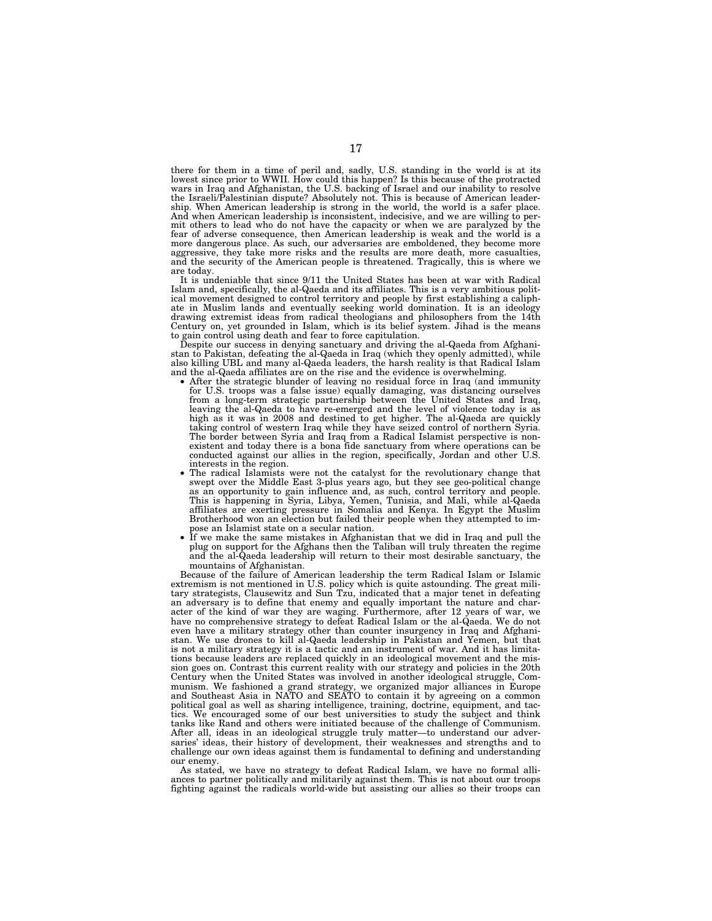there for them in a time of peril and, sadly, U.S. standing in the world is at its lowest since prior to WWII. How could this happen? Is this because of the protracted wars in Iraq and Afghanistan, the U.S. backing of Israel and our inability to resolve the Israeli/Palestinian dispute? Absolutely not. This is because of American leadership. When American leadership is strong in the world, the world is a safer place. And when American leadership is inconsistent, indecisive, and we are willing to permit others to lead who do not have the capacity or when we are paralyzed by the fear of adverse consequence, then American leadership is weak and the world is a more dangerous place. As such, our adversaries are emboldened, they become more aggressive, they take more risks and the results are more death, more casualties, and the security of the American people is threatened. Tragically, this is where we are today.

It is undeniable that since 9/11 the United States has been at war with Radical Islam and, specifically, the al-Qaeda and its affiliates. This is a very ambitious political movement designed to control territory and people by first establishing a caliphate in Muslim lands and eventually seeking world domination. It is an ideology drawing extremist ideas from radical theologians and philosophers from the 14th Century on, yet grounded in Islam, which is its belief system. Jihad is the means to gain control using death and fear to force capitulation.

Despite our success in denying sanctuary and driving the al-Qaeda from Afghanistan to Pakistan, defeating the al-Qaeda in Iraq (which they openly admitted), while also killing UBL and many al-Qaeda leaders, the harsh reality is that Radical Islam and the al-Qaeda affiliates are on the rise and the evidence is overwhelming.

- After the strategic blunder of leaving no residual force in Iraq (and immunity for U.S. troops was a false issue) equally damaging, was distancing ourselves from a long-term strategic partnership between the United States and Iraq, leaving the al-Qaeda to have re-emerged and the level of violence today is as high as it was in 2008 and destined to get higher. The al-Qaeda are quickly taking control of western Iraq while they have seized control of northern Syria. The border between Syria and Iraq from a Radical Islamist perspective is non-existent and today there is a bona fide sanctuary from where operations can be conducted against our allies in the region, specifically, Jordan and other U.S. interests in the region.
- The radical Islamists were not the catalyst for the revolutionary change that swept over the Middle East 3-plus years ago, but they see geo-political change as an opportunity to gain influence and, as such, control territory and people. This is happening in Syria, Libya, Yemen, Tunisia, and Mali, while al-Qaeda affiliates are exerting pressure in Somalia and Kenya. In Egypt the Muslim Brotherhood won an election but failed their people when they attempted to impose an Islamist state on a secular nation.
- If we make the same mistakes in Afghanistan that we did in Iraq and pull the plug on support for the Afghans then the Taliban will truly threaten the regime and the al-Qaeda leadership will return to their most desirable sanctuary, the mountains of Afghanistan.

Because of the failure of American leadership the term Radical Islam or Islamic extremism is not mentioned in U.S. policy which is quite astounding. The great military strategists, Clausewitz and Sun Tzu, indicated that a major tenet in defeating an adversary is to define that enemy and equally important the nature and character of the kind of war they are waging. Furthermore, after 12 years of war, we have no comprehensive strategy to defeat Radical Islam or the al-Qaeda. We do not even have a military strategy other than counter insurgency in Iraq and Afghanistan. We use drones to kill al-Qaeda leadership in Pakistan and Yemen, but that is not a military strategy it is a tactic and an instrument of war. And it has limitations because leaders are replaced quickly in an ideological movement and the mission goes on. Contrast this current reality with our strategy and policies in the 20th Century when the United States was involved in another ideological struggle, Communism. We fashioned a grand strategy, we organized major alliances in Europe and Southeast Asia in NATO and SEATO to contain it by agreeing on a common political goal as well as sharing intelligence, training, doctrine, equipment, and tactics. We encouraged some of our best universities to study the subject and think tanks like Rand and others were initiated because of the challenge of Communism. After all, ideas in an ideological struggle truly matter—to understand our adversaries' ideas, their history of development, their weaknesses and strengths and to challenge our own ideas against them is fundamental to defining and understanding our enemy.

As stated, we have no strategy to defeat Radical Islam, we have no formal alliances to partner politically and militarily against them. This is not about our troops fighting against the radicals world-wide but assisting our allies so their troops can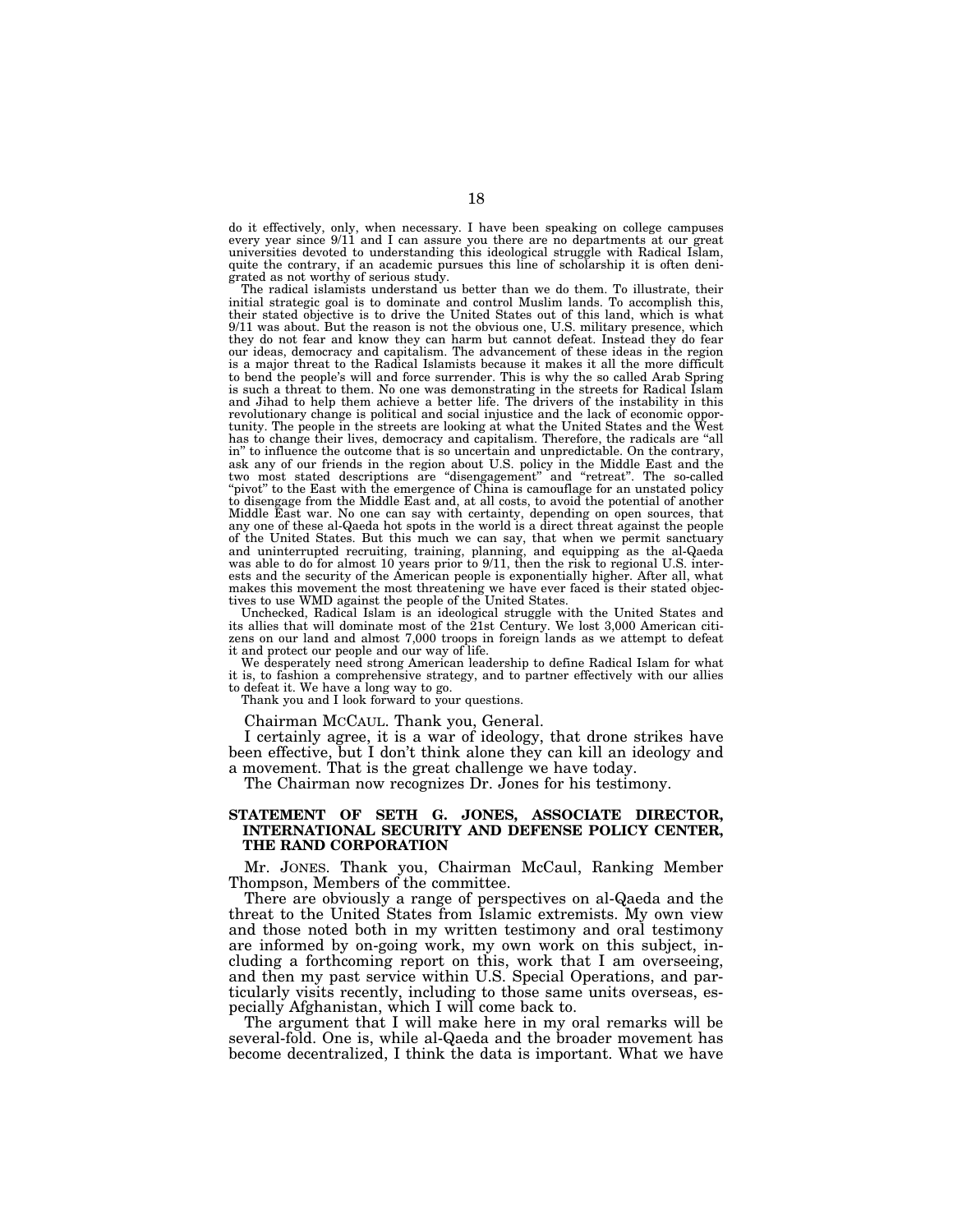do it effectively, only, when necessary. I have been speaking on college campuses every year since 9/11 and I can assure you there are no departments at our great universities devoted to understanding this ideological struggle with Radical Islam, quite the contrary, if an academic pursues this line of scholarship it is often denigrated as not worthy of serious study.

The radical islamists understand us better than we do them. To illustrate, their initial strategic goal is to dominate and control Muslim lands. To accomplish this, their stated objective is to drive the United States out of this land, which is what 9/11 was about. But the reason is not the obvious one, U.S. military presence, which they do not fear and know they can harm but cannot defeat. Instead they do fear our ideas, democracy and capitalism. The advancement of these ideas in the region is a major threat to the Radical Islamists because it makes it all the more difficult to bend the people's will and force surrender. This is why the so called Arab Spring is such a threat to them. No one was demonstrating in the streets for Radical Islam and Jihad to help them achieve a better life. The drivers of the instability in this revolutionary change is political and social injustice and the lack of economic opportunity. The people in the streets are looking at what the United States and the West has to change their lives, democracy and capitalism. Therefore, the radicals are "all in" to influence the outcome that is so uncertain and unpredictable. On the contrary, ask any of our friends in the region about U.S. policy in the Middle East and the two most stated descriptions are "disengagement" and "retreat". The so-called "pivot" to the East with the emergence of China is camouflage for an unstated policy to disengage from the Middle East and, at all costs, to avoid the potential of another Middle East war. No one can say with certainty, depending on open sources, that any one of these al-Qaeda hot spots in the world is a direct threat against the people of the United States. But this much we can say, that when we permit sanctuary and uninterrupted recruiting, training, planning, and equipping as the al-Qaeda was able to do for almost 10 years prior to 9/11, then the risk to regional U.S. interests and the security of the American people is exponentially higher. After all, what makes this movement the most threatening we have ever faced is their stated objectives to use WMD against the people of the United States.

Unchecked, Radical Islam is an ideological struggle with the United States and its allies that will dominate most of the 21st Century. We lost 3,000 American citizens on our land and almost 7,000 troops in foreign lands as we attempt to defeat it and protect our people and our way of life.

We desperately need strong American leadership to define Radical Islam for what it is, to fashion a comprehensive strategy, and to partner effectively with our allies to defeat it. We have a long way to go.

Thank you and I look forward to your questions.

Chairman MCCAUL. Thank you, General.

I certainly agree, it is a war of ideology, that drone strikes have been effective, but I don't think alone they can kill an ideology and a movement. That is the great challenge we have today.

The Chairman now recognizes Dr. Jones for his testimony.

## STATEMENT OF SETH G. JONES, ASSOCIATE DIRECTOR, INTERNATIONAL SECURITY AND DEFENSE POLICY CENTER, THE RAND CORPORATION

Mr. JONES. Thank you, Chairman McCaul, Ranking Member Thompson, Members of the committee.

There are obviously a range of perspectives on al-Qaeda and the threat to the United States from Islamic extremists. My own view and those noted both in my written testimony and oral testimony are informed by on-going work, my own work on this subject, including a forthcoming report on this, work that I am overseeing, and then my past service within U.S. Special Operations, and particularly visits recently, including to those same units overseas, especially Afghanistan, which I will come back to.

The argument that I will make here in my oral remarks will be several-fold. One is, while al-Qaeda and the broader movement has become decentralized, I think the data is important. What we have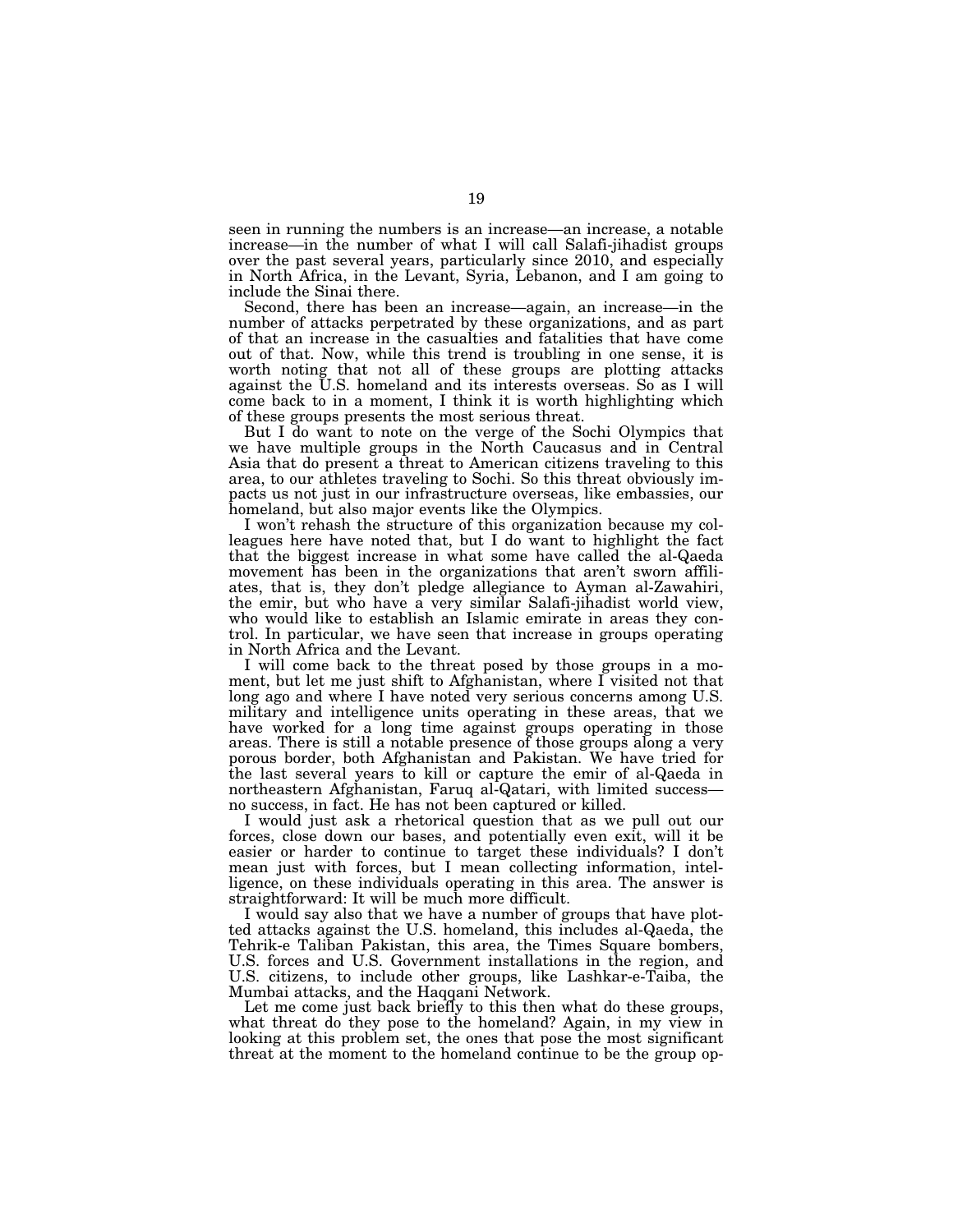seen in running the numbers is an increase—an increase, a notable increase—in the number of what I will call Salafi-jihadist groups over the past several years, particularly since 2010, and especially in North Africa, in the Levant, Syria, Lebanon, and I am going to include the Sinai there.

Second, there has been an increase—again, an increase—in the number of attacks perpetrated by these organizations, and as part of that an increase in the casualties and fatalities that have come out of that. Now, while this trend is troubling in one sense, it is worth noting that not all of these groups are plotting attacks against the U.S. homeland and its interests overseas. So as I will come back to in a moment, I think it is worth highlighting which of these groups presents the most serious threat.

But I do want to note on the verge of the Sochi Olympics that we have multiple groups in the North Caucasus and in Central Asia that do present a threat to American citizens traveling to this area, to our athletes traveling to Sochi. So this threat obviously impacts us not just in our infrastructure overseas, like embassies, our homeland, but also major events like the Olympics.

I won't rehash the structure of this organization because my colleagues here have noted that, but I do want to highlight the fact that the biggest increase in what some have called the al-Qaeda movement has been in the organizations that aren't sworn affiliates, that is, they don't pledge allegiance to Ayman al-Zawahiri, the emir, but who have a very similar Salafi-jihadist world view, who would like to establish an Islamic emirate in areas they control. In particular, we have seen that increase in groups operating in North Africa and the Levant.

I will come back to the threat posed by those groups in a moment, but let me just shift to Afghanistan, where I visited not that long ago and where I have noted very serious concerns among U.S. military and intelligence units operating in these areas, that we have worked for a long time against groups operating in those areas. There is still a notable presence of those groups along a very porous border, both Afghanistan and Pakistan. We have tried for the last several years to kill or capture the emir of al-Qaeda in northeastern Afghanistan, Faruq al-Qatari, with limited success—no success, in fact. He has not been captured or killed.

I would just ask a rhetorical question that as we pull out our forces, close down our bases, and potentially even exit, will it be easier or harder to continue to target these individuals? I don't mean just with forces, but I mean collecting information, intelligence, on these individuals operating in this area. The answer is straightforward: It will be much more difficult.

I would say also that we have a number of groups that have plotted attacks against the U.S. homeland, this includes al-Qaeda, the Tehrik-e Taliban Pakistan, this area, the Times Square bombers, U.S. forces and U.S. Government installations in the region, and U.S. citizens, to include other groups, like Lashkar-e-Taiba, the Mumbai attacks, and the Haqqani Network.

Let me come just back briefly to this then what do these groups, what threat do they pose to the homeland? Again, in my view in looking at this problem set, the ones that pose the most significant threat at the moment to the homeland continue to be the group op-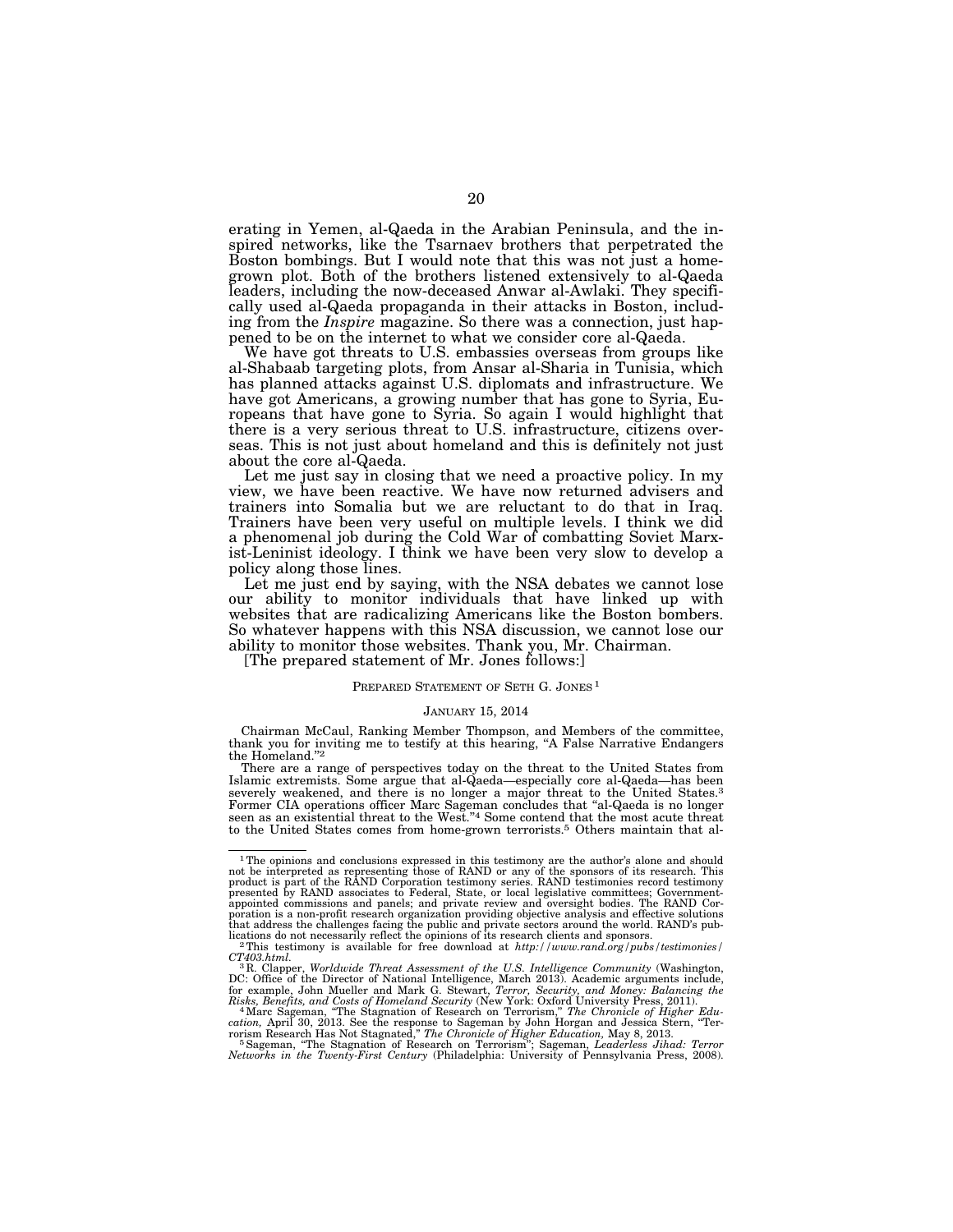erating in Yemen, al-Qaeda in the Arabian Peninsula, and the inspired networks, like the Tsarnaev brothers that perpetrated the Boston bombings. But I would note that this was not just a homegrown plot. Both of the brothers listened extensively to al-Qaeda leaders, including the now-deceased Anwar al-Awlaki. They specifically used al-Qaeda propaganda in their attacks in Boston, including from the *Inspire* magazine. So there was a connection, just happened to be on the internet to what we consider core al-Qaeda.

We have got threats to U.S. embassies overseas from groups like al-Shabaab targeting plots, from Ansar al-Sharia in Tunisia, which has planned attacks against U.S. diplomats and infrastructure. We have got Americans, a growing number that has gone to Syria, Europeans that have gone to Syria. So again I would highlight that there is a very serious threat to U.S. infrastructure, citizens overseas. This is not just about homeland and this is definitely not just about the core al-Qaeda.

Let me just say in closing that we need a proactive policy. In my view, we have been reactive. We have now returned advisers and trainers into Somalia but we are reluctant to do that in Iraq. Trainers have been very useful on multiple levels. I think we did a phenomenal job during the Cold War of combatting Soviet Marxist-Leninist ideology. I think we have been very slow to develop a policy along those lines.

Let me just end by saying, with the NSA debates we cannot lose our ability to monitor individuals that have linked up with websites that are radicalizing Americans like the Boston bombers. So whatever happens with this NSA discussion, we cannot lose our ability to monitor those websites. Thank you, Mr. Chairman.

[The prepared statement of Mr. Jones follows:]

PREPARED STATEMENT OF SETH G. JONES [1]

JANUARY 15, 2014

Chairman McCaul, Ranking Member Thompson, and Members of the committee, thank you for inviting me to testify at this hearing, "A False Narrative Endangers the Homeland."[2]

There are a range of perspectives today on the threat to the United States from Islamic extremists. Some argue that al-Qaeda—especially core al-Qaeda—has been severely weakened, and there is no longer a major threat to the United States.[3] Former CIA operations officer Marc Sageman concludes that "al-Qaeda is no longer seen as an existential threat to the West."[4] Some contend that the most acute threat to the United States comes from home-grown terrorists.[5] Others maintain that al-

---

[1] The opinions and conclusions expressed in this testimony are the author's alone and should not be interpreted as representing those of RAND or any of the sponsors of its research. This product is part of the RAND Corporation testimony series. RAND testimonies record testimony presented by RAND associates to Federal, State, or local legislative committees; Government-appointed commissions and panels; and private review and oversight bodies. The RAND Corporation is a non-profit research organization providing objective analysis and effective solutions that address the challenges facing the public and private sectors around the world. RAND's publications do not necessarily reflect the opinions of its research clients and sponsors.

[2] This testimony is available for free download at *http://www.rand.org/pubs/testimonies/CT403.html.*

[3] R. Clapper, *Worldwide Threat Assessment of the U.S. Intelligence Community* (Washington, DC: Office of the Director of National Intelligence, March 2013). Academic arguments include, for example, John Mueller and Mark G. Stewart, *Terror, Security, and Money: Balancing the Risks, Benefits, and Costs of Homeland Security* (New York: Oxford University Press, 2011).

[4] Marc Sageman, "The Stagnation of Research on Terrorism," *The Chronicle of Higher Education,* April 30, 2013. See the response to Sageman by John Horgan and Jessica Stern, "Terrorism Research Has Not Stagnated," *The Chronicle of Higher Education,* May 8, 2013.

[5] Sageman, "The Stagnation of Research on Terrorism"; Sageman, *Leaderless Jihad: Terror Networks in the Twenty-First Century* (Philadelphia: University of Pennsylvania Press, 2008).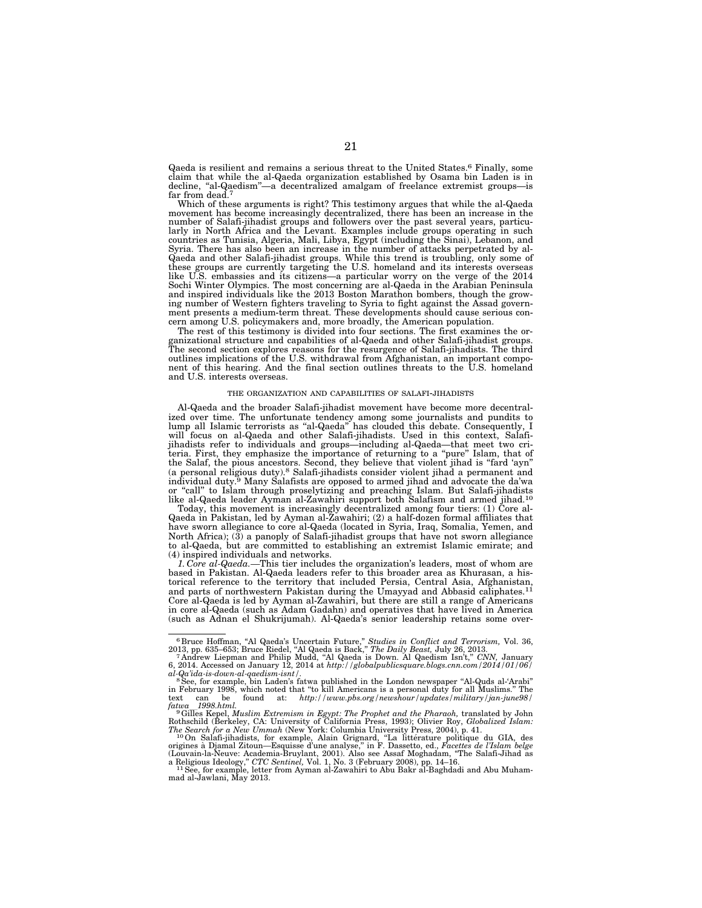Qaeda is resilient and remains a serious threat to the United States.[6] Finally, some claim that while the al-Qaeda organization established by Osama bin Laden is in decline, "al-Qaedism"—a decentralized amalgam of freelance extremist groups—is far from dead.[7]

Which of these arguments is right? This testimony argues that while the al-Qaeda movement has become increasingly decentralized, there has been an increase in the number of Salafi-jihadist groups and followers over the past several years, particularly in North Africa and the Levant. Examples include groups operating in such countries as Tunisia, Algeria, Mali, Libya, Egypt (including the Sinai), Lebanon, and Syria. There has also been an increase in the number of attacks perpetrated by al-Qaeda and other Salafi-jihadist groups. While this trend is troubling, only some of these groups are currently targeting the U.S. homeland and its interests overseas like U.S. embassies and its citizens—a particular worry on the verge of the 2014 Sochi Winter Olympics. The most concerning are al-Qaeda in the Arabian Peninsula and inspired individuals like the 2013 Boston Marathon bombers, though the growing number of Western fighters traveling to Syria to fight against the Assad government presents a medium-term threat. These developments should cause serious concern among U.S. policymakers and, more broadly, the American population.

The rest of this testimony is divided into four sections. The first examines the organizational structure and capabilities of al-Qaeda and other Salafi-jihadist groups. The second section explores reasons for the resurgence of Salafi-jihadists. The third outlines implications of the U.S. withdrawal from Afghanistan, an important component of this hearing. And the final section outlines threats to the U.S. homeland and U.S. interests overseas.

## THE ORGANIZATION AND CAPABILITIES OF SALAFI-JIHADISTS

Al-Qaeda and the broader Salafi-jihadist movement have become more decentralized over time. The unfortunate tendency among some journalists and pundits to lump all Islamic terrorists as "al-Qaeda" has clouded this debate. Consequently, I will focus on al-Qaeda and other Salafi-jihadists. Used in this context, Salafi-jihadists refer to individuals and groups—including al-Qaeda—that meet two criteria. First, they emphasize the importance of returning to a "pure" Islam, that of the Salaf, the pious ancestors. Second, they believe that violent jihad is "fard 'ayn" (a personal religious duty).[8] Salafi-jihadists consider violent jihad a permanent and individual duty.[9] Many Salafists are opposed to armed jihad and advocate the da'wa or "call" to Islam through proselytizing and preaching Islam. But Salafi-jihadists like al-Qaeda leader Ayman al-Zawahiri support both Salafism and armed jihad.[10]

Today, this movement is increasingly decentralized among four tiers: (1) Core al-Qaeda in Pakistan, led by Ayman al-Zawahiri; (2) a half-dozen formal affiliates that have sworn allegiance to core al-Qaeda (located in Syria, Iraq, Somalia, Yemen, and North Africa); (3) a panoply of Salafi-jihadist groups that have not sworn allegiance to al-Qaeda, but are committed to establishing an extremist Islamic emirate; and (4) inspired individuals and networks.

*1. Core al-Qaeda.*—This tier includes the organization's leaders, most of whom are based in Pakistan. Al-Qaeda leaders refer to this broader area as Khurasan, a historical reference to the territory that included Persia, Central Asia, Afghanistan, and parts of northwestern Pakistan during the Umayyad and Abbasid caliphates.[11] Core al-Qaeda is led by Ayman al-Zawahiri, but there are still a range of Americans in core al-Qaeda (such as Adam Gadahn) and operatives that have lived in America (such as Adnan el Shukrijumah). Al-Qaeda's senior leadership retains some over-

---

[6] Bruce Hoffman, "Al Qaeda's Uncertain Future," *Studies in Conflict and Terrorism,* Vol. 36, 2013, pp. 635–653; Bruce Riedel, "Al Qaeda is Back," *The Daily Beast,* July 26, 2013.

[7] Andrew Liepman and Philip Mudd, "Al Qaeda is Down. Al Qaedism Isn't," *CNN,* January 6, 2014. Accessed on January 12, 2014 at *http://globalpublicsquare.blogs.cnn.com/2014/01/06/al-Qa'ida-is-down-al-qaedism-isnt/*.

[8] See, for example, bin Laden's fatwa published in the London newspaper "Al-Quds al-'Arabi" in February 1998, which noted that "to kill Americans is a personal duty for all Muslims." The text can be found at: *http://www.pbs.org/newshour/updates/military/jan-june98/fatwa_1998.html.*

[9] Gilles Kepel, *Muslim Extremism in Egypt: The Prophet and the Pharaoh,* translated by John Rothschild (Berkeley, CA: University of California Press, 1993); Olivier Roy, *Globalized Islam: The Search for a New Ummah* (New York: Columbia University Press, 2004), p. 41.

[10] On Salafi-jihadists, for example, Alain Grignard, "La littérature politique du GIA, des origines à Djamal Zitoun—Esquisse d'une analyse," in F. Dassetto, ed., *Facettes de l'Islam belge* (Louvain-la-Neuve: Academia-Bruylant, 2001). Also see Assaf Moghadam, "The Salafi-Jihad as a Religious Ideology," *CTC Sentinel,* Vol. 1, No. 3 (February 2008), pp. 14–16.

[11] See, for example, letter from Ayman al-Zawahiri to Abu Bakr al-Baghdadi and Abu Muhammad al-Jawlani, May 2013.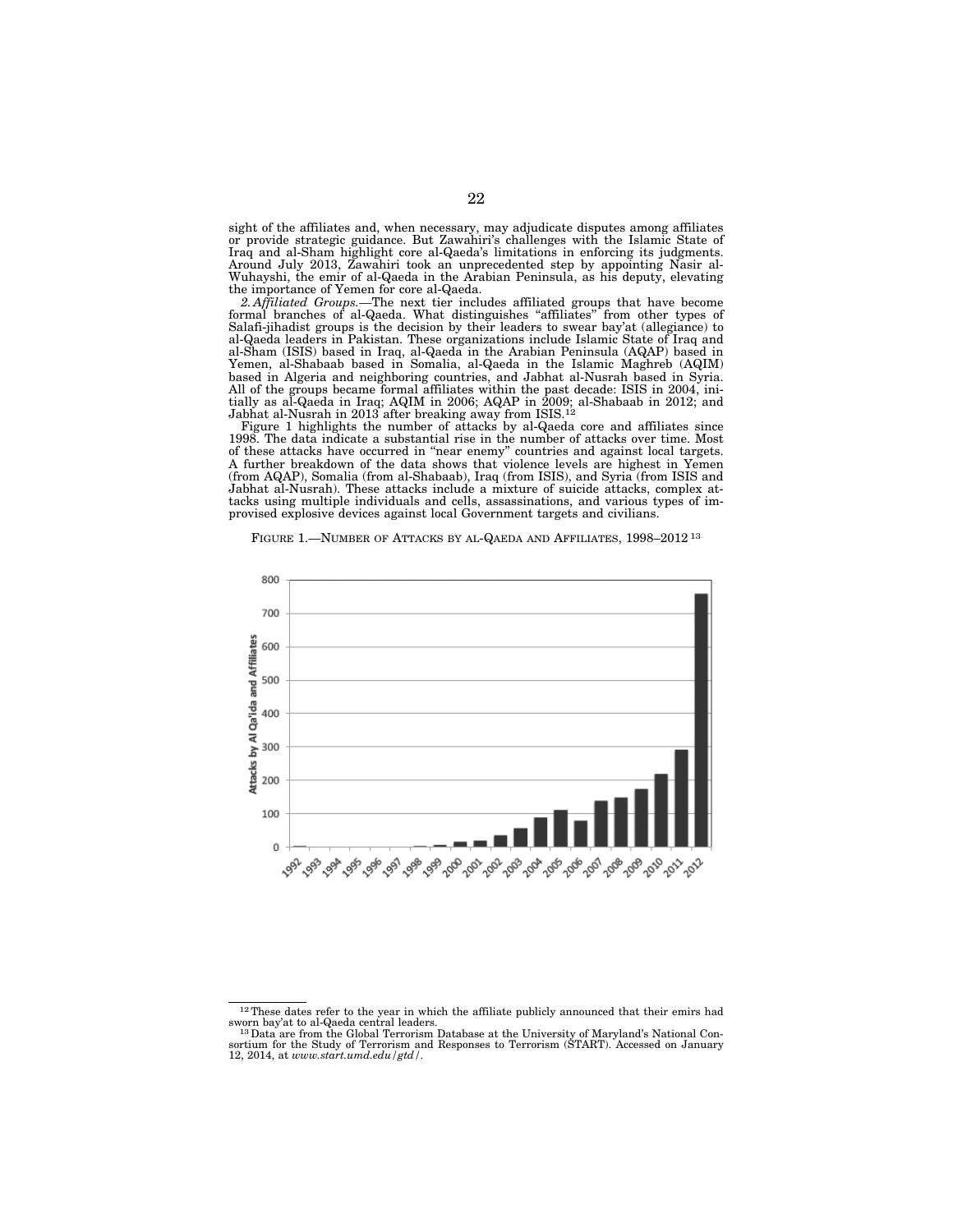sight of the affiliates and, when necessary, may adjudicate disputes among affiliates or provide strategic guidance. But Zawahiri's challenges with the Islamic State of Iraq and al-Sham highlight core al-Qaeda's limitations in enforcing its judgments. Around July 2013, Zawahiri took an unprecedented step by appointing Nasir al-Wuhayshi, the emir of al-Qaeda in the Arabian Peninsula, as his deputy, elevating the importance of Yemen for core al-Qaeda.

*2. Affiliated Groups.*—The next tier includes affiliated groups that have become formal branches of al-Qaeda. What distinguishes "affiliates" from other types of Salafi-jihadist groups is the decision by their leaders to swear bay'at (allegiance) to al-Qaeda leaders in Pakistan. These organizations include Islamic State of Iraq and al-Sham (ISIS) based in Iraq, al-Qaeda in the Arabian Peninsula (AQAP) based in Yemen, al-Shabaab based in Somalia, al-Qaeda in the Islamic Maghreb (AQIM) based in Algeria and neighboring countries, and Jabhat al-Nusrah based in Syria. All of the groups became formal affiliates within the past decade: ISIS in 2004, initially as al-Qaeda in Iraq; AQIM in 2006; AQAP in 2009; al-Shabaab in 2012; and Jabhat al-Nusrah in 2013 after breaking away from ISIS.[12]

Figure 1 highlights the number of attacks by al-Qaeda core and affiliates since 1998. The data indicate a substantial rise in the number of attacks over time. Most of these attacks have occurred in "near enemy" countries and against local targets. A further breakdown of the data shows that violence levels are highest in Yemen (from AQAP), Somalia (from al-Shabaab), Iraq (from ISIS), and Syria (from ISIS and Jabhat al-Nusrah). These attacks include a mixture of suicide attacks, complex attacks using multiple individuals and cells, assassinations, and various types of improvised explosive devices against local Government targets and civilians.

FIGURE 1.—NUMBER OF ATTACKS BY AL-QAEDA AND AFFILIATES, 1998–2012 [13]

[12] These dates refer to the year in which the affiliate publicly announced that their emirs had sworn bay'at to al-Qaeda central leaders.

[13] Data are from the Global Terrorism Database at the University of Maryland's National Consortium for the Study of Terrorism and Responses to Terrorism (START). Accessed on January 12, 2014, at *www.start.umd.edu/gtd/*.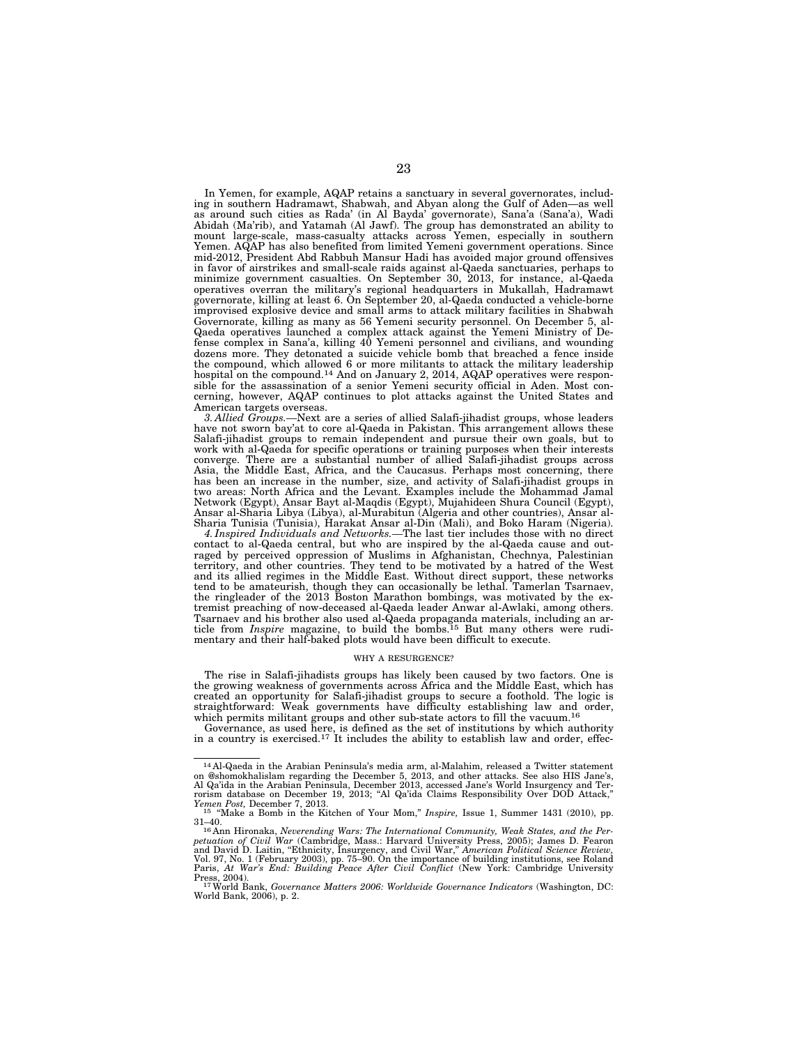In Yemen, for example, AQAP retains a sanctuary in several governorates, including in southern Hadramawt, Shabwah, and Abyan along the Gulf of Aden—as well as around such cities as Rada' (in Al Bayda' governorate), Sana'a (Sana'a), Wadi Abidah (Ma'rib), and Yatamah (Al Jawf). The group has demonstrated an ability to mount large-scale, mass-casualty attacks across Yemen, especially in southern Yemen. AQAP has also benefited from limited Yemeni government operations. Since mid-2012, President Abd Rabbuh Mansur Hadi has avoided major ground offensives in favor of airstrikes and small-scale raids against al-Qaeda sanctuaries, perhaps to minimize government casualties. On September 30, 2013, for instance, al-Qaeda operatives overran the military's regional headquarters in Mukallah, Hadramawt governorate, killing at least 6. On September 20, al-Qaeda conducted a vehicle-borne improvised explosive device and small arms to attack military facilities in Shabwah Governorate, killing as many as 56 Yemeni security personnel. On December 5, al-Qaeda operatives launched a complex attack against the Yemeni Ministry of Defense complex in Sana'a, killing 40 Yemeni personnel and civilians, and wounding dozens more. They detonated a suicide vehicle bomb that breached a fence inside the compound, which allowed 6 or more militants to attack the military leadership hospital on the compound.[14] And on January 2, 2014, AQAP operatives were responsible for the assassination of a senior Yemeni security official in Aden. Most concerning, however, AQAP continues to plot attacks against the United States and American targets overseas.

*3. Allied Groups.*—Next are a series of allied Salafi-jihadist groups, whose leaders have not sworn bay'at to core al-Qaeda in Pakistan. This arrangement allows these Salafi-jihadist groups to remain independent and pursue their own goals, but to work with al-Qaeda for specific operations or training purposes when their interests converge. There are a substantial number of allied Salafi-jihadist groups across Asia, the Middle East, Africa, and the Caucasus. Perhaps most concerning, there has been an increase in the number, size, and activity of Salafi-jihadist groups in two areas: North Africa and the Levant. Examples include the Mohammad Jamal Network (Egypt), Ansar Bayt al-Maqdis (Egypt), Mujahideen Shura Council (Egypt), Ansar al-Sharia Libya (Libya), al-Murabitun (Algeria and other countries), Ansar al-Sharia Tunisia (Tunisia), Harakat Ansar al-Din (Mali), and Boko Haram (Nigeria).

*4. Inspired Individuals and Networks.*—The last tier includes those with no direct contact to al-Qaeda central, but who are inspired by the al-Qaeda cause and outraged by perceived oppression of Muslims in Afghanistan, Chechnya, Palestinian territory, and other countries. They tend to be motivated by a hatred of the West and its allied regimes in the Middle East. Without direct support, these networks tend to be amateurish, though they can occasionally be lethal. Tamerlan Tsarnaev, the ringleader of the 2013 Boston Marathon bombings, was motivated by the extremist preaching of now-deceased al-Qaeda leader Anwar al-Awlaki, among others. Tsarnaev and his brother also used al-Qaeda propaganda materials, including an article from *Inspire* magazine, to build the bombs.[15] But many others were rudimentary and their half-baked plots would have been difficult to execute.

## WHY A RESURGENCE?

The rise in Salafi-jihadists groups has likely been caused by two factors. One is the growing weakness of governments across Africa and the Middle East, which has created an opportunity for Salafi-jihadist groups to secure a foothold. The logic is straightforward: Weak governments have difficulty establishing law and order, which permits militant groups and other sub-state actors to fill the vacuum.[16]

Governance, as used here, is defined as the set of institutions by which authority in a country is exercised.[17] It includes the ability to establish law and order, effec-

---

[14] Al-Qaeda in the Arabian Peninsula's media arm, al-Malahim, released a Twitter statement on @shomokhalislam regarding the December 5, 2013, and other attacks. See also HIS Jane's, Al Qa'ida in the Arabian Peninsula, December 2013, accessed Jane's World Insurgency and Terrorism database on December 19, 2013; "Al Qa'ida Claims Responsibility Over DOD Attack," *Yemen Post,* December 7, 2013.

[15] "Make a Bomb in the Kitchen of Your Mom," *Inspire,* Issue 1, Summer 1431 (2010), pp. 31–40.

[16] Ann Hironaka, *Neverending Wars: The International Community, Weak States, and the Perpetuation of Civil War* (Cambridge, Mass.: Harvard University Press, 2005); James D. Fearon and David D. Laitin, "Ethnicity, Insurgency, and Civil War," *American Political Science Review,* Vol. 97, No. 1 (February 2003), pp. 75–90. On the importance of building institutions, see Roland Paris, *At War's End: Building Peace After Civil Conflict* (New York: Cambridge University Press, 2004).

[17] World Bank, *Governance Matters 2006: Worldwide Governance Indicators* (Washington, DC: World Bank, 2006), p. 2.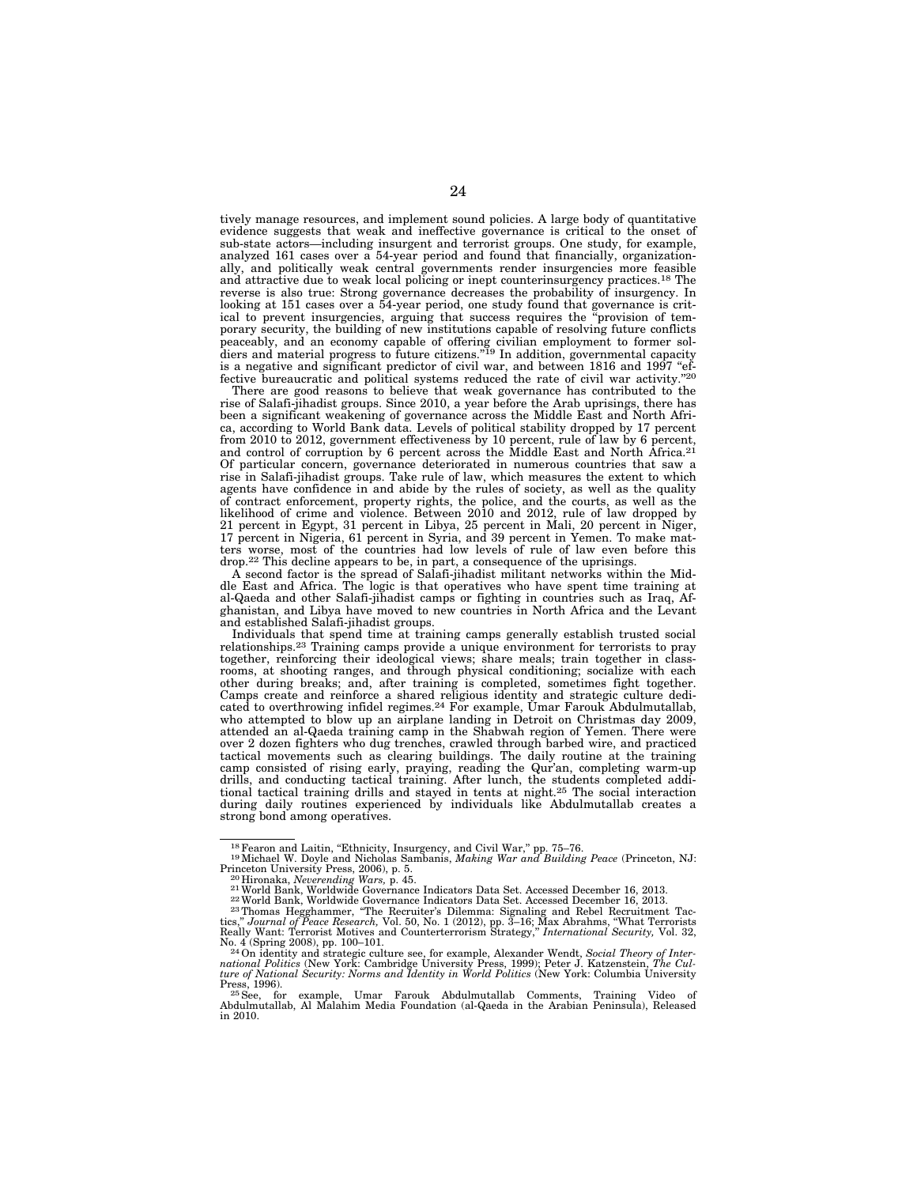tively manage resources, and implement sound policies. A large body of quantitative evidence suggests that weak and ineffective governance is critical to the onset of sub-state actors—including insurgent and terrorist groups. One study, for example, analyzed 161 cases over a 54-year period and found that financially, organizationally, and politically weak central governments render insurgencies more feasible and attractive due to weak local policing or inept counterinsurgency practices.[18] The reverse is also true: Strong governance decreases the probability of insurgency. In looking at 151 cases over a 54-year period, one study found that governance is critical to prevent insurgencies, arguing that success requires the "provision of temporary security, the building of new institutions capable of resolving future conflicts peaceably, and an economy capable of offering civilian employment to former soldiers and material progress to future citizens."[19] In addition, governmental capacity is a negative and significant predictor of civil war, and between 1816 and 1997 "effective bureaucratic and political systems reduced the rate of civil war activity."[20]

There are good reasons to believe that weak governance has contributed to the rise of Salafi-jihadist groups. Since 2010, a year before the Arab uprisings, there has been a significant weakening of governance across the Middle East and North Africa, according to World Bank data. Levels of political stability dropped by 17 percent from 2010 to 2012, government effectiveness by 10 percent, rule of law by 6 percent, and control of corruption by 6 percent across the Middle East and North Africa.[21] Of particular concern, governance deteriorated in numerous countries that saw a rise in Salafi-jihadist groups. Take rule of law, which measures the extent to which agents have confidence in and abide by the rules of society, as well as the quality of contract enforcement, property rights, the police, and the courts, as well as the likelihood of crime and violence. Between 2010 and 2012, rule of law dropped by 21 percent in Egypt, 31 percent in Libya, 25 percent in Mali, 20 percent in Niger, 17 percent in Nigeria, 61 percent in Syria, and 39 percent in Yemen. To make matters worse, most of the countries had low levels of rule of law even before this drop.[22] This decline appears to be, in part, a consequence of the uprisings.

A second factor is the spread of Salafi-jihadist militant networks within the Middle East and Africa. The logic is that operatives who have spent time training at al-Qaeda and other Salafi-jihadist camps or fighting in countries such as Iraq, Afghanistan, and Libya have moved to new countries in North Africa and the Levant and established Salafi-jihadist groups.

Individuals that spend time at training camps generally establish trusted social relationships.[23] Training camps provide a unique environment for terrorists to pray together, reinforcing their ideological views; share meals; train together in classrooms, at shooting ranges, and through physical conditioning; socialize with each other during breaks; and, after training is completed, sometimes fight together. Camps create and reinforce a shared religious identity and strategic culture dedicated to overthrowing infidel regimes.[24] For example, Umar Farouk Abdulmutallab, who attempted to blow up an airplane landing in Detroit on Christmas day 2009, attended an al-Qaeda training camp in the Shabwah region of Yemen. There were over 2 dozen fighters who dug trenches, crawled through barbed wire, and practiced tactical movements such as clearing buildings. The daily routine at the training camp consisted of rising early, praying, reading the Qur'an, completing warm-up drills, and conducting tactical training. After lunch, the students completed additional tactical training drills and stayed in tents at night.[25] The social interaction during daily routines experienced by individuals like Abdulmutallab creates a strong bond among operatives.

---

[18] Fearon and Laitin, "Ethnicity, Insurgency, and Civil War," pp. 75–76.

[19] Michael W. Doyle and Nicholas Sambanis, *Making War and Building Peace* (Princeton, NJ: Princeton University Press, 2006), p. 5.

[20] Hironaka, *Neverending Wars,* p. 45.

[21] World Bank, Worldwide Governance Indicators Data Set. Accessed December 16, 2013.

[22] World Bank, Worldwide Governance Indicators Data Set. Accessed December 16, 2013.

[23] Thomas Hegghammer, "The Recruiter's Dilemma: Signaling and Rebel Recruitment Tactics," *Journal of Peace Research,* Vol. 50, No. 1 (2012), pp. 3–16; Max Abrahms, "What Terrorists Really Want: Terrorist Motives and Counterterrorism Strategy," *International Security,* Vol. 32, No. 4 (Spring 2008), pp. 100–101.

[24] On identity and strategic culture see, for example, Alexander Wendt, *Social Theory of International Politics* (New York: Cambridge University Press, 1999); Peter J. Katzenstein, *The Culture of National Security: Norms and Identity in World Politics* (New York: Columbia University Press, 1996).

[25] See, for example, Umar Farouk Abdulmutallab Comments, Training Video of Abdulmutallab, Al Malahim Media Foundation (al-Qaeda in the Arabian Peninsula), Released in 2010.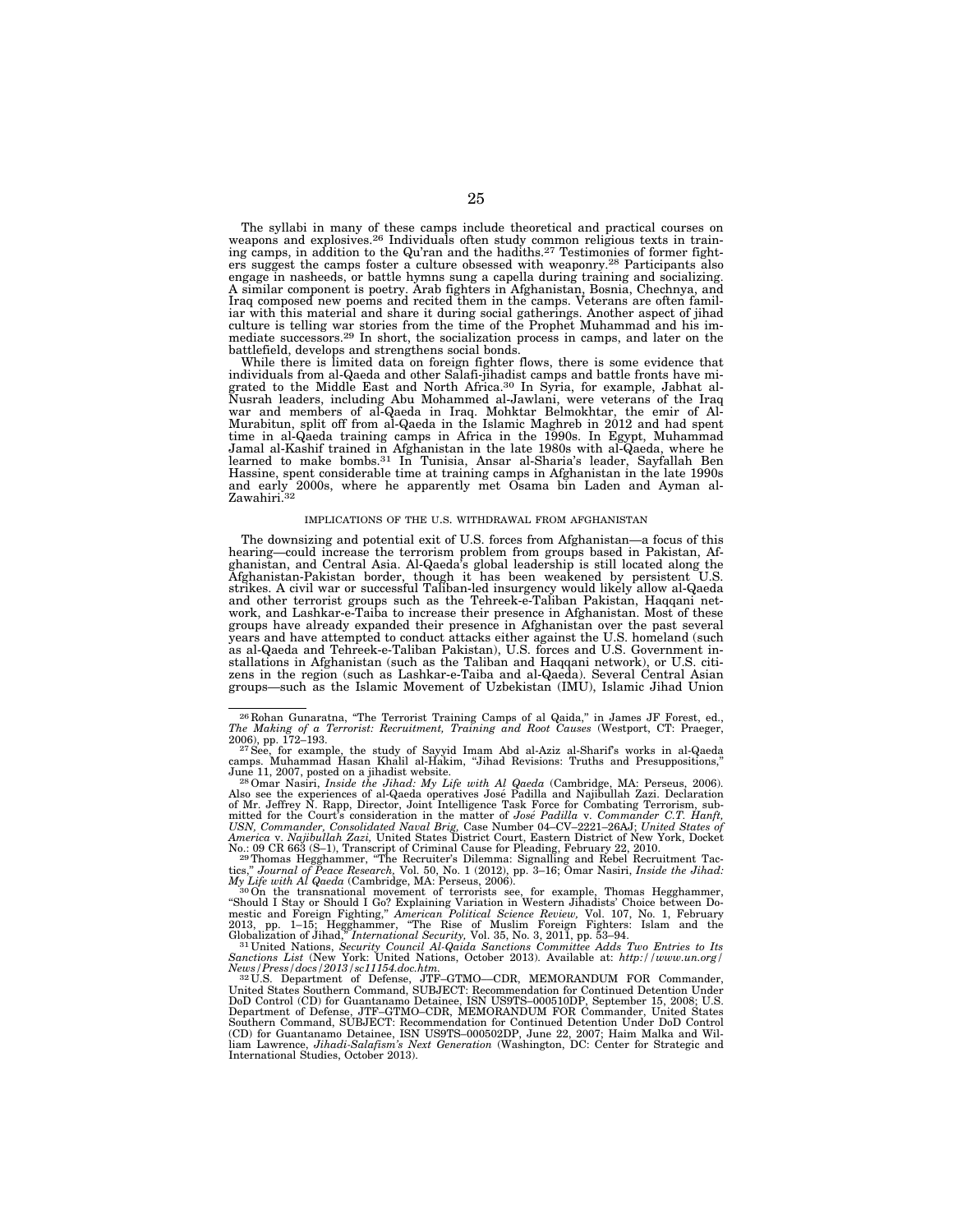The syllabi in many of these camps include theoretical and practical courses on weapons and explosives.[26] Individuals often study common religious texts in training camps, in addition to the Qu'ran and the hadiths.[27] Testimonies of former fighters suggest the camps foster a culture obsessed with weaponry.[28] Participants also engage in nasheeds, or battle hymns sung a capella during training and socializing. A similar component is poetry. Arab fighters in Afghanistan, Bosnia, Chechnya, and Iraq composed new poems and recited them in the camps. Veterans are often familiar with this material and share it during social gatherings. Another aspect of jihad culture is telling war stories from the time of the Prophet Muhammad and his immediate successors.[29] In short, the socialization process in camps, and later on the battlefield, develops and strengthens social bonds.

While there is limited data on foreign fighter flows, there is some evidence that individuals from al-Qaeda and other Salafi-jihadist camps and battle fronts have migrated to the Middle East and North Africa.[30] In Syria, for example, Jabhat al-Nusrah leaders, including Abu Mohammed al-Jawlani, were veterans of the Iraq war and members of al-Qaeda in Iraq. Mohktar Belmokhtar, the emir of Al-Murabitun, split off from al-Qaeda in the Islamic Maghreb in 2012 and had spent time in al-Qaeda training camps in Africa in the 1990s. In Egypt, Muhammad Jamal al-Kashif trained in Afghanistan in the late 1980s with al-Qaeda, where he learned to make bombs.[31] In Tunisia, Ansar al-Sharia's leader, Sayfallah Ben Hassine, spent considerable time at training camps in Afghanistan in the late 1990s and early 2000s, where he apparently met Osama bin Laden and Ayman al-Zawahiri.[32]

## IMPLICATIONS OF THE U.S. WITHDRAWAL FROM AFGHANISTAN

The downsizing and potential exit of U.S. forces from Afghanistan—a focus of this hearing—could increase the terrorism problem from groups based in Pakistan, Afghanistan, and Central Asia. Al-Qaeda's global leadership is still located along the Afghanistan-Pakistan border, though it has been weakened by persistent U.S. strikes. A civil war or successful Taliban-led insurgency would likely allow al-Qaeda and other terrorist groups such as the Tehreek-e-Taliban Pakistan, Haqqani network, and Lashkar-e-Taiba to increase their presence in Afghanistan. Most of these groups have already expanded their presence in Afghanistan over the past several years and have attempted to conduct attacks either against the U.S. homeland (such as al-Qaeda and Tehreek-e-Taliban Pakistan), U.S. forces and U.S. Government installations in Afghanistan (such as the Taliban and Haqqani network), or U.S. citizens in the region (such as Lashkar-e-Taiba and al-Qaeda). Several Central Asian groups—such as the Islamic Movement of Uzbekistan (IMU), Islamic Jihad Union

---

[26] Rohan Gunaratna, "The Terrorist Training Camps of al Qaida," in James JF Forest, ed., *The Making of a Terrorist: Recruitment, Training and Root Causes* (Westport, CT: Praeger, 2006), pp. 172–193.

[27] See, for example, the study of Sayyid Imam Abd al-Aziz al-Sharif's works in al-Qaeda camps. Muhammad Hasan Khalil al-Hakim, "Jihad Revisions: Truths and Presuppositions," June 11, 2007, posted on a jihadist website.

[28] Omar Nasiri, *Inside the Jihad: My Life with Al Qaeda* (Cambridge, MA: Perseus, 2006). Also see the experiences of al-Qaeda operatives José Padilla and Najibullah Zazi. Declaration of Mr. Jeffrey N. Rapp, Director, Joint Intelligence Task Force for Combating Terrorism, submitted for the Court's consideration in the matter of *José Padilla* v. *Commander C.T. Hanft, USN, Commander, Consolidated Naval Brig,* Case Number 04–CV–2221–26AJ; *United States of America* v. *Najibullah Zazi,* United States District Court, Eastern District of New York, Docket No.: 09 CR 663 (S–1), Transcript of Criminal Cause for Pleading, February 22, 2010.

[29] Thomas Hegghammer, "The Recruiter's Dilemma: Signalling and Rebel Recruitment Tactics," *Journal of Peace Research,* Vol. 50, No. 1 (2012), pp. 3–16; Omar Nasiri, *Inside the Jihad: My Life with Al Qaeda* (Cambridge, MA: Perseus, 2006).

[30] On the transnational movement of terrorists see, for example, Thomas Hegghammer, "Should I Stay or Should I Go? Explaining Variation in Western Jihadists' Choice between Domestic and Foreign Fighting," *American Political Science Review,* Vol. 107, No. 1, February 2013, pp. 1–15; Hegghammer, "The Rise of Muslim Foreign Fighters: Islam and the Globalization of Jihad," *International Security,* Vol. 35, No. 3, 2011, pp. 53–94.

[31] United Nations, *Security Council Al-Qaida Sanctions Committee Adds Two Entries to Its Sanctions List* (New York: United Nations, October 2013). Available at: *http://www.un.org/News/Press/docs/2013/sc11154.doc.htm.*

[32] U.S. Department of Defense, JTF–GTMO—CDR, MEMORANDUM FOR Commander, United States Southern Command, SUBJECT: Recommendation for Continued Detention Under DoD Control (CD) for Guantanamo Detainee, ISN US9TS–000510DP, September 15, 2008; U.S. Department of Defense, JTF–GTMO–CDR, MEMORANDUM FOR Commander, United States Southern Command, SUBJECT: Recommendation for Continued Detention Under DoD Control (CD) for Guantanamo Detainee, ISN US9TS–000502DP, June 22, 2007; Haim Malka and William Lawrence, *Jihadi-Salafism's Next Generation* (Washington, DC: Center for Strategic and International Studies, October 2013).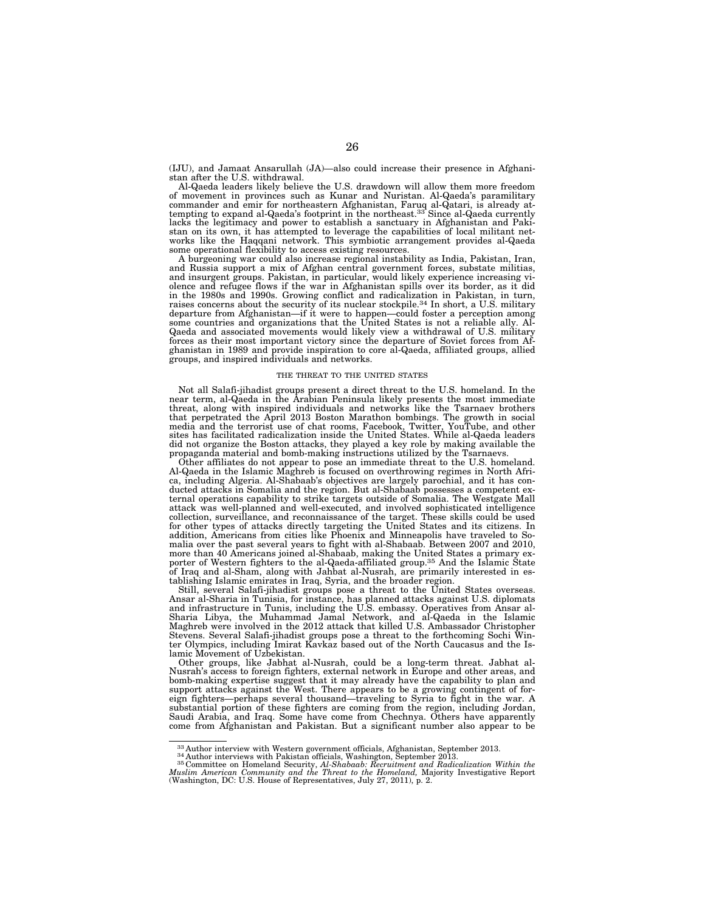(IJU), and Jamaat Ansarullah (JA)—also could increase their presence in Afghanistan after the U.S. withdrawal.

Al-Qaeda leaders likely believe the U.S. drawdown will allow them more freedom of movement in provinces such as Kunar and Nuristan. Al-Qaeda's paramilitary commander and emir for northeastern Afghanistan, Faruq al-Qatari, is already attempting to expand al-Qaeda's footprint in the northeast.[33] Since al-Qaeda currently lacks the legitimacy and power to establish a sanctuary in Afghanistan and Pakistan on its own, it has attempted to leverage the capabilities of local militant networks like the Haqqani network. This symbiotic arrangement provides al-Qaeda some operational flexibility to access existing resources.

A burgeoning war could also increase regional instability as India, Pakistan, Iran, and Russia support a mix of Afghan central government forces, substate militias, and insurgent groups. Pakistan, in particular, would likely experience increasing violence and refugee flows if the war in Afghanistan spills over its border, as it did in the 1980s and 1990s. Growing conflict and radicalization in Pakistan, in turn, raises concerns about the security of its nuclear stockpile.[34] In short, a U.S. military departure from Afghanistan—if it were to happen—could foster a perception among some countries and organizations that the United States is not a reliable ally. Al-Qaeda and associated movements would likely view a withdrawal of U.S. military forces as their most important victory since the departure of Soviet forces from Afghanistan in 1989 and provide inspiration to core al-Qaeda, affiliated groups, allied groups, and inspired individuals and networks.

## THE THREAT TO THE UNITED STATES

Not all Salafi-jihadist groups present a direct threat to the U.S. homeland. In the near term, al-Qaeda in the Arabian Peninsula likely presents the most immediate threat, along with inspired individuals and networks like the Tsarnaev brothers that perpetrated the April 2013 Boston Marathon bombings. The growth in social media and the terrorist use of chat rooms, Facebook, Twitter, YouTube, and other sites has facilitated radicalization inside the United States. While al-Qaeda leaders did not organize the Boston attacks, they played a key role by making available the propaganda material and bomb-making instructions utilized by the Tsarnaevs.

Other affiliates do not appear to pose an immediate threat to the U.S. homeland. Al-Qaeda in the Islamic Maghreb is focused on overthrowing regimes in North Africa, including Algeria. Al-Shabaab's objectives are largely parochial, and it has conducted attacks in Somalia and the region. But al-Shabaab possesses a competent external operations capability to strike targets outside of Somalia. The Westgate Mall attack was well-planned and well-executed, and involved sophisticated intelligence collection, surveillance, and reconnaissance of the target. These skills could be used for other types of attacks directly targeting the United States and its citizens. In addition, Americans from cities like Phoenix and Minneapolis have traveled to Somalia over the past several years to fight with al-Shabaab. Between 2007 and 2010, more than 40 Americans joined al-Shabaab, making the United States a primary exporter of Western fighters to the al-Qaeda-affiliated group.[35] And the Islamic State of Iraq and al-Sham, along with Jabhat al-Nusrah, are primarily interested in establishing Islamic emirates in Iraq, Syria, and the broader region.

Still, several Salafi-jihadist groups pose a threat to the United States overseas. Ansar al-Sharia in Tunisia, for instance, has planned attacks against U.S. diplomats and infrastructure in Tunis, including the U.S. embassy. Operatives from Ansar al-Sharia Libya, the Muhammad Jamal Network, and al-Qaeda in the Islamic Maghreb were involved in the 2012 attack that killed U.S. Ambassador Christopher Stevens. Several Salafi-jihadist groups pose a threat to the forthcoming Sochi Winter Olympics, including Imirat Kavkaz based out of the North Caucasus and the Islamic Movement of Uzbekistan.

Other groups, like Jabhat al-Nusrah, could be a long-term threat. Jabhat al-Nusrah's access to foreign fighters, external network in Europe and other areas, and bomb-making expertise suggest that it may already have the capability to plan and support attacks against the West. There appears to be a growing contingent of foreign fighters—perhaps several thousand—traveling to Syria to fight in the war. A substantial portion of these fighters are coming from the region, including Jordan, Saudi Arabia, and Iraq. Some have come from Chechnya. Others have apparently come from Afghanistan and Pakistan. But a significant number also appear to be

---

[33] Author interview with Western government officials, Afghanistan, September 2013.

[34] Author interviews with Pakistan officials, Washington, September 2013.

[35] Committee on Homeland Security, *Al-Shabaab: Recruitment and Radicalization Within the Muslim American Community and the Threat to the Homeland,* Majority Investigative Report (Washington, DC: U.S. House of Representatives, July 27, 2011), p. 2.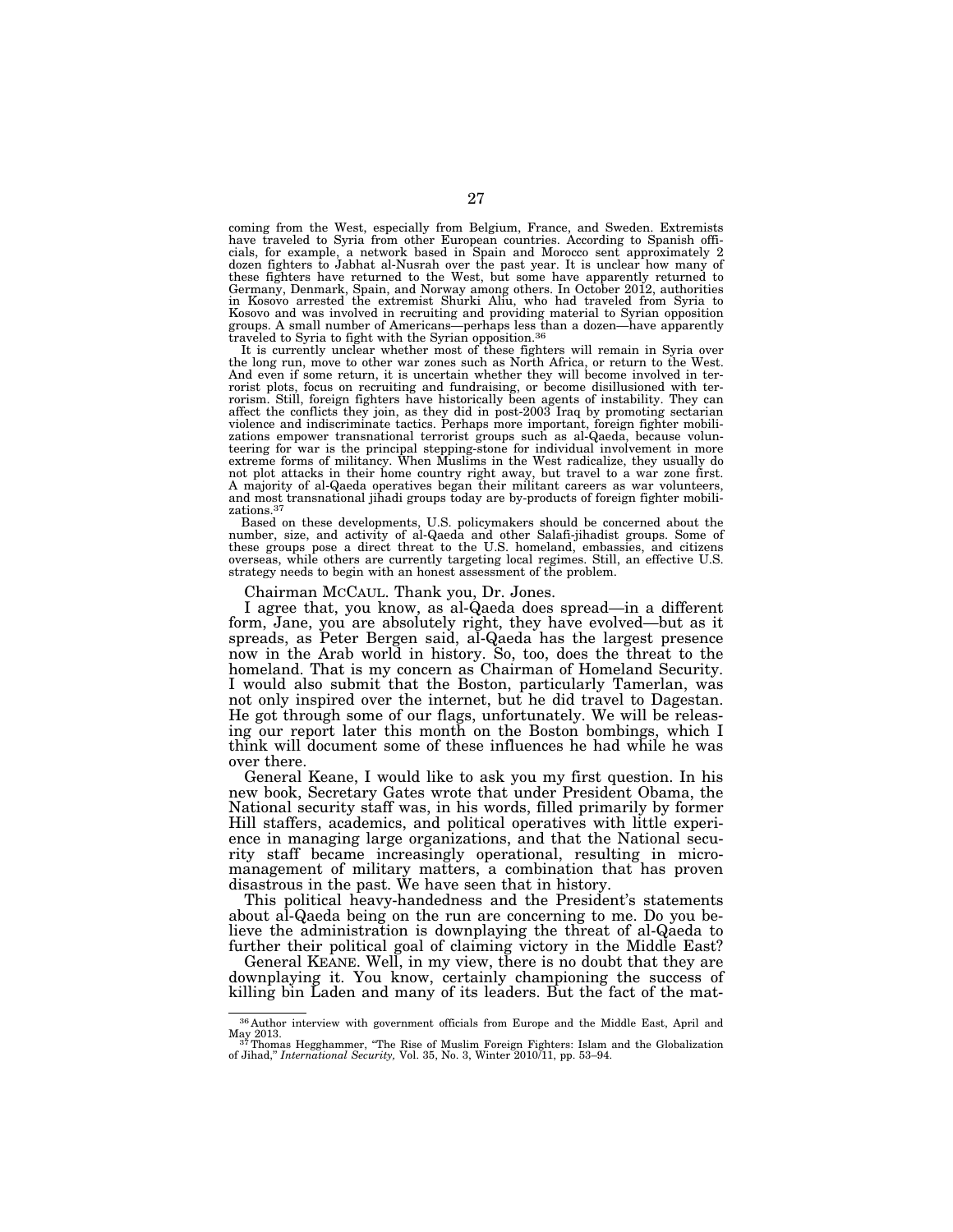coming from the West, especially from Belgium, France, and Sweden. Extremists have traveled to Syria from other European countries. According to Spanish officials, for example, a network based in Spain and Morocco sent approximately 2 dozen fighters to Jabhat al-Nusrah over the past year. It is unclear how many of these fighters have returned to the West, but some have apparently returned to Germany, Denmark, Spain, and Norway among others. In October 2012, authorities in Kosovo arrested the extremist Shurki Aliu, who had traveled from Syria to Kosovo and was involved in recruiting and providing material to Syrian opposition groups. A small number of Americans—perhaps less than a dozen—have apparently traveled to Syria to fight with the Syrian opposition.[36]

It is currently unclear whether most of these fighters will remain in Syria over the long run, move to other war zones such as North Africa, or return to the West. And even if some return, it is uncertain whether they will become involved in terrorist plots, focus on recruiting and fundraising, or become disillusioned with terrorism. Still, foreign fighters have historically been agents of instability. They can affect the conflicts they join, as they did in post-2003 Iraq by promoting sectarian violence and indiscriminate tactics. Perhaps more important, foreign fighter mobilizations empower transnational terrorist groups such as al-Qaeda, because volunteering for war is the principal stepping-stone for individual involvement in more extreme forms of militancy. When Muslims in the West radicalize, they usually do not plot attacks in their home country right away, but travel to a war zone first. A majority of al-Qaeda operatives began their militant careers as war volunteers, and most transnational jihadi groups today are by-products of foreign fighter mobilizations.[37]

Based on these developments, U.S. policymakers should be concerned about the number, size, and activity of al-Qaeda and other Salafi-jihadist groups. Some of these groups pose a direct threat to the U.S. homeland, embassies, and citizens overseas, while others are currently targeting local regimes. Still, an effective U.S. strategy needs to begin with an honest assessment of the problem.

Chairman MCCAUL. Thank you, Dr. Jones.

I agree that, you know, as al-Qaeda does spread—in a different form, Jane, you are absolutely right, they have evolved—but as it spreads, as Peter Bergen said, al-Qaeda has the largest presence now in the Arab world in history. So, too, does the threat to the homeland. That is my concern as Chairman of Homeland Security. I would also submit that the Boston, particularly Tamerlan, was not only inspired over the internet, but he did travel to Dagestan. He got through some of our flags, unfortunately. We will be releasing our report later this month on the Boston bombings, which I think will document some of these influences he had while he was over there.

General Keane, I would like to ask you my first question. In his new book, Secretary Gates wrote that under President Obama, the National security staff was, in his words, filled primarily by former Hill staffers, academics, and political operatives with little experience in managing large organizations, and that the National security staff became increasingly operational, resulting in micromanagement of military matters, a combination that has proven disastrous in the past. We have seen that in history.

This political heavy-handedness and the President's statements about al-Qaeda being on the run are concerning to me. Do you believe the administration is downplaying the threat of al-Qaeda to further their political goal of claiming victory in the Middle East?

General KEANE. Well, in my view, there is no doubt that they are downplaying it. You know, certainly championing the success of killing bin Laden and many of its leaders. But the fact of the mat-

---

[36] Author interview with government officials from Europe and the Middle East, April and May 2013.

[37] Thomas Hegghammer, "The Rise of Muslim Foreign Fighters: Islam and the Globalization of Jihad," *International Security,* Vol. 35, No. 3, Winter 2010/11, pp. 53–94.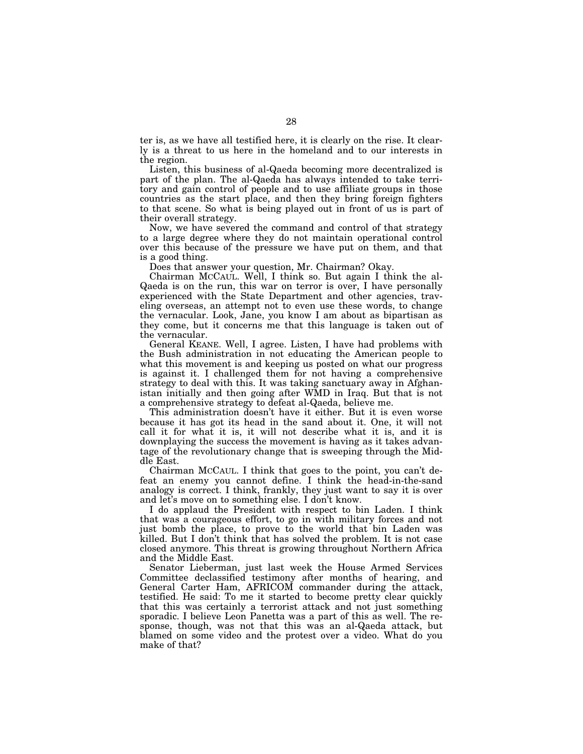ter is, as we have all testified here, it is clearly on the rise. It clearly is a threat to us here in the homeland and to our interests in the region.

Listen, this business of al-Qaeda becoming more decentralized is part of the plan. The al-Qaeda has always intended to take territory and gain control of people and to use affiliate groups in those countries as the start place, and then they bring foreign fighters to that scene. So what is being played out in front of us is part of their overall strategy.

Now, we have severed the command and control of that strategy to a large degree where they do not maintain operational control over this because of the pressure we have put on them, and that is a good thing.

Does that answer your question, Mr. Chairman? Okay.

Chairman MCCAUL. Well, I think so. But again I think the al-Qaeda is on the run, this war on terror is over, I have personally experienced with the State Department and other agencies, traveling overseas, an attempt not to even use these words, to change the vernacular. Look, Jane, you know I am about as bipartisan as they come, but it concerns me that this language is taken out of the vernacular.

General KEANE. Well, I agree. Listen, I have had problems with the Bush administration in not educating the American people to what this movement is and keeping us posted on what our progress is against it. I challenged them for not having a comprehensive strategy to deal with this. It was taking sanctuary away in Afghanistan initially and then going after WMD in Iraq. But that is not a comprehensive strategy to defeat al-Qaeda, believe me.

This administration doesn't have it either. But it is even worse because it has got its head in the sand about it. One, it will not call it for what it is, it will not describe what it is, and it is downplaying the success the movement is having as it takes advantage of the revolutionary change that is sweeping through the Middle East.

Chairman MCCAUL. I think that goes to the point, you can't defeat an enemy you cannot define. I think the head-in-the-sand analogy is correct. I think, frankly, they just want to say it is over and let's move on to something else. I don't know.

I do applaud the President with respect to bin Laden. I think that was a courageous effort, to go in with military forces and not just bomb the place, to prove to the world that bin Laden was killed. But I don't think that has solved the problem. It is not case closed anymore. This threat is growing throughout Northern Africa and the Middle East.

Senator Lieberman, just last week the House Armed Services Committee declassified testimony after months of hearing, and General Carter Ham, AFRICOM commander during the attack, testified. He said: To me it started to become pretty clear quickly that this was certainly a terrorist attack and not just something sporadic. I believe Leon Panetta was a part of this as well. The response, though, was not that this was an al-Qaeda attack, but blamed on some video and the protest over a video. What do you make of that?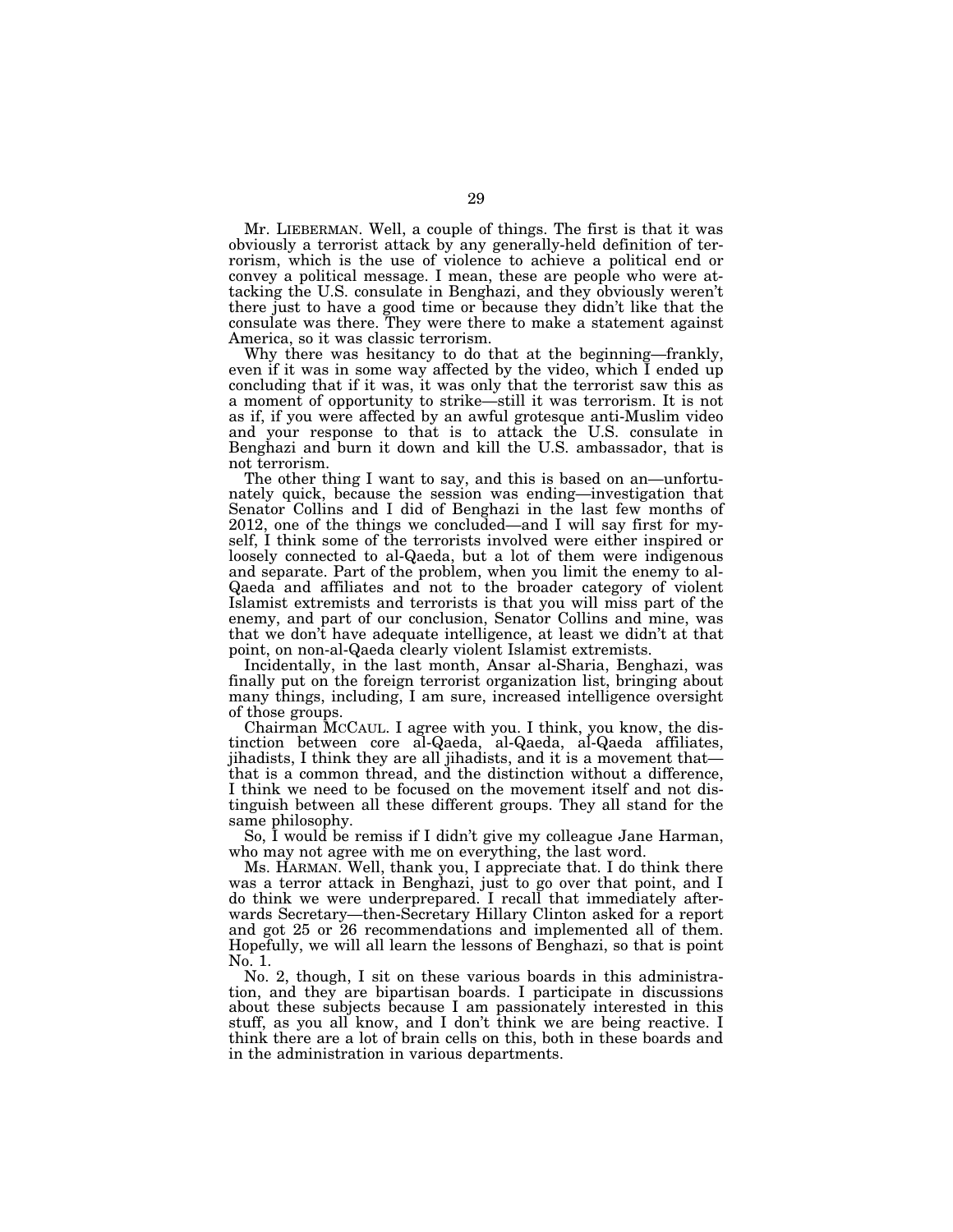Mr. LIEBERMAN. Well, a couple of things. The first is that it was obviously a terrorist attack by any generally-held definition of terrorism, which is the use of violence to achieve a political end or convey a political message. I mean, these are people who were attacking the U.S. consulate in Benghazi, and they obviously weren't there just to have a good time or because they didn't like that the consulate was there. They were there to make a statement against America, so it was classic terrorism.

Why there was hesitancy to do that at the beginning—frankly, even if it was in some way affected by the video, which I ended up concluding that if it was, it was only that the terrorist saw this as a moment of opportunity to strike—still it was terrorism. It is not as if, if you were affected by an awful grotesque anti-Muslim video and your response to that is to attack the U.S. consulate in Benghazi and burn it down and kill the U.S. ambassador, that is not terrorism.

The other thing I want to say, and this is based on an—unfortunately quick, because the session was ending—investigation that Senator Collins and I did of Benghazi in the last few months of 2012, one of the things we concluded—and I will say first for myself, I think some of the terrorists involved were either inspired or loosely connected to al-Qaeda, but a lot of them were indigenous and separate. Part of the problem, when you limit the enemy to al-Qaeda and affiliates and not to the broader category of violent Islamist extremists and terrorists is that you will miss part of the enemy, and part of our conclusion, Senator Collins and mine, was that we don't have adequate intelligence, at least we didn't at that point, on non-al-Qaeda clearly violent Islamist extremists.

Incidentally, in the last month, Ansar al-Sharia, Benghazi, was finally put on the foreign terrorist organization list, bringing about many things, including, I am sure, increased intelligence oversight of those groups.

Chairman MCCAUL. I agree with you. I think, you know, the distinction between core al-Qaeda, al-Qaeda, al-Qaeda affiliates, jihadists, I think they are all jihadists, and it is a movement that—that is a common thread, and the distinction without a difference, I think we need to be focused on the movement itself and not distinguish between all these different groups. They all stand for the same philosophy.

So, I would be remiss if I didn't give my colleague Jane Harman, who may not agree with me on everything, the last word.

Ms. HARMAN. Well, thank you, I appreciate that. I do think there was a terror attack in Benghazi, just to go over that point, and I do think we were underprepared. I recall that immediately afterwards Secretary—then-Secretary Hillary Clinton asked for a report and got 25 or 26 recommendations and implemented all of them. Hopefully, we will all learn the lessons of Benghazi, so that is point No. 1.

No. 2, though, I sit on these various boards in this administration, and they are bipartisan boards. I participate in discussions about these subjects because I am passionately interested in this stuff, as you all know, and I don't think we are being reactive. I think there are a lot of brain cells on this, both in these boards and in the administration in various departments.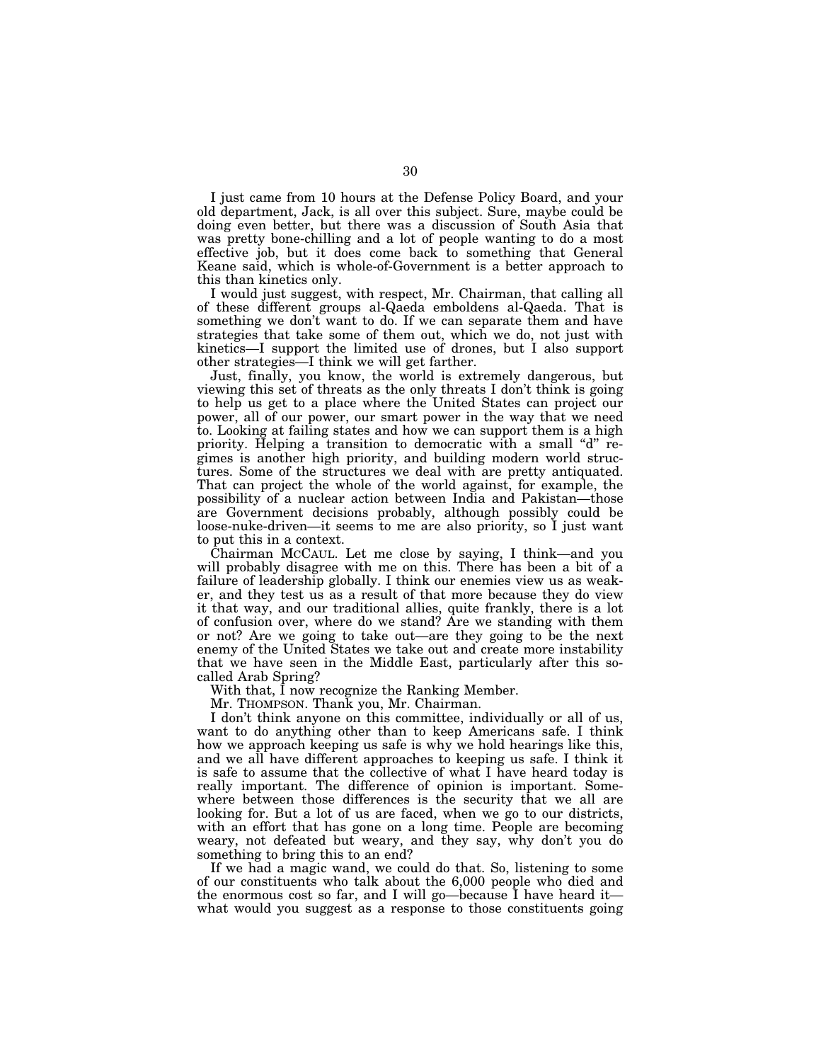I just came from 10 hours at the Defense Policy Board, and your old department, Jack, is all over this subject. Sure, maybe could be doing even better, but there was a discussion of South Asia that was pretty bone-chilling and a lot of people wanting to do a most effective job, but it does come back to something that General Keane said, which is whole-of-Government is a better approach to this than kinetics only.

I would just suggest, with respect, Mr. Chairman, that calling all of these different groups al-Qaeda emboldens al-Qaeda. That is something we don't want to do. If we can separate them and have strategies that take some of them out, which we do, not just with kinetics—I support the limited use of drones, but I also support other strategies—I think we will get farther.

Just, finally, you know, the world is extremely dangerous, but viewing this set of threats as the only threats I don't think is going to help us get to a place where the United States can project our power, all of our power, our smart power in the way that we need to. Looking at failing states and how we can support them is a high priority. Helping a transition to democratic with a small "d" regimes is another high priority, and building modern world structures. Some of the structures we deal with are pretty antiquated. That can project the whole of the world against, for example, the possibility of a nuclear action between India and Pakistan—those are Government decisions probably, although possibly could be loose-nuke-driven—it seems to me are also priority, so I just want to put this in a context.

Chairman MCCAUL. Let me close by saying, I think—and you will probably disagree with me on this. There has been a bit of a failure of leadership globally. I think our enemies view us as weaker, and they test us as a result of that more because they do view it that way, and our traditional allies, quite frankly, there is a lot of confusion over, where do we stand? Are we standing with them or not? Are we going to take out—are they going to be the next enemy of the United States we take out and create more instability that we have seen in the Middle East, particularly after this so-called Arab Spring?

With that, I now recognize the Ranking Member.

Mr. THOMPSON. Thank you, Mr. Chairman.

I don't think anyone on this committee, individually or all of us, want to do anything other than to keep Americans safe. I think how we approach keeping us safe is why we hold hearings like this, and we all have different approaches to keeping us safe. I think it is safe to assume that the collective of what I have heard today is really important. The difference of opinion is important. Somewhere between those differences is the security that we all are looking for. But a lot of us are faced, when we go to our districts, with an effort that has gone on a long time. People are becoming weary, not defeated but weary, and they say, why don't you do something to bring this to an end?

If we had a magic wand, we could do that. So, listening to some of our constituents who talk about the 6,000 people who died and the enormous cost so far, and I will go—because I have heard it—what would you suggest as a response to those constituents going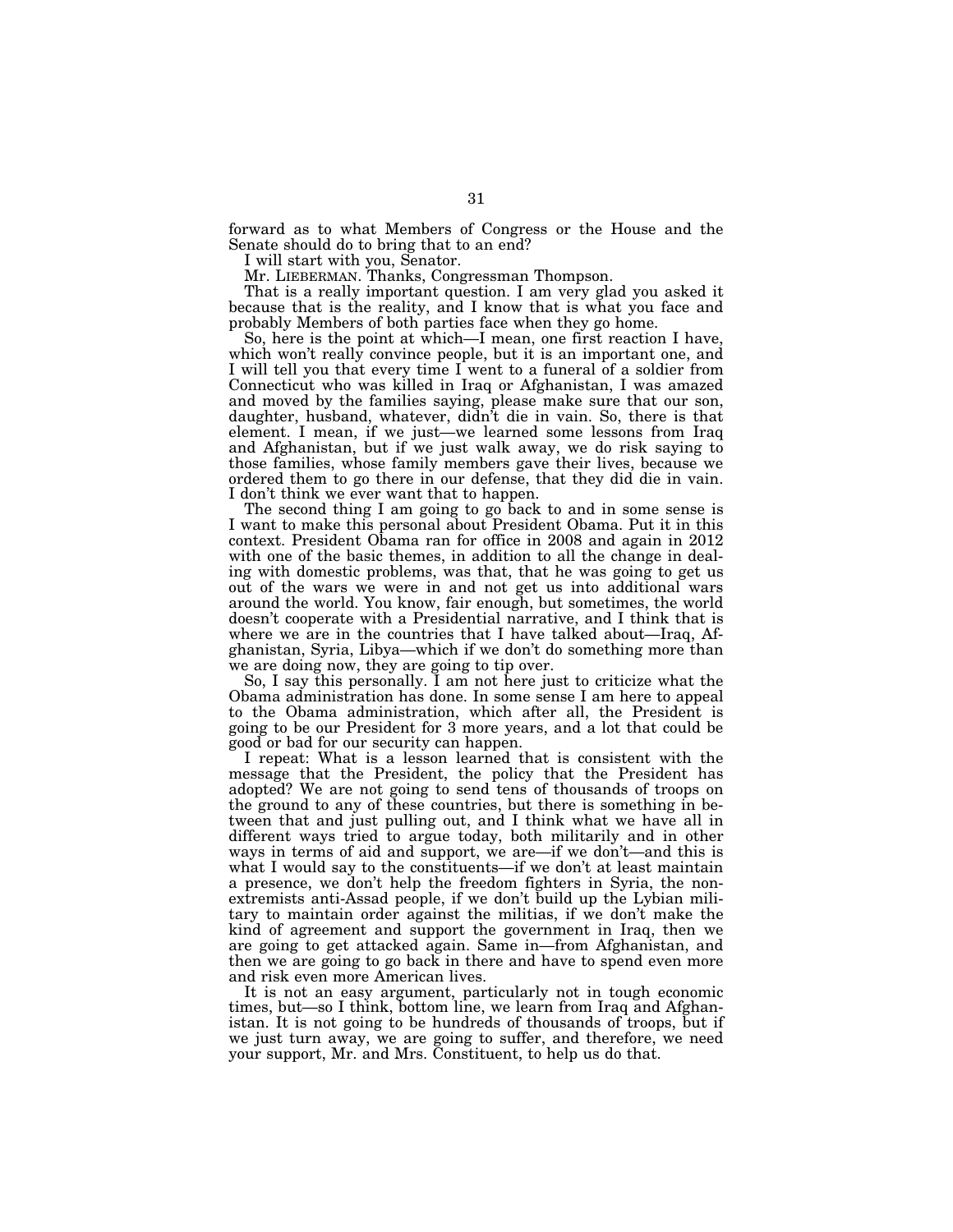forward as to what Members of Congress or the House and the Senate should do to bring that to an end?

I will start with you, Senator.

Mr. LIEBERMAN. Thanks, Congressman Thompson.

That is a really important question. I am very glad you asked it because that is the reality, and I know that is what you face and probably Members of both parties face when they go home.

So, here is the point at which—I mean, one first reaction I have, which won't really convince people, but it is an important one, and I will tell you that every time I went to a funeral of a soldier from Connecticut who was killed in Iraq or Afghanistan, I was amazed and moved by the families saying, please make sure that our son, daughter, husband, whatever, didn't die in vain. So, there is that element. I mean, if we just—we learned some lessons from Iraq and Afghanistan, but if we just walk away, we do risk saying to those families, whose family members gave their lives, because we ordered them to go there in our defense, that they did die in vain. I don't think we ever want that to happen.

The second thing I am going to go back to and in some sense is I want to make this personal about President Obama. Put it in this context. President Obama ran for office in 2008 and again in 2012 with one of the basic themes, in addition to all the change in dealing with domestic problems, was that, that he was going to get us out of the wars we were in and not get us into additional wars around the world. You know, fair enough, but sometimes, the world doesn't cooperate with a Presidential narrative, and I think that is where we are in the countries that I have talked about—Iraq, Afghanistan, Syria, Libya—which if we don't do something more than we are doing now, they are going to tip over.

So, I say this personally. I am not here just to criticize what the Obama administration has done. In some sense I am here to appeal to the Obama administration, which after all, the President is going to be our President for 3 more years, and a lot that could be good or bad for our security can happen.

I repeat: What is a lesson learned that is consistent with the message that the President, the policy that the President has adopted? We are not going to send tens of thousands of troops on the ground to any of these countries, but there is something in between that and just pulling out, and I think what we have all in different ways tried to argue today, both militarily and in other ways in terms of aid and support, we are—if we don't—and this is what I would say to the constituents—if we don't at least maintain a presence, we don't help the freedom fighters in Syria, the non-extremists anti-Assad people, if we don't build up the Lybian military to maintain order against the militias, if we don't make the kind of agreement and support the government in Iraq, then we are going to get attacked again. Same in—from Afghanistan, and then we are going to go back in there and have to spend even more and risk even more American lives.

It is not an easy argument, particularly not in tough economic times, but—so I think, bottom line, we learn from Iraq and Afghanistan. It is not going to be hundreds of thousands of troops, but if we just turn away, we are going to suffer, and therefore, we need your support, Mr. and Mrs. Constituent, to help us do that.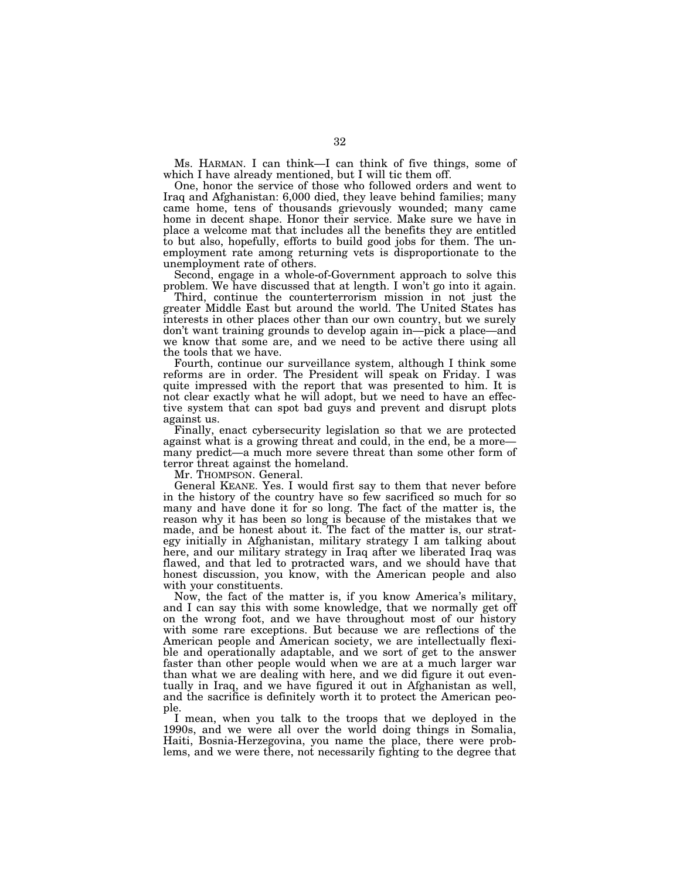Ms. HARMAN. I can think—I can think of five things, some of which I have already mentioned, but I will tic them off.

One, honor the service of those who followed orders and went to Iraq and Afghanistan: 6,000 died, they leave behind families; many came home, tens of thousands grievously wounded; many came home in decent shape. Honor their service. Make sure we have in place a welcome mat that includes all the benefits they are entitled to but also, hopefully, efforts to build good jobs for them. The unemployment rate among returning vets is disproportionate to the unemployment rate of others.

Second, engage in a whole-of-Government approach to solve this problem. We have discussed that at length. I won't go into it again.

Third, continue the counterterrorism mission in not just the greater Middle East but around the world. The United States has interests in other places other than our own country, but we surely don't want training grounds to develop again in—pick a place—and we know that some are, and we need to be active there using all the tools that we have.

Fourth, continue our surveillance system, although I think some reforms are in order. The President will speak on Friday. I was quite impressed with the report that was presented to him. It is not clear exactly what he will adopt, but we need to have an effective system that can spot bad guys and prevent and disrupt plots against us.

Finally, enact cybersecurity legislation so that we are protected against what is a growing threat and could, in the end, be a more—many predict—a much more severe threat than some other form of terror threat against the homeland.

Mr. THOMPSON. General.

General KEANE. Yes. I would first say to them that never before in the history of the country have so few sacrificed so much for so many and have done it for so long. The fact of the matter is, the reason why it has been so long is because of the mistakes that we made, and be honest about it. The fact of the matter is, our strategy initially in Afghanistan, military strategy I am talking about here, and our military strategy in Iraq after we liberated Iraq was flawed, and that led to protracted wars, and we should have that honest discussion, you know, with the American people and also with your constituents.

Now, the fact of the matter is, if you know America's military, and I can say this with some knowledge, that we normally get off on the wrong foot, and we have throughout most of our history with some rare exceptions. But because we are reflections of the American people and American society, we are intellectually flexible and operationally adaptable, and we sort of get to the answer faster than other people would when we are at a much larger war than what we are dealing with here, and we did figure it out eventually in Iraq, and we have figured it out in Afghanistan as well, and the sacrifice is definitely worth it to protect the American people.

I mean, when you talk to the troops that we deployed in the 1990s, and we were all over the world doing things in Somalia, Haiti, Bosnia-Herzegovina, you name the place, there were problems, and we were there, not necessarily fighting to the degree that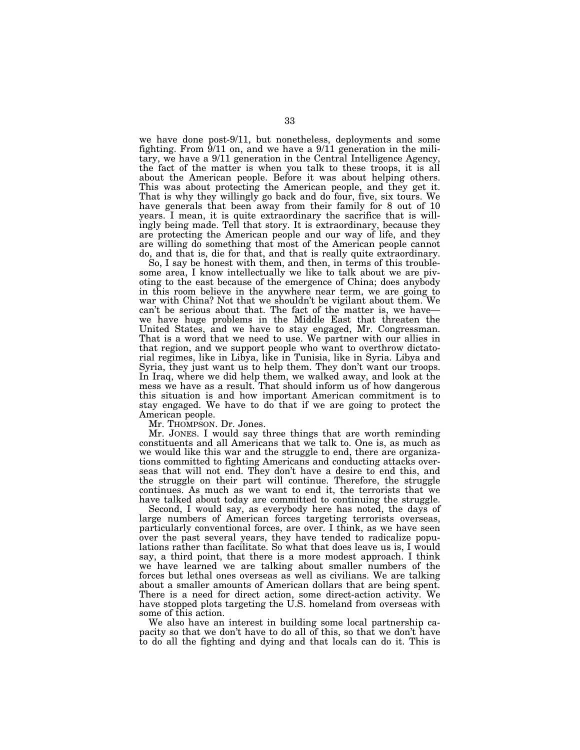we have done post-9/11, but nonetheless, deployments and some fighting. From 9/11 on, and we have a 9/11 generation in the military, we have a 9/11 generation in the Central Intelligence Agency, the fact of the matter is when you talk to these troops, it is all about the American people. Before it was about helping others. This was about protecting the American people, and they get it. That is why they willingly go back and do four, five, six tours. We have generals that been away from their family for 8 out of 10 years. I mean, it is quite extraordinary the sacrifice that is willingly being made. Tell that story. It is extraordinary, because they are protecting the American people and our way of life, and they are willing do something that most of the American people cannot do, and that is, die for that, and that is really quite extraordinary.

So, I say be honest with them, and then, in terms of this troublesome area, I know intellectually we like to talk about we are pivoting to the east because of the emergence of China; does anybody in this room believe in the anywhere near term, we are going to war with China? Not that we shouldn't be vigilant about them. We can't be serious about that. The fact of the matter is, we have— we have huge problems in the Middle East that threaten the United States, and we have to stay engaged, Mr. Congressman. That is a word that we need to use. We partner with our allies in that region, and we support people who want to overthrow dictatorial regimes, like in Libya, like in Tunisia, like in Syria. Libya and Syria, they just want us to help them. They don't want our troops. In Iraq, where we did help them, we walked away, and look at the mess we have as a result. That should inform us of how dangerous this situation is and how important American commitment is to stay engaged. We have to do that if we are going to protect the American people.

Mr. THOMPSON. Dr. Jones.

Mr. JONES. I would say three things that are worth reminding constituents and all Americans that we talk to. One is, as much as we would like this war and the struggle to end, there are organizations committed to fighting Americans and conducting attacks overseas that will not end. They don't have a desire to end this, and the struggle on their part will continue. Therefore, the struggle continues. As much as we want to end it, the terrorists that we have talked about today are committed to continuing the struggle.

Second, I would say, as everybody here has noted, the days of large numbers of American forces targeting terrorists overseas, particularly conventional forces, are over. I think, as we have seen over the past several years, they have tended to radicalize populations rather than facilitate. So what that does leave us is, I would say, a third point, that there is a more modest approach. I think we have learned we are talking about smaller numbers of the forces but lethal ones overseas as well as civilians. We are talking about a smaller amounts of American dollars that are being spent. There is a need for direct action, some direct-action activity. We have stopped plots targeting the U.S. homeland from overseas with some of this action.

We also have an interest in building some local partnership capacity so that we don't have to do all of this, so that we don't have to do all the fighting and dying and that locals can do it. This is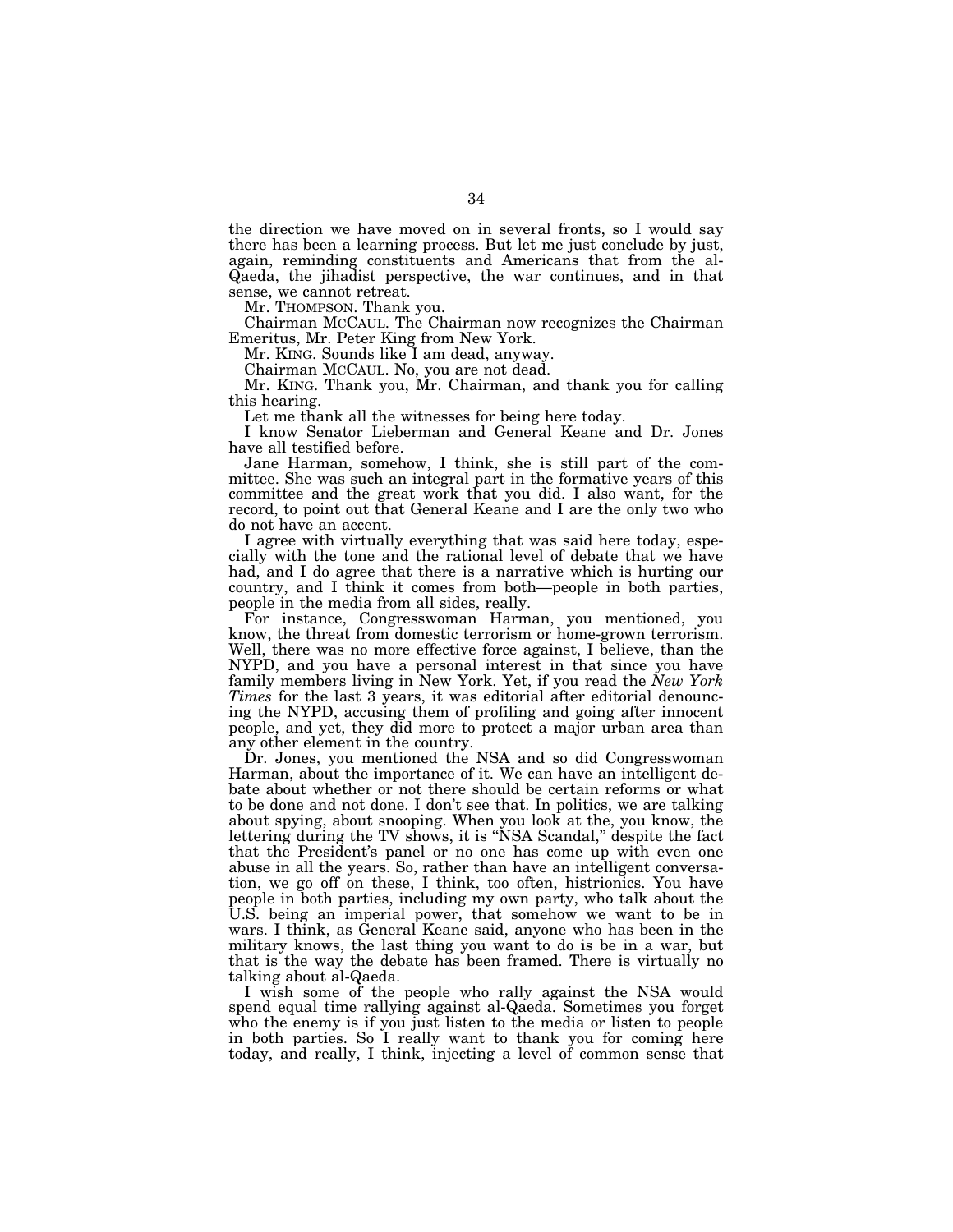the direction we have moved on in several fronts, so I would say there has been a learning process. But let me just conclude by just, again, reminding constituents and Americans that from the al-Qaeda, the jihadist perspective, the war continues, and in that sense, we cannot retreat.

Mr. THOMPSON. Thank you.

Chairman MCCAUL. The Chairman now recognizes the Chairman Emeritus, Mr. Peter King from New York.

Mr. KING. Sounds like I am dead, anyway.

Chairman MCCAUL. No, you are not dead.

Mr. KING. Thank you, Mr. Chairman, and thank you for calling this hearing.

Let me thank all the witnesses for being here today.

I know Senator Lieberman and General Keane and Dr. Jones have all testified before.

Jane Harman, somehow, I think, she is still part of the committee. She was such an integral part in the formative years of this committee and the great work that you did. I also want, for the record, to point out that General Keane and I are the only two who do not have an accent.

I agree with virtually everything that was said here today, especially with the tone and the rational level of debate that we have had, and I do agree that there is a narrative which is hurting our country, and I think it comes from both—people in both parties, people in the media from all sides, really.

For instance, Congresswoman Harman, you mentioned, you know, the threat from domestic terrorism or home-grown terrorism. Well, there was no more effective force against, I believe, than the NYPD, and you have a personal interest in that since you have family members living in New York. Yet, if you read the *New York Times* for the last 3 years, it was editorial after editorial denouncing the NYPD, accusing them of profiling and going after innocent people, and yet, they did more to protect a major urban area than any other element in the country.

Dr. Jones, you mentioned the NSA and so did Congresswoman Harman, about the importance of it. We can have an intelligent debate about whether or not there should be certain reforms or what to be done and not done. I don't see that. In politics, we are talking about spying, about snooping. When you look at the, you know, the lettering during the TV shows, it is "NSA Scandal," despite the fact that the President's panel or no one has come up with even one abuse in all the years. So, rather than have an intelligent conversation, we go off on these, I think, too often, histrionics. You have people in both parties, including my own party, who talk about the U.S. being an imperial power, that somehow we want to be in wars. I think, as General Keane said, anyone who has been in the military knows, the last thing you want to do is be in a war, but that is the way the debate has been framed. There is virtually no talking about al-Qaeda.

I wish some of the people who rally against the NSA would spend equal time rallying against al-Qaeda. Sometimes you forget who the enemy is if you just listen to the media or listen to people in both parties. So I really want to thank you for coming here today, and really, I think, injecting a level of common sense that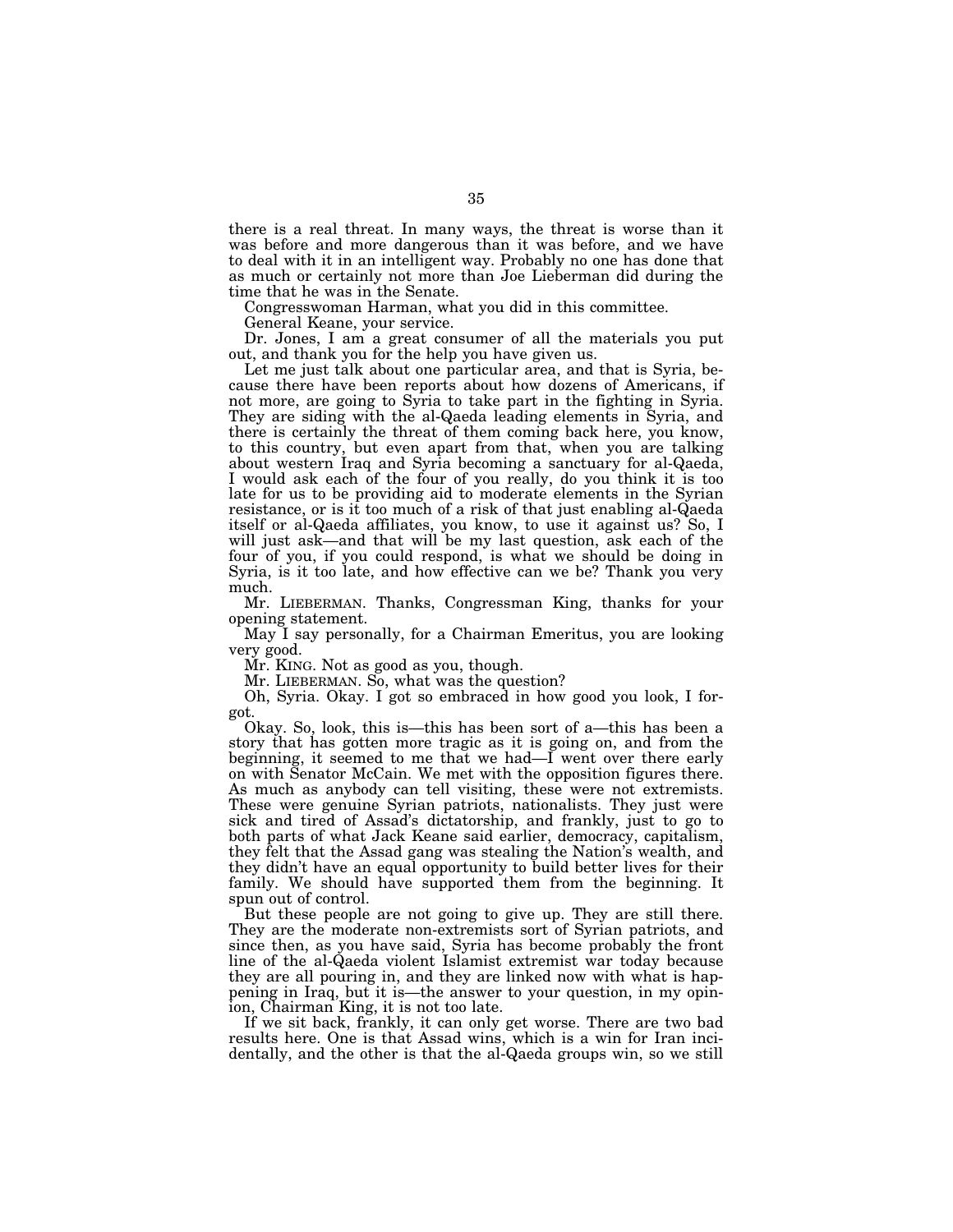there is a real threat. In many ways, the threat is worse than it was before and more dangerous than it was before, and we have to deal with it in an intelligent way. Probably no one has done that as much or certainly not more than Joe Lieberman did during the time that he was in the Senate.

Congresswoman Harman, what you did in this committee.

General Keane, your service.

Dr. Jones, I am a great consumer of all the materials you put out, and thank you for the help you have given us.

Let me just talk about one particular area, and that is Syria, because there have been reports about how dozens of Americans, if not more, are going to Syria to take part in the fighting in Syria. They are siding with the al-Qaeda leading elements in Syria, and there is certainly the threat of them coming back here, you know, to this country, but even apart from that, when you are talking about western Iraq and Syria becoming a sanctuary for al-Qaeda, I would ask each of the four of you really, do you think it is too late for us to be providing aid to moderate elements in the Syrian resistance, or is it too much of a risk of that just enabling al-Qaeda itself or al-Qaeda affiliates, you know, to use it against us? So, I will just ask—and that will be my last question, ask each of the four of you, if you could respond, is what we should be doing in Syria, is it too late, and how effective can we be? Thank you very much.

Mr. LIEBERMAN. Thanks, Congressman King, thanks for your opening statement.

May I say personally, for a Chairman Emeritus, you are looking very good.

Mr. KING. Not as good as you, though.

Mr. LIEBERMAN. So, what was the question?

Oh, Syria. Okay. I got so embraced in how good you look, I forgot.

Okay. So, look, this is—this has been sort of a—this has been a story that has gotten more tragic as it is going on, and from the beginning, it seemed to me that we had—I went over there early on with Senator McCain. We met with the opposition figures there. As much as anybody can tell visiting, these were not extremists. These were genuine Syrian patriots, nationalists. They just were sick and tired of Assad's dictatorship, and frankly, just to go to both parts of what Jack Keane said earlier, democracy, capitalism, they felt that the Assad gang was stealing the Nation's wealth, and they didn't have an equal opportunity to build better lives for their family. We should have supported them from the beginning. It spun out of control.

But these people are not going to give up. They are still there. They are the moderate non-extremists sort of Syrian patriots, and since then, as you have said, Syria has become probably the front line of the al-Qaeda violent Islamist extremist war today because they are all pouring in, and they are linked now with what is happening in Iraq, but it is—the answer to your question, in my opinion, Chairman King, it is not too late.

If we sit back, frankly, it can only get worse. There are two bad results here. One is that Assad wins, which is a win for Iran incidentally, and the other is that the al-Qaeda groups win, so we still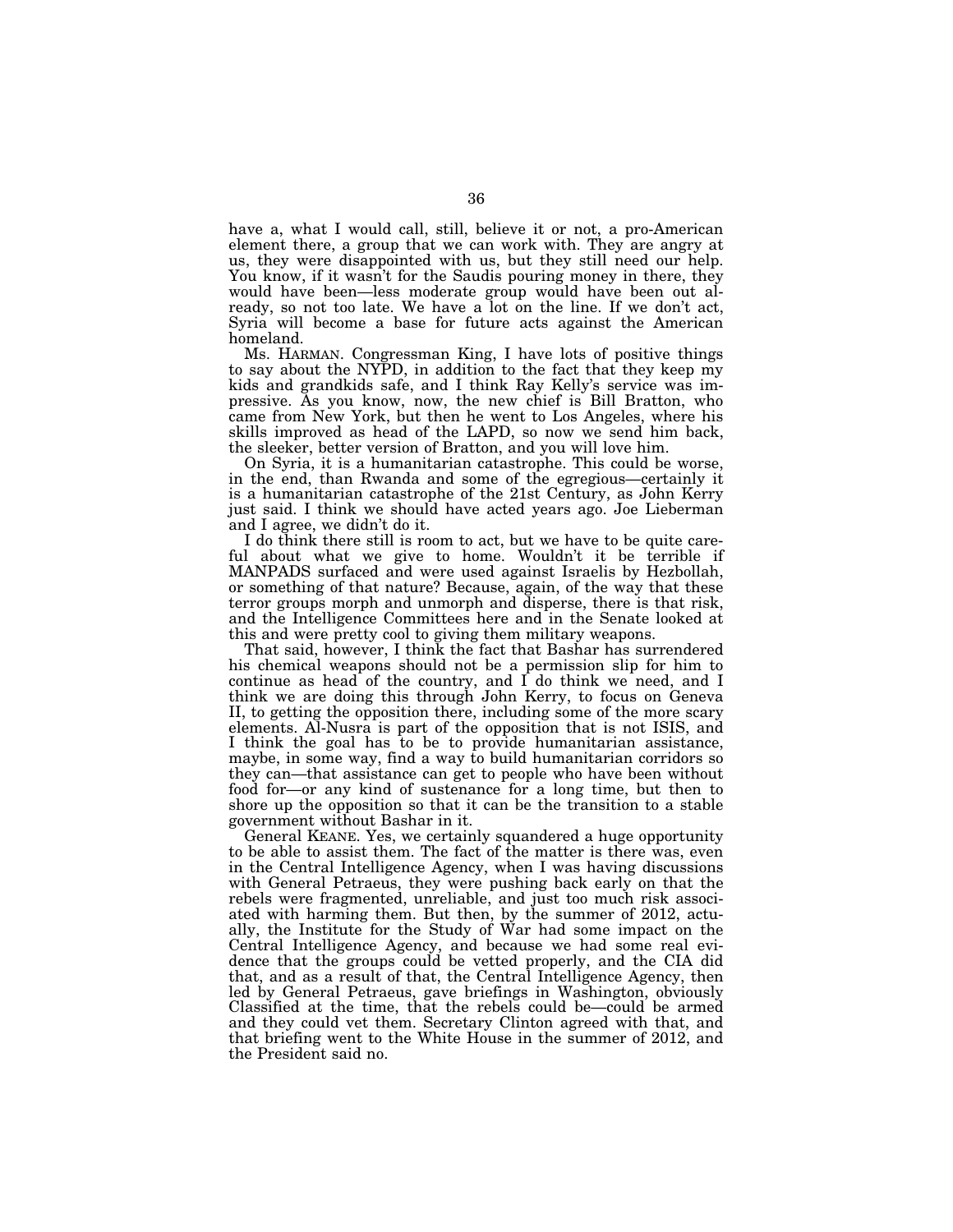have a, what I would call, still, believe it or not, a pro-American element there, a group that we can work with. They are angry at us, they were disappointed with us, but they still need our help. You know, if it wasn't for the Saudis pouring money in there, they would have been—less moderate group would have been out already, so not too late. We have a lot on the line. If we don't act, Syria will become a base for future acts against the American homeland.

Ms. HARMAN. Congressman King, I have lots of positive things to say about the NYPD, in addition to the fact that they keep my kids and grandkids safe, and I think Ray Kelly's service was impressive. As you know, now, the new chief is Bill Bratton, who came from New York, but then he went to Los Angeles, where his skills improved as head of the LAPD, so now we send him back, the sleeker, better version of Bratton, and you will love him.

On Syria, it is a humanitarian catastrophe. This could be worse, in the end, than Rwanda and some of the egregious—certainly it is a humanitarian catastrophe of the 21st Century, as John Kerry just said. I think we should have acted years ago. Joe Lieberman and I agree, we didn't do it.

I do think there still is room to act, but we have to be quite careful about what we give to home. Wouldn't it be terrible if MANPADS surfaced and were used against Israelis by Hezbollah, or something of that nature? Because, again, of the way that these terror groups morph and unmorph and disperse, there is that risk, and the Intelligence Committees here and in the Senate looked at this and were pretty cool to giving them military weapons.

That said, however, I think the fact that Bashar has surrendered his chemical weapons should not be a permission slip for him to continue as head of the country, and I do think we need, and I think we are doing this through John Kerry, to focus on Geneva II, to getting the opposition there, including some of the more scary elements. Al-Nusra is part of the opposition that is not ISIS, and I think the goal has to be to provide humanitarian assistance, maybe, in some way, find a way to build humanitarian corridors so they can—that assistance can get to people who have been without food for—or any kind of sustenance for a long time, but then to shore up the opposition so that it can be the transition to a stable government without Bashar in it.

General KEANE. Yes, we certainly squandered a huge opportunity to be able to assist them. The fact of the matter is there was, even in the Central Intelligence Agency, when I was having discussions with General Petraeus, they were pushing back early on that the rebels were fragmented, unreliable, and just too much risk associated with harming them. But then, by the summer of 2012, actually, the Institute for the Study of War had some impact on the Central Intelligence Agency, and because we had some real evidence that the groups could be vetted properly, and the CIA did that, and as a result of that, the Central Intelligence Agency, then led by General Petraeus, gave briefings in Washington, obviously Classified at the time, that the rebels could be—could be armed and they could vet them. Secretary Clinton agreed with that, and that briefing went to the White House in the summer of 2012, and the President said no.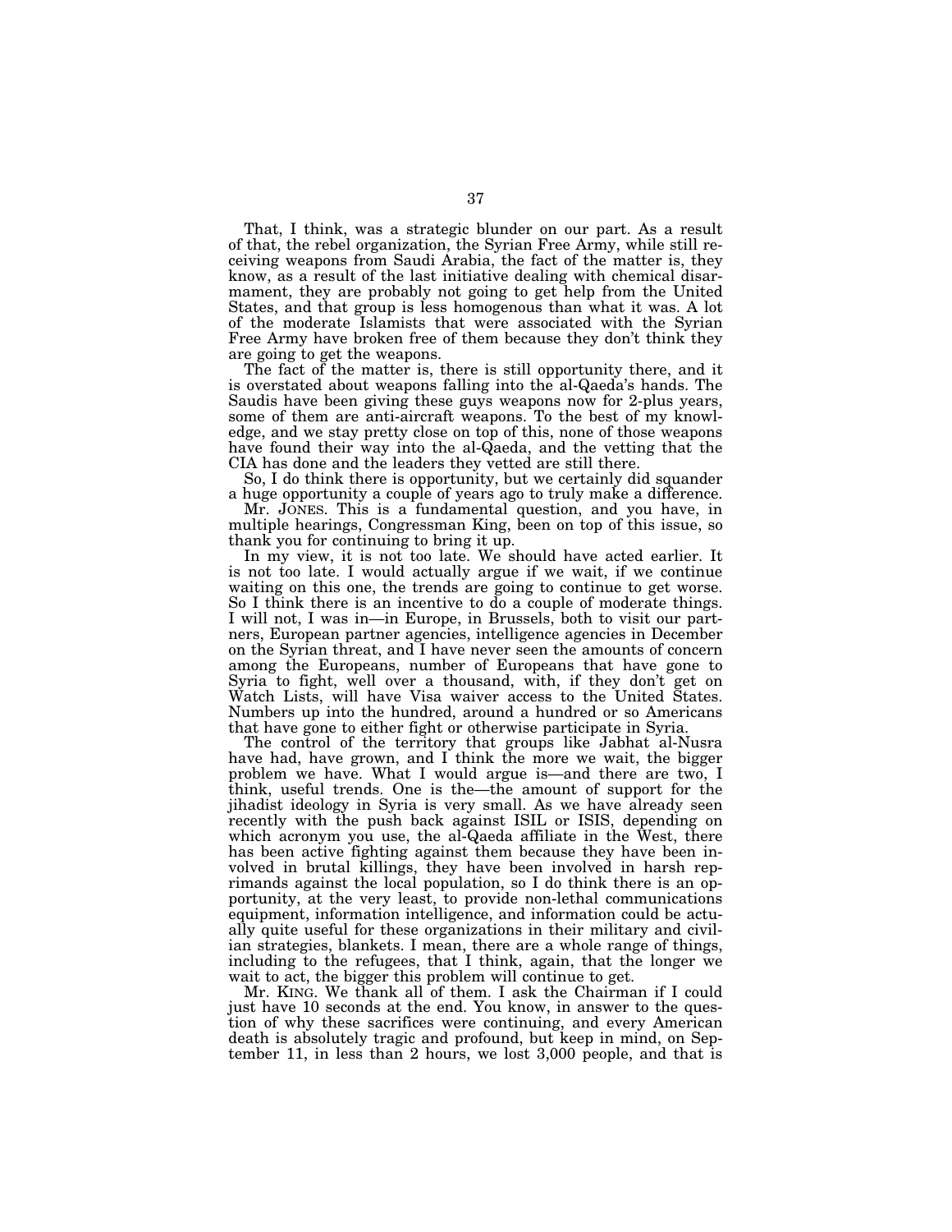That, I think, was a strategic blunder on our part. As a result of that, the rebel organization, the Syrian Free Army, while still receiving weapons from Saudi Arabia, the fact of the matter is, they know, as a result of the last initiative dealing with chemical disarmament, they are probably not going to get help from the United States, and that group is less homogenous than what it was. A lot of the moderate Islamists that were associated with the Syrian Free Army have broken free of them because they don't think they are going to get the weapons.

The fact of the matter is, there is still opportunity there, and it is overstated about weapons falling into the al-Qaeda's hands. The Saudis have been giving these guys weapons now for 2-plus years, some of them are anti-aircraft weapons. To the best of my knowledge, and we stay pretty close on top of this, none of those weapons have found their way into the al-Qaeda, and the vetting that the CIA has done and the leaders they vetted are still there.

So, I do think there is opportunity, but we certainly did squander a huge opportunity a couple of years ago to truly make a difference.

Mr. JONES. This is a fundamental question, and you have, in multiple hearings, Congressman King, been on top of this issue, so thank you for continuing to bring it up.

In my view, it is not too late. We should have acted earlier. It is not too late. I would actually argue if we wait, if we continue waiting on this one, the trends are going to continue to get worse. So I think there is an incentive to do a couple of moderate things. I will not, I was in—in Europe, in Brussels, both to visit our partners, European partner agencies, intelligence agencies in December on the Syrian threat, and I have never seen the amounts of concern among the Europeans, number of Europeans that have gone to Syria to fight, well over a thousand, with, if they don't get on Watch Lists, will have Visa waiver access to the United States. Numbers up into the hundred, around a hundred or so Americans that have gone to either fight or otherwise participate in Syria.

The control of the territory that groups like Jabhat al-Nusra have had, have grown, and I think the more we wait, the bigger problem we have. What I would argue is—and there are two, I think, useful trends. One is the—the amount of support for the jihadist ideology in Syria is very small. As we have already seen recently with the push back against ISIL or ISIS, depending on which acronym you use, the al-Qaeda affiliate in the West, there has been active fighting against them because they have been involved in brutal killings, they have been involved in harsh reprimands against the local population, so I do think there is an opportunity, at the very least, to provide non-lethal communications equipment, information intelligence, and information could be actually quite useful for these organizations in their military and civilian strategies, blankets. I mean, there are a whole range of things, including to the refugees, that I think, again, that the longer we wait to act, the bigger this problem will continue to get.

Mr. KING. We thank all of them. I ask the Chairman if I could just have 10 seconds at the end. You know, in answer to the question of why these sacrifices were continuing, and every American death is absolutely tragic and profound, but keep in mind, on September 11, in less than 2 hours, we lost 3,000 people, and that is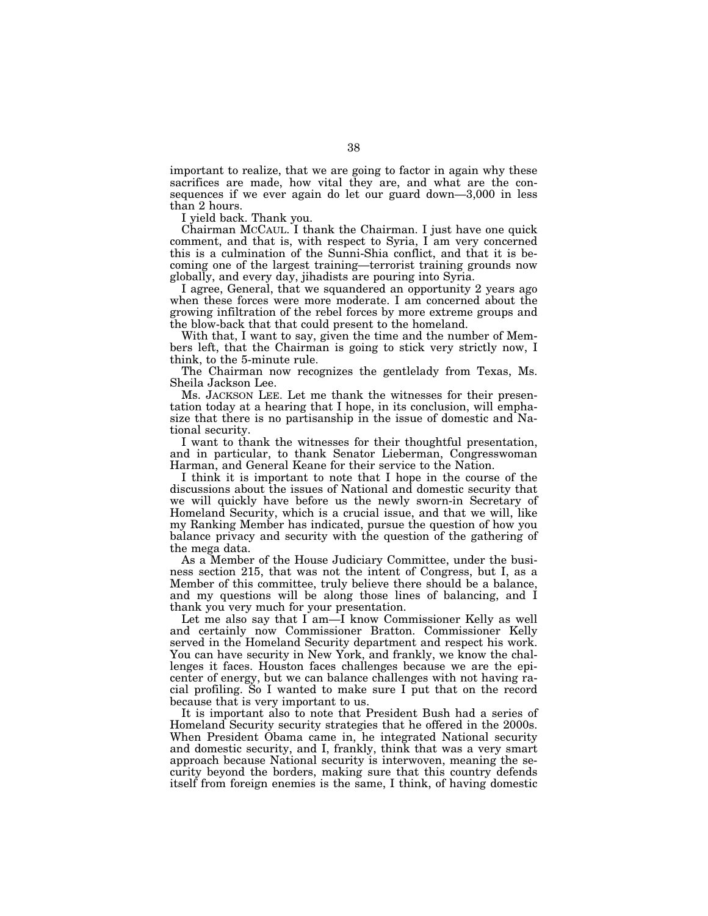important to realize, that we are going to factor in again why these sacrifices are made, how vital they are, and what are the consequences if we ever again do let our guard down—3,000 in less than 2 hours.

I yield back. Thank you.

Chairman MCCAUL. I thank the Chairman. I just have one quick comment, and that is, with respect to Syria, I am very concerned this is a culmination of the Sunni-Shia conflict, and that it is becoming one of the largest training—terrorist training grounds now globally, and every day, jihadists are pouring into Syria.

I agree, General, that we squandered an opportunity 2 years ago when these forces were more moderate. I am concerned about the growing infiltration of the rebel forces by more extreme groups and the blow-back that that could present to the homeland.

With that, I want to say, given the time and the number of Members left, that the Chairman is going to stick very strictly now, I think, to the 5-minute rule.

The Chairman now recognizes the gentlelady from Texas, Ms. Sheila Jackson Lee.

Ms. JACKSON LEE. Let me thank the witnesses for their presentation today at a hearing that I hope, in its conclusion, will emphasize that there is no partisanship in the issue of domestic and National security.

I want to thank the witnesses for their thoughtful presentation, and in particular, to thank Senator Lieberman, Congresswoman Harman, and General Keane for their service to the Nation.

I think it is important to note that I hope in the course of the discussions about the issues of National and domestic security that we will quickly have before us the newly sworn-in Secretary of Homeland Security, which is a crucial issue, and that we will, like my Ranking Member has indicated, pursue the question of how you balance privacy and security with the question of the gathering of the mega data.

As a Member of the House Judiciary Committee, under the business section 215, that was not the intent of Congress, but I, as a Member of this committee, truly believe there should be a balance, and my questions will be along those lines of balancing, and I thank you very much for your presentation.

Let me also say that I am—I know Commissioner Kelly as well and certainly now Commissioner Bratton. Commissioner Kelly served in the Homeland Security department and respect his work. You can have security in New York, and frankly, we know the challenges it faces. Houston faces challenges because we are the epicenter of energy, but we can balance challenges with not having racial profiling. So I wanted to make sure I put that on the record because that is very important to us.

It is important also to note that President Bush had a series of Homeland Security security strategies that he offered in the 2000s. When President Obama came in, he integrated National security and domestic security, and I, frankly, think that was a very smart approach because National security is interwoven, meaning the security beyond the borders, making sure that this country defends itself from foreign enemies is the same, I think, of having domestic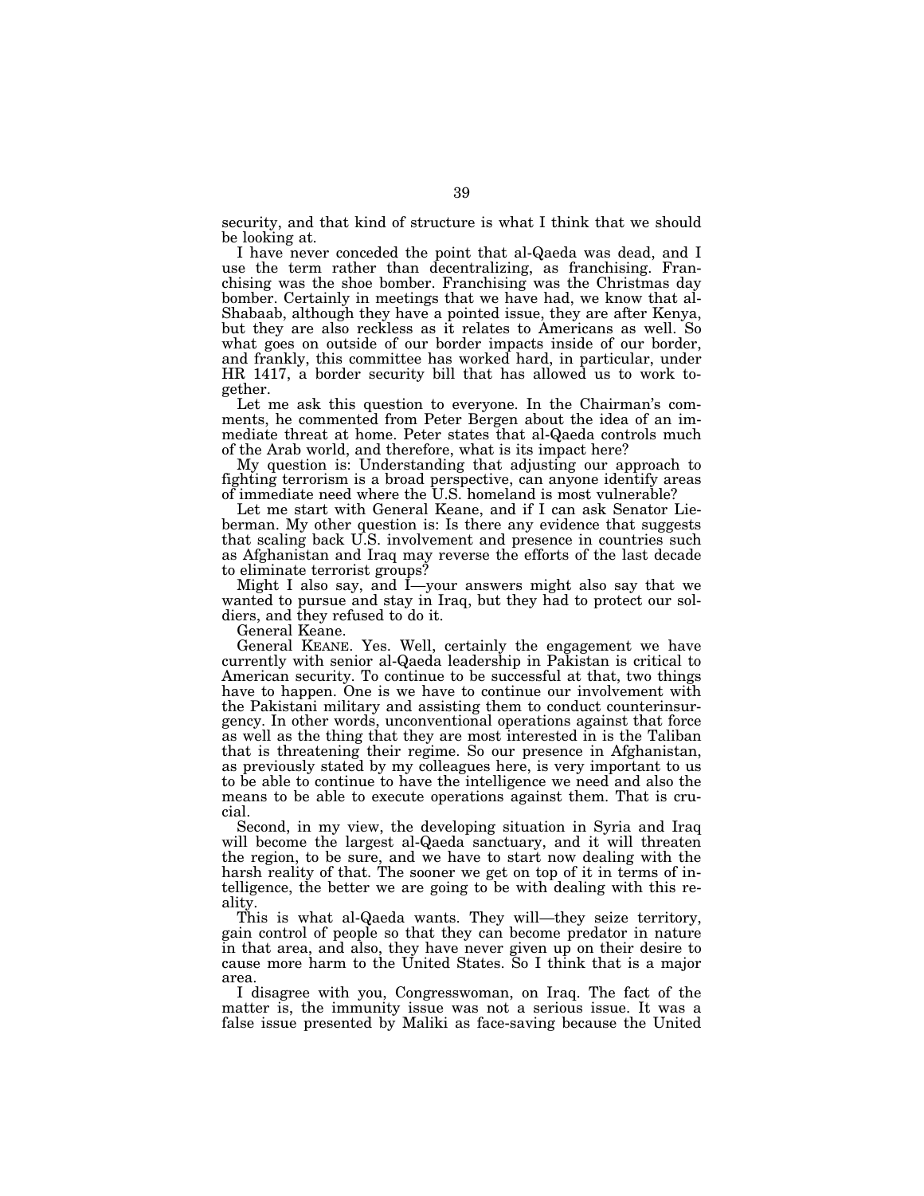security, and that kind of structure is what I think that we should be looking at.

I have never conceded the point that al-Qaeda was dead, and I use the term rather than decentralizing, as franchising. Franchising was the shoe bomber. Franchising was the Christmas day bomber. Certainly in meetings that we have had, we know that al-Shabaab, although they have a pointed issue, they are after Kenya, but they are also reckless as it relates to Americans as well. So what goes on outside of our border impacts inside of our border, and frankly, this committee has worked hard, in particular, under HR 1417, a border security bill that has allowed us to work together.

Let me ask this question to everyone. In the Chairman's comments, he commented from Peter Bergen about the idea of an immediate threat at home. Peter states that al-Qaeda controls much of the Arab world, and therefore, what is its impact here?

My question is: Understanding that adjusting our approach to fighting terrorism is a broad perspective, can anyone identify areas of immediate need where the U.S. homeland is most vulnerable?

Let me start with General Keane, and if I can ask Senator Lieberman. My other question is: Is there any evidence that suggests that scaling back U.S. involvement and presence in countries such as Afghanistan and Iraq may reverse the efforts of the last decade to eliminate terrorist groups?

Might I also say, and I—your answers might also say that we wanted to pursue and stay in Iraq, but they had to protect our soldiers, and they refused to do it.

General Keane.

General KEANE. Yes. Well, certainly the engagement we have currently with senior al-Qaeda leadership in Pakistan is critical to American security. To continue to be successful at that, two things have to happen. One is we have to continue our involvement with the Pakistani military and assisting them to conduct counterinsurgency. In other words, unconventional operations against that force as well as the thing that they are most interested in is the Taliban that is threatening their regime. So our presence in Afghanistan, as previously stated by my colleagues here, is very important to us to be able to continue to have the intelligence we need and also the means to be able to execute operations against them. That is crucial.

Second, in my view, the developing situation in Syria and Iraq will become the largest al-Qaeda sanctuary, and it will threaten the region, to be sure, and we have to start now dealing with the harsh reality of that. The sooner we get on top of it in terms of intelligence, the better we are going to be with dealing with this reality.

This is what al-Qaeda wants. They will—they seize territory, gain control of people so that they can become predator in nature in that area, and also, they have never given up on their desire to cause more harm to the United States. So I think that is a major area.

I disagree with you, Congresswoman, on Iraq. The fact of the matter is, the immunity issue was not a serious issue. It was a false issue presented by Maliki as face-saving because the United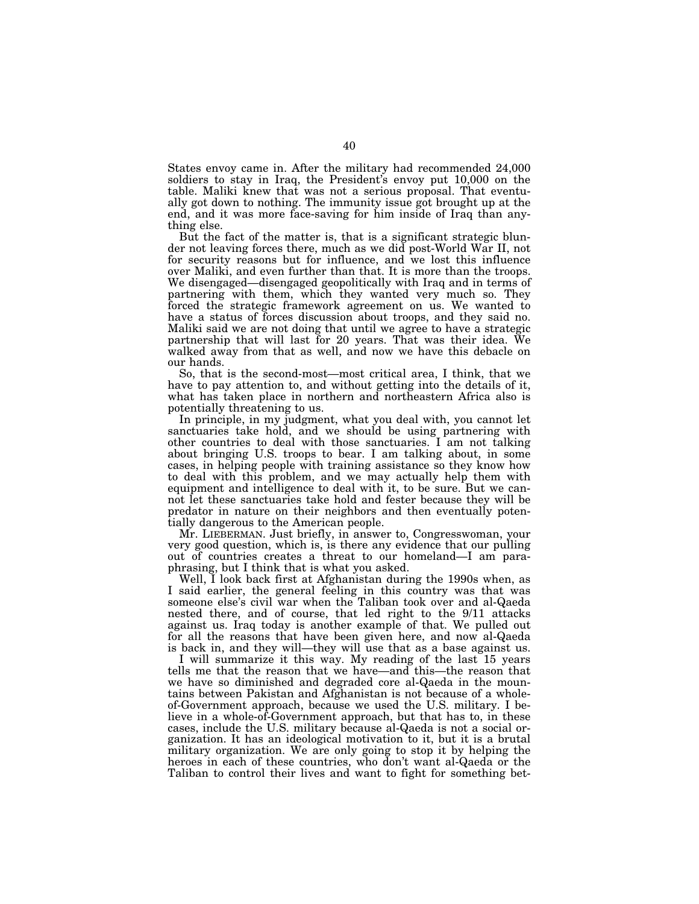States envoy came in. After the military had recommended 24,000 soldiers to stay in Iraq, the President's envoy put 10,000 on the table. Maliki knew that was not a serious proposal. That eventually got down to nothing. The immunity issue got brought up at the end, and it was more face-saving for him inside of Iraq than anything else.

But the fact of the matter is, that is a significant strategic blunder not leaving forces there, much as we did post-World War II, not for security reasons but for influence, and we lost this influence over Maliki, and even further than that. It is more than the troops. We disengaged—disengaged geopolitically with Iraq and in terms of partnering with them, which they wanted very much so. They forced the strategic framework agreement on us. We wanted to have a status of forces discussion about troops, and they said no. Maliki said we are not doing that until we agree to have a strategic partnership that will last for 20 years. That was their idea. We walked away from that as well, and now we have this debacle on our hands.

So, that is the second-most—most critical area, I think, that we have to pay attention to, and without getting into the details of it, what has taken place in northern and northeastern Africa also is potentially threatening to us.

In principle, in my judgment, what you deal with, you cannot let sanctuaries take hold, and we should be using partnering with other countries to deal with those sanctuaries. I am not talking about bringing U.S. troops to bear. I am talking about, in some cases, in helping people with training assistance so they know how to deal with this problem, and we may actually help them with equipment and intelligence to deal with it, to be sure. But we cannot let these sanctuaries take hold and fester because they will be predator in nature on their neighbors and then eventually potentially dangerous to the American people.

Mr. LIEBERMAN. Just briefly, in answer to, Congresswoman, your very good question, which is, is there any evidence that our pulling out of countries creates a threat to our homeland—I am paraphrasing, but I think that is what you asked.

Well, I look back first at Afghanistan during the 1990s when, as I said earlier, the general feeling in this country was that was someone else's civil war when the Taliban took over and al-Qaeda nested there, and of course, that led right to the 9/11 attacks against us. Iraq today is another example of that. We pulled out for all the reasons that have been given here, and now al-Qaeda is back in, and they will—they will use that as a base against us.

I will summarize it this way. My reading of the last 15 years tells me that the reason that we have—and this—the reason that we have so diminished and degraded core al-Qaeda in the mountains between Pakistan and Afghanistan is not because of a whole-of-Government approach, because we used the U.S. military. I believe in a whole-of-Government approach, but that has to, in these cases, include the U.S. military because al-Qaeda is not a social organization. It has an ideological motivation to it, but it is a brutal military organization. We are only going to stop it by helping the heroes in each of these countries, who don't want al-Qaeda or the Taliban to control their lives and want to fight for something bet-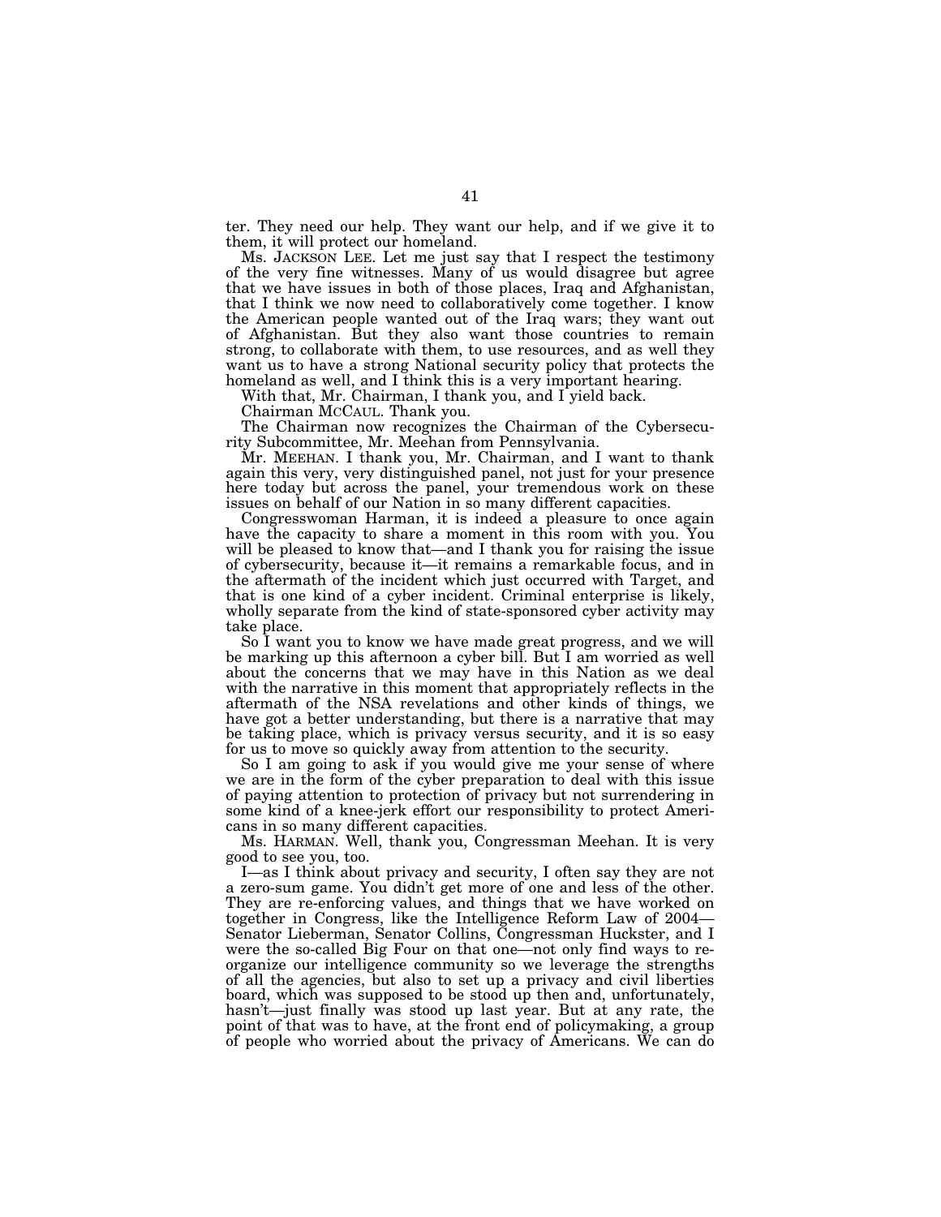ter. They need our help. They want our help, and if we give it to them, it will protect our homeland.

Ms. JACKSON LEE. Let me just say that I respect the testimony of the very fine witnesses. Many of us would disagree but agree that we have issues in both of those places, Iraq and Afghanistan, that I think we now need to collaboratively come together. I know the American people wanted out of the Iraq wars; they want out of Afghanistan. But they also want those countries to remain strong, to collaborate with them, to use resources, and as well they want us to have a strong National security policy that protects the homeland as well, and I think this is a very important hearing.

With that, Mr. Chairman, I thank you, and I yield back.

Chairman MCCAUL. Thank you.

The Chairman now recognizes the Chairman of the Cybersecurity Subcommittee, Mr. Meehan from Pennsylvania.

Mr. MEEHAN. I thank you, Mr. Chairman, and I want to thank again this very, very distinguished panel, not just for your presence here today but across the panel, your tremendous work on these issues on behalf of our Nation in so many different capacities.

Congresswoman Harman, it is indeed a pleasure to once again have the capacity to share a moment in this room with you. You will be pleased to know that—and I thank you for raising the issue of cybersecurity, because it—it remains a remarkable focus, and in the aftermath of the incident which just occurred with Target, and that is one kind of a cyber incident. Criminal enterprise is likely, wholly separate from the kind of state-sponsored cyber activity may take place.

So I want you to know we have made great progress, and we will be marking up this afternoon a cyber bill. But I am worried as well about the concerns that we may have in this Nation as we deal with the narrative in this moment that appropriately reflects in the aftermath of the NSA revelations and other kinds of things, we have got a better understanding, but there is a narrative that may be taking place, which is privacy versus security, and it is so easy for us to move so quickly away from attention to the security.

So I am going to ask if you would give me your sense of where we are in the form of the cyber preparation to deal with this issue of paying attention to protection of privacy but not surrendering in some kind of a knee-jerk effort our responsibility to protect Americans in so many different capacities.

Ms. HARMAN. Well, thank you, Congressman Meehan. It is very good to see you, too.

I—as I think about privacy and security, I often say they are not a zero-sum game. You didn't get more of one and less of the other. They are re-enforcing values, and things that we have worked on together in Congress, like the Intelligence Reform Law of 2004—Senator Lieberman, Senator Collins, Congressman Huckster, and I were the so-called Big Four on that one—not only find ways to reorganize our intelligence community so we leverage the strengths of all the agencies, but also to set up a privacy and civil liberties board, which was supposed to be stood up then and, unfortunately, hasn't—just finally was stood up last year. But at any rate, the point of that was to have, at the front end of policymaking, a group of people who worried about the privacy of Americans. We can do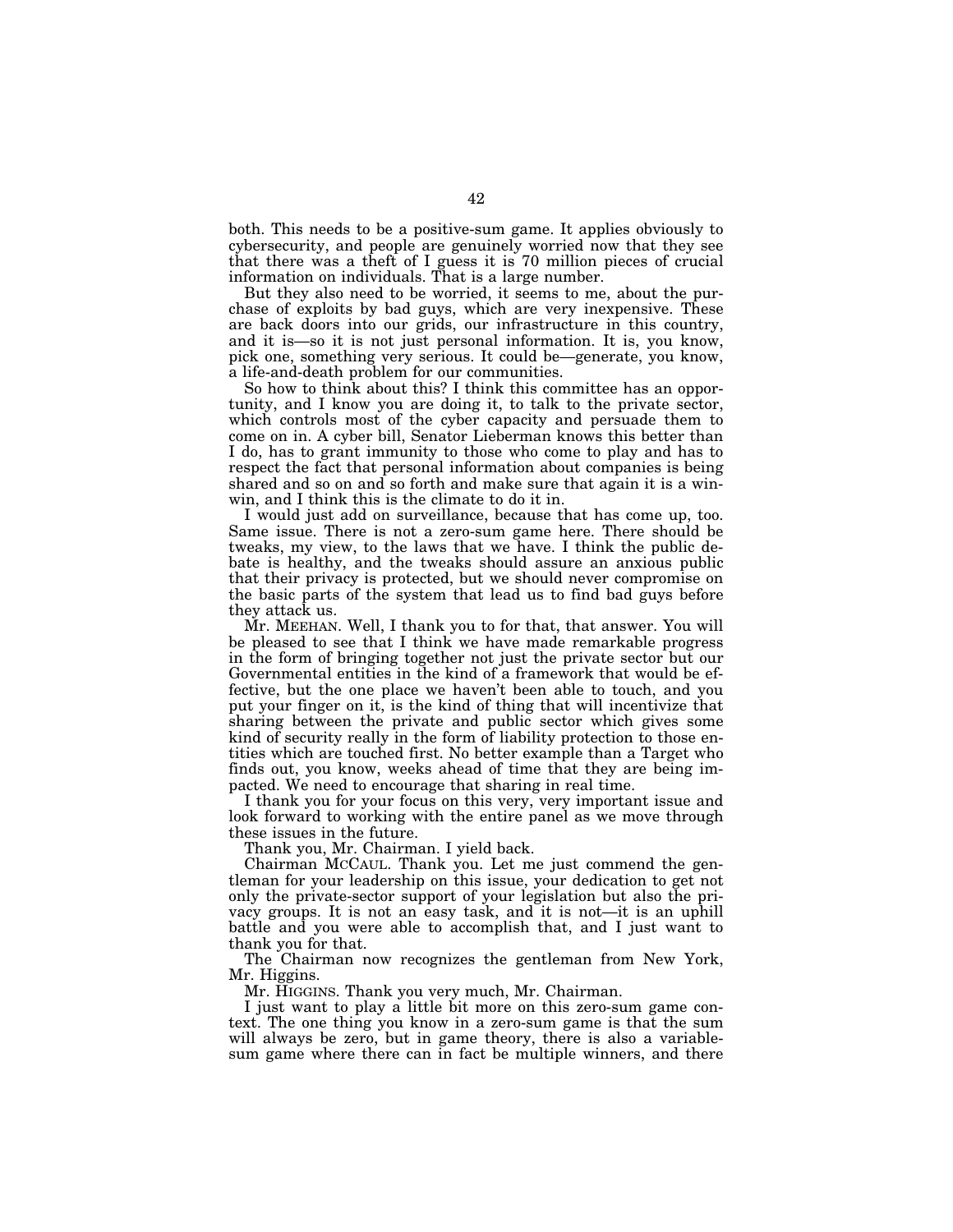both. This needs to be a positive-sum game. It applies obviously to cybersecurity, and people are genuinely worried now that they see that there was a theft of I guess it is 70 million pieces of crucial information on individuals. That is a large number.

But they also need to be worried, it seems to me, about the purchase of exploits by bad guys, which are very inexpensive. These are back doors into our grids, our infrastructure in this country, and it is—so it is not just personal information. It is, you know, pick one, something very serious. It could be—generate, you know, a life-and-death problem for our communities.

So how to think about this? I think this committee has an opportunity, and I know you are doing it, to talk to the private sector, which controls most of the cyber capacity and persuade them to come on in. A cyber bill, Senator Lieberman knows this better than I do, has to grant immunity to those who come to play and has to respect the fact that personal information about companies is being shared and so on and so forth and make sure that again it is a win-win, and I think this is the climate to do it in.

I would just add on surveillance, because that has come up, too. Same issue. There is not a zero-sum game here. There should be tweaks, my view, to the laws that we have. I think the public debate is healthy, and the tweaks should assure an anxious public that their privacy is protected, but we should never compromise on the basic parts of the system that lead us to find bad guys before they attack us.

Mr. MEEHAN. Well, I thank you to for that, that answer. You will be pleased to see that I think we have made remarkable progress in the form of bringing together not just the private sector but our Governmental entities in the kind of a framework that would be effective, but the one place we haven't been able to touch, and you put your finger on it, is the kind of thing that will incentivize that sharing between the private and public sector which gives some kind of security really in the form of liability protection to those entities which are touched first. No better example than a Target who finds out, you know, weeks ahead of time that they are being impacted. We need to encourage that sharing in real time.

I thank you for your focus on this very, very important issue and look forward to working with the entire panel as we move through these issues in the future.

Thank you, Mr. Chairman. I yield back.

Chairman MCCAUL. Thank you. Let me just commend the gentleman for your leadership on this issue, your dedication to get not only the private-sector support of your legislation but also the privacy groups. It is not an easy task, and it is not—it is an uphill battle and you were able to accomplish that, and I just want to thank you for that.

The Chairman now recognizes the gentleman from New York, Mr. Higgins.

Mr. HIGGINS. Thank you very much, Mr. Chairman.

I just want to play a little bit more on this zero-sum game context. The one thing you know in a zero-sum game is that the sum will always be zero, but in game theory, there is also a variable-sum game where there can in fact be multiple winners, and there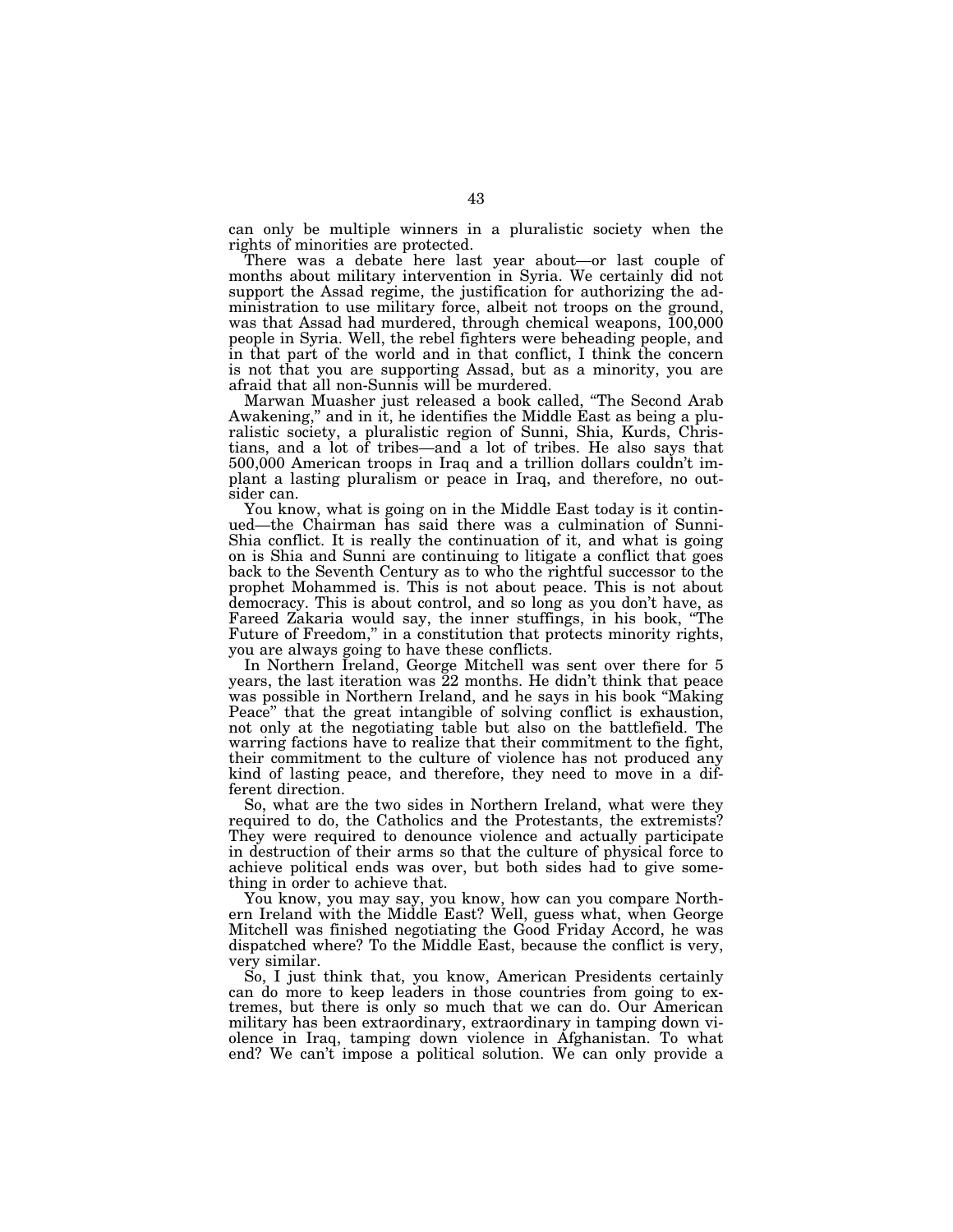can only be multiple winners in a pluralistic society when the rights of minorities are protected.

There was a debate here last year about—or last couple of months about military intervention in Syria. We certainly did not support the Assad regime, the justification for authorizing the administration to use military force, albeit not troops on the ground, was that Assad had murdered, through chemical weapons, 100,000 people in Syria. Well, the rebel fighters were beheading people, and in that part of the world and in that conflict, I think the concern is not that you are supporting Assad, but as a minority, you are afraid that all non-Sunnis will be murdered.

Marwan Muasher just released a book called, "The Second Arab Awakening," and in it, he identifies the Middle East as being a pluralistic society, a pluralistic region of Sunni, Shia, Kurds, Christians, and a lot of tribes—and a lot of tribes. He also says that 500,000 American troops in Iraq and a trillion dollars couldn't implant a lasting pluralism or peace in Iraq, and therefore, no outsider can.

You know, what is going on in the Middle East today is it continued—the Chairman has said there was a culmination of Sunni-Shia conflict. It is really the continuation of it, and what is going on is Shia and Sunni are continuing to litigate a conflict that goes back to the Seventh Century as to who the rightful successor to the prophet Mohammed is. This is not about peace. This is not about democracy. This is about control, and so long as you don't have, as Fareed Zakaria would say, the inner stuffings, in his book, "The Future of Freedom," in a constitution that protects minority rights, you are always going to have these conflicts.

In Northern Ireland, George Mitchell was sent over there for 5 years, the last iteration was 22 months. He didn't think that peace was possible in Northern Ireland, and he says in his book "Making Peace" that the great intangible of solving conflict is exhaustion, not only at the negotiating table but also on the battlefield. The warring factions have to realize that their commitment to the fight, their commitment to the culture of violence has not produced any kind of lasting peace, and therefore, they need to move in a different direction.

So, what are the two sides in Northern Ireland, what were they required to do, the Catholics and the Protestants, the extremists? They were required to denounce violence and actually participate in destruction of their arms so that the culture of physical force to achieve political ends was over, but both sides had to give something in order to achieve that.

You know, you may say, you know, how can you compare Northern Ireland with the Middle East? Well, guess what, when George Mitchell was finished negotiating the Good Friday Accord, he was dispatched where? To the Middle East, because the conflict is very, very similar.

So, I just think that, you know, American Presidents certainly can do more to keep leaders in those countries from going to extremes, but there is only so much that we can do. Our American military has been extraordinary, extraordinary in tamping down violence in Iraq, tamping down violence in Afghanistan. To what end? We can't impose a political solution. We can only provide a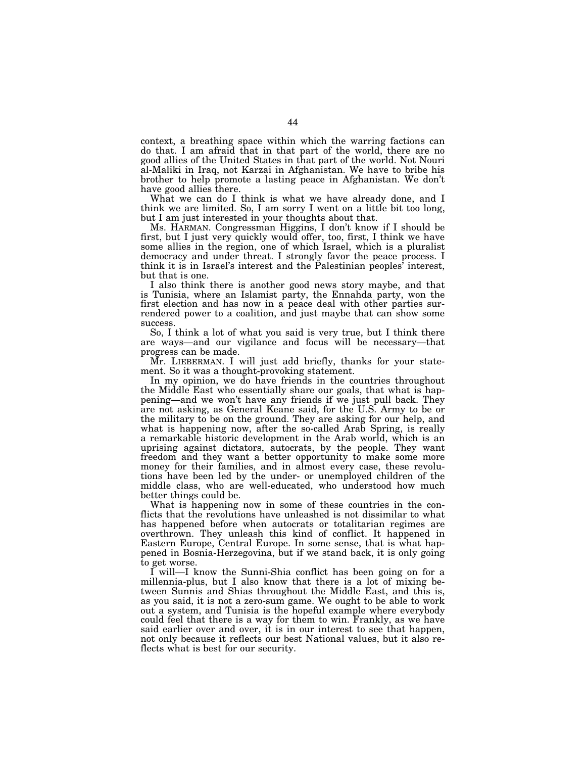context, a breathing space within which the warring factions can do that. I am afraid that in that part of the world, there are no good allies of the United States in that part of the world. Not Nouri al-Maliki in Iraq, not Karzai in Afghanistan. We have to bribe his brother to help promote a lasting peace in Afghanistan. We don't have good allies there.

What we can do I think is what we have already done, and I think we are limited. So, I am sorry I went on a little bit too long, but I am just interested in your thoughts about that.

Ms. HARMAN. Congressman Higgins, I don't know if I should be first, but I just very quickly would offer, too, first, I think we have some allies in the region, one of which Israel, which is a pluralist democracy and under threat. I strongly favor the peace process. I think it is in Israel's interest and the Palestinian peoples' interest, but that is one.

I also think there is another good news story maybe, and that is Tunisia, where an Islamist party, the Ennahda party, won the first election and has now in a peace deal with other parties surrendered power to a coalition, and just maybe that can show some success.

So, I think a lot of what you said is very true, but I think there are ways—and our vigilance and focus will be necessary—that progress can be made.

Mr. LIEBERMAN. I will just add briefly, thanks for your statement. So it was a thought-provoking statement.

In my opinion, we do have friends in the countries throughout the Middle East who essentially share our goals, that what is happening—and we won't have any friends if we just pull back. They are not asking, as General Keane said, for the U.S. Army to be or the military to be on the ground. They are asking for our help, and what is happening now, after the so-called Arab Spring, is really a remarkable historic development in the Arab world, which is an uprising against dictators, autocrats, by the people. They want freedom and they want a better opportunity to make some more money for their families, and in almost every case, these revolutions have been led by the under- or unemployed children of the middle class, who are well-educated, who understood how much better things could be.

What is happening now in some of these countries in the conflicts that the revolutions have unleashed is not dissimilar to what has happened before when autocrats or totalitarian regimes are overthrown. They unleash this kind of conflict. It happened in Eastern Europe, Central Europe. In some sense, that is what happened in Bosnia-Herzegovina, but if we stand back, it is only going to get worse.

I will—I know the Sunni-Shia conflict has been going on for a millennia-plus, but I also know that there is a lot of mixing between Sunnis and Shias throughout the Middle East, and this is, as you said, it is not a zero-sum game. We ought to be able to work out a system, and Tunisia is the hopeful example where everybody could feel that there is a way for them to win. Frankly, as we have said earlier over and over, it is in our interest to see that happen, not only because it reflects our best National values, but it also reflects what is best for our security.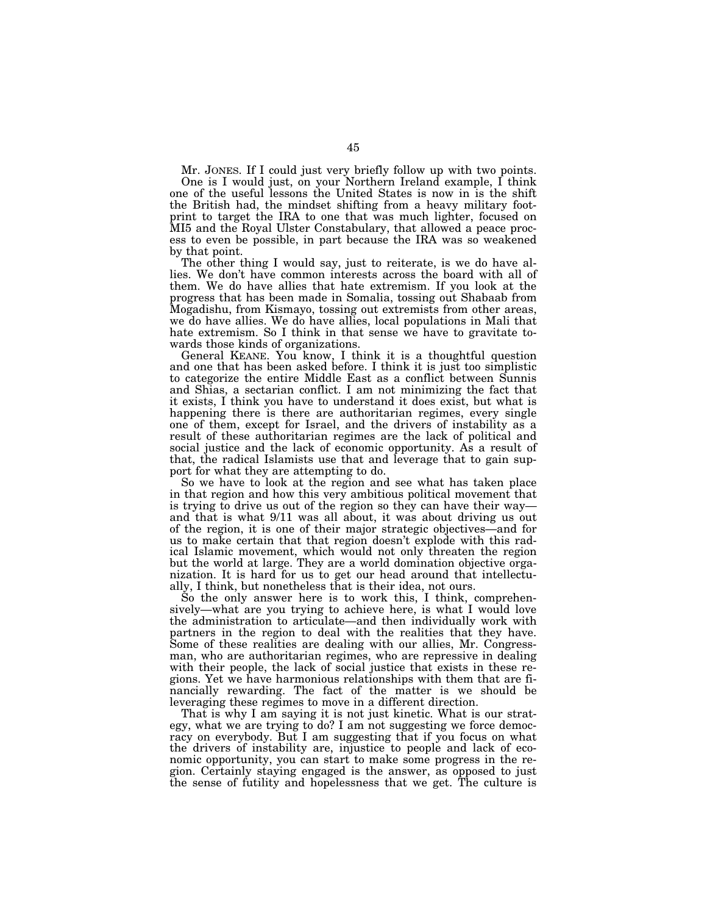Mr. JONES. If I could just very briefly follow up with two points.

One is I would just, on your Northern Ireland example, I think one of the useful lessons the United States is now in is the shift the British had, the mindset shifting from a heavy military footprint to target the IRA to one that was much lighter, focused on MI5 and the Royal Ulster Constabulary, that allowed a peace process to even be possible, in part because the IRA was so weakened by that point.

The other thing I would say, just to reiterate, is we do have allies. We don't have common interests across the board with all of them. We do have allies that hate extremism. If you look at the progress that has been made in Somalia, tossing out Shabaab from Mogadishu, from Kismayo, tossing out extremists from other areas, we do have allies. We do have allies, local populations in Mali that hate extremism. So I think in that sense we have to gravitate towards those kinds of organizations.

General KEANE. You know, I think it is a thoughtful question and one that has been asked before. I think it is just too simplistic to categorize the entire Middle East as a conflict between Sunnis and Shias, a sectarian conflict. I am not minimizing the fact that it exists, I think you have to understand it does exist, but what is happening there is there are authoritarian regimes, every single one of them, except for Israel, and the drivers of instability as a result of these authoritarian regimes are the lack of political and social justice and the lack of economic opportunity. As a result of that, the radical Islamists use that and leverage that to gain support for what they are attempting to do.

So we have to look at the region and see what has taken place in that region and how this very ambitious political movement that is trying to drive us out of the region so they can have their way—and that is what 9/11 was all about, it was about driving us out of the region, it is one of their major strategic objectives—and for us to make certain that that region doesn't explode with this radical Islamic movement, which would not only threaten the region but the world at large. They are a world domination objective organization. It is hard for us to get our head around that intellectually, I think, but nonetheless that is their idea, not ours.

So the only answer here is to work this, I think, comprehensively—what are you trying to achieve here, is what I would love the administration to articulate—and then individually work with partners in the region to deal with the realities that they have. Some of these realities are dealing with our allies, Mr. Congressman, who are authoritarian regimes, who are repressive in dealing with their people, the lack of social justice that exists in these regions. Yet we have harmonious relationships with them that are financially rewarding. The fact of the matter is we should be leveraging these regimes to move in a different direction.

That is why I am saying it is not just kinetic. What is our strategy, what we are trying to do? I am not suggesting we force democracy on everybody. But I am suggesting that if you focus on what the drivers of instability are, injustice to people and lack of economic opportunity, you can start to make some progress in the region. Certainly staying engaged is the answer, as opposed to just the sense of futility and hopelessness that we get. The culture is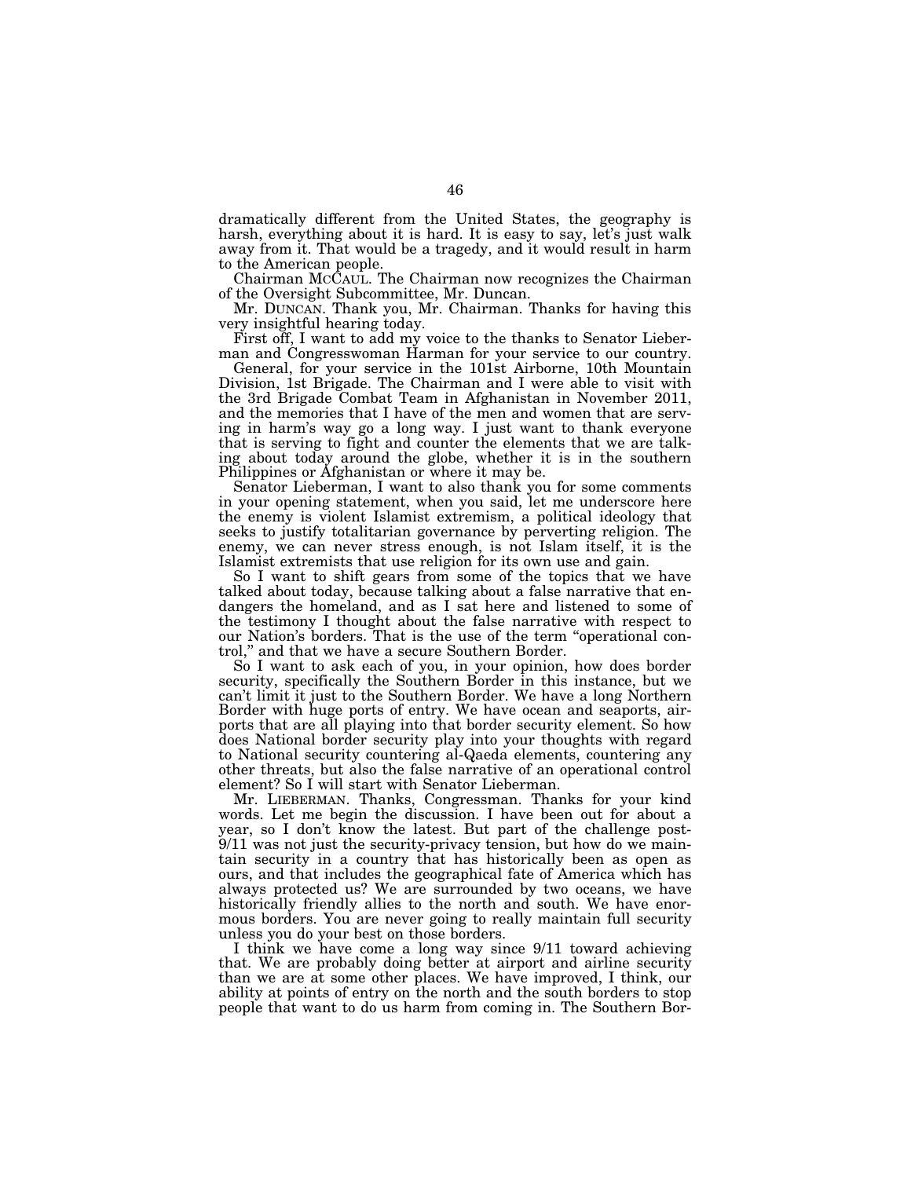dramatically different from the United States, the geography is harsh, everything about it is hard. It is easy to say, let's just walk away from it. That would be a tragedy, and it would result in harm to the American people.

Chairman MCCAUL. The Chairman now recognizes the Chairman of the Oversight Subcommittee, Mr. Duncan.

Mr. DUNCAN. Thank you, Mr. Chairman. Thanks for having this very insightful hearing today.

First off, I want to add my voice to the thanks to Senator Lieberman and Congresswoman Harman for your service to our country.

General, for your service in the 101st Airborne, 10th Mountain Division, 1st Brigade. The Chairman and I were able to visit with the 3rd Brigade Combat Team in Afghanistan in November 2011, and the memories that I have of the men and women that are serving in harm's way go a long way. I just want to thank everyone that is serving to fight and counter the elements that we are talking about today around the globe, whether it is in the southern Philippines or Afghanistan or where it may be.

Senator Lieberman, I want to also thank you for some comments in your opening statement, when you said, let me underscore here the enemy is violent Islamist extremism, a political ideology that seeks to justify totalitarian governance by perverting religion. The enemy, we can never stress enough, is not Islam itself, it is the Islamist extremists that use religion for its own use and gain.

So I want to shift gears from some of the topics that we have talked about today, because talking about a false narrative that endangers the homeland, and as I sat here and listened to some of the testimony I thought about the false narrative with respect to our Nation's borders. That is the use of the term "operational control," and that we have a secure Southern Border.

So I want to ask each of you, in your opinion, how does border security, specifically the Southern Border in this instance, but we can't limit it just to the Southern Border. We have a long Northern Border with huge ports of entry. We have ocean and seaports, airports that are all playing into that border security element. So how does National border security play into your thoughts with regard to National security countering al-Qaeda elements, countering any other threats, but also the false narrative of an operational control element? So I will start with Senator Lieberman.

Mr. LIEBERMAN. Thanks, Congressman. Thanks for your kind words. Let me begin the discussion. I have been out for about a year, so I don't know the latest. But part of the challenge post-9/11 was not just the security-privacy tension, but how do we maintain security in a country that has historically been as open as ours, and that includes the geographical fate of America which has always protected us? We are surrounded by two oceans, we have historically friendly allies to the north and south. We have enormous borders. You are never going to really maintain full security unless you do your best on those borders.

I think we have come a long way since 9/11 toward achieving that. We are probably doing better at airport and airline security than we are at some other places. We have improved, I think, our ability at points of entry on the north and the south borders to stop people that want to do us harm from coming in. The Southern Bor-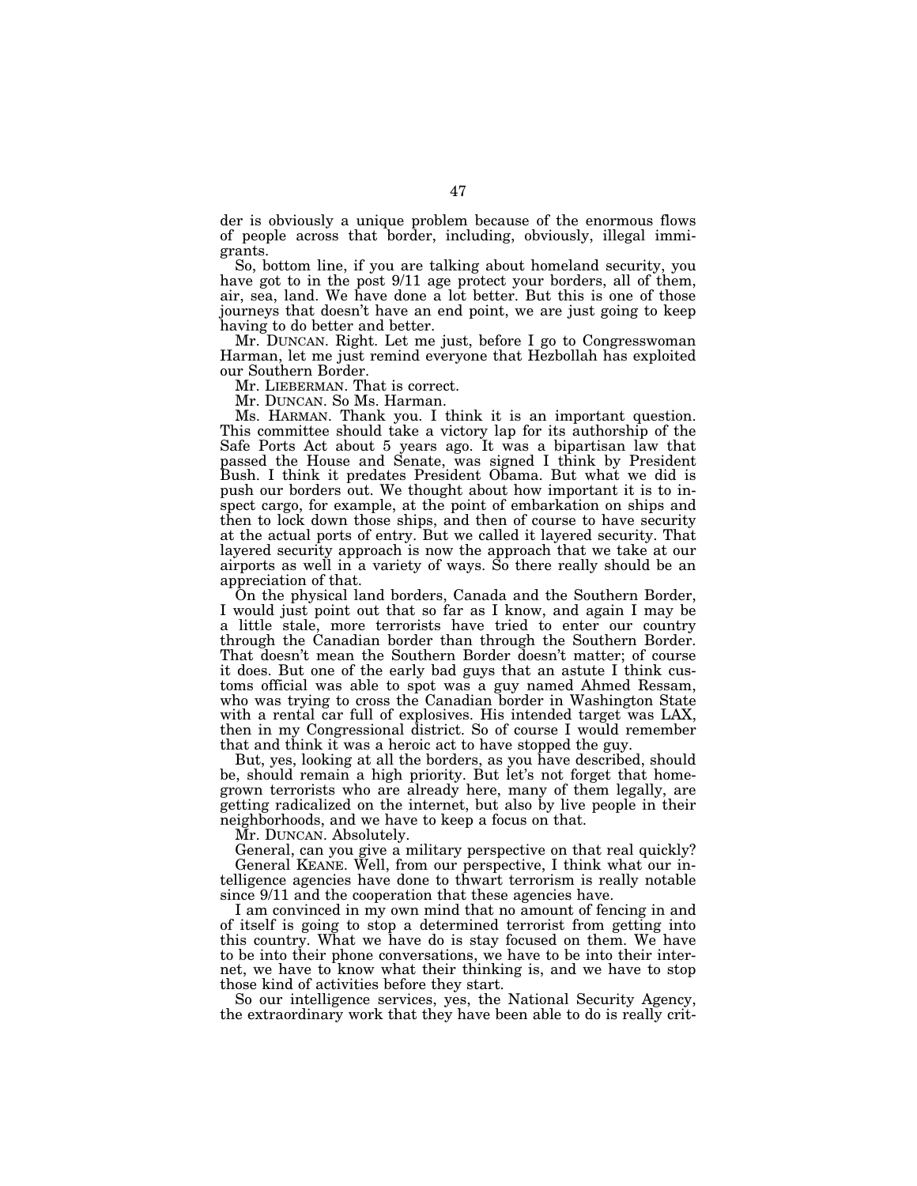der is obviously a unique problem because of the enormous flows of people across that border, including, obviously, illegal immigrants.

So, bottom line, if you are talking about homeland security, you have got to in the post 9/11 age protect your borders, all of them, air, sea, land. We have done a lot better. But this is one of those journeys that doesn't have an end point, we are just going to keep having to do better and better.

Mr. DUNCAN. Right. Let me just, before I go to Congresswoman Harman, let me just remind everyone that Hezbollah has exploited our Southern Border.

Mr. LIEBERMAN. That is correct.

Mr. DUNCAN. So Ms. Harman.

Ms. HARMAN. Thank you. I think it is an important question. This committee should take a victory lap for its authorship of the Safe Ports Act about 5 years ago. It was a bipartisan law that passed the House and Senate, was signed I think by President Bush. I think it predates President Obama. But what we did is push our borders out. We thought about how important it is to inspect cargo, for example, at the point of embarkation on ships and then to lock down those ships, and then of course to have security at the actual ports of entry. But we called it layered security. That layered security approach is now the approach that we take at our airports as well in a variety of ways. So there really should be an appreciation of that.

On the physical land borders, Canada and the Southern Border, I would just point out that so far as I know, and again I may be a little stale, more terrorists have tried to enter our country through the Canadian border than through the Southern Border. That doesn't mean the Southern Border doesn't matter; of course it does. But one of the early bad guys that an astute I think customs official was able to spot was a guy named Ahmed Ressam, who was trying to cross the Canadian border in Washington State with a rental car full of explosives. His intended target was LAX, then in my Congressional district. So of course I would remember that and think it was a heroic act to have stopped the guy.

But, yes, looking at all the borders, as you have described, should be, should remain a high priority. But let's not forget that homegrown terrorists who are already here, many of them legally, are getting radicalized on the internet, but also by live people in their neighborhoods, and we have to keep a focus on that.

Mr. DUNCAN. Absolutely.

General, can you give a military perspective on that real quickly?

General KEANE. Well, from our perspective, I think what our intelligence agencies have done to thwart terrorism is really notable since 9/11 and the cooperation that these agencies have.

I am convinced in my own mind that no amount of fencing in and of itself is going to stop a determined terrorist from getting into this country. What we have do is stay focused on them. We have to be into their phone conversations, we have to be into their internet, we have to know what their thinking is, and we have to stop those kind of activities before they start.

So our intelligence services, yes, the National Security Agency, the extraordinary work that they have been able to do is really crit-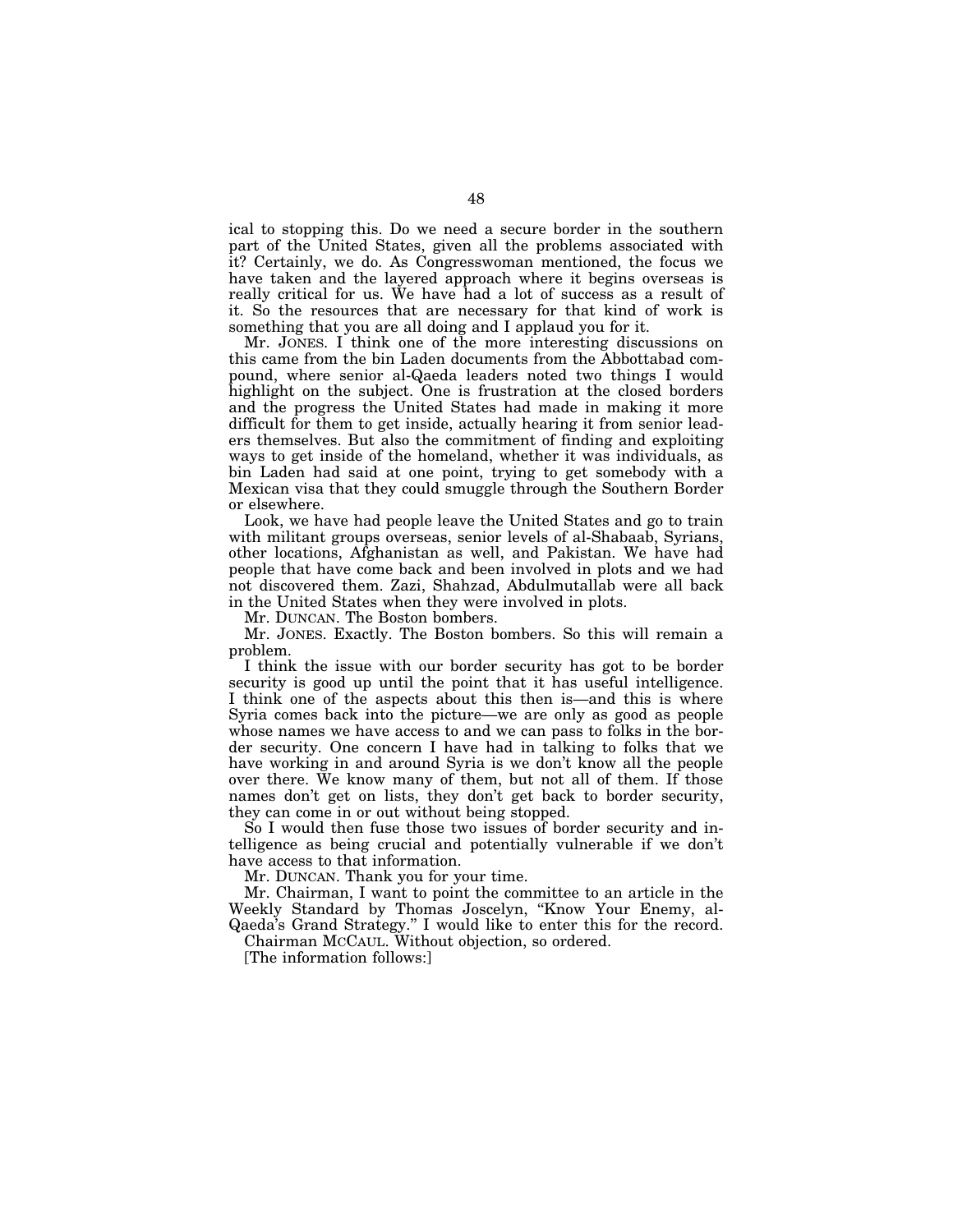ical to stopping this. Do we need a secure border in the southern part of the United States, given all the problems associated with it? Certainly, we do. As Congresswoman mentioned, the focus we have taken and the layered approach where it begins overseas is really critical for us. We have had a lot of success as a result of it. So the resources that are necessary for that kind of work is something that you are all doing and I applaud you for it.

Mr. JONES. I think one of the more interesting discussions on this came from the bin Laden documents from the Abbottabad compound, where senior al-Qaeda leaders noted two things I would highlight on the subject. One is frustration at the closed borders and the progress the United States had made in making it more difficult for them to get inside, actually hearing it from senior leaders themselves. But also the commitment of finding and exploiting ways to get inside of the homeland, whether it was individuals, as bin Laden had said at one point, trying to get somebody with a Mexican visa that they could smuggle through the Southern Border or elsewhere.

Look, we have had people leave the United States and go to train with militant groups overseas, senior levels of al-Shabaab, Syrians, other locations, Afghanistan as well, and Pakistan. We have had people that have come back and been involved in plots and we had not discovered them. Zazi, Shahzad, Abdulmutallab were all back in the United States when they were involved in plots.

Mr. DUNCAN. The Boston bombers.

Mr. JONES. Exactly. The Boston bombers. So this will remain a problem.

I think the issue with our border security has got to be border security is good up until the point that it has useful intelligence. I think one of the aspects about this then is—and this is where Syria comes back into the picture—we are only as good as people whose names we have access to and we can pass to folks in the border security. One concern I have had in talking to folks that we have working in and around Syria is we don't know all the people over there. We know many of them, but not all of them. If those names don't get on lists, they don't get back to border security, they can come in or out without being stopped.

So I would then fuse those two issues of border security and intelligence as being crucial and potentially vulnerable if we don't have access to that information.

Mr. DUNCAN. Thank you for your time.

Mr. Chairman, I want to point the committee to an article in the Weekly Standard by Thomas Joscelyn, "Know Your Enemy, al-Qaeda's Grand Strategy." I would like to enter this for the record.

Chairman MCCAUL. Without objection, so ordered.

[The information follows:]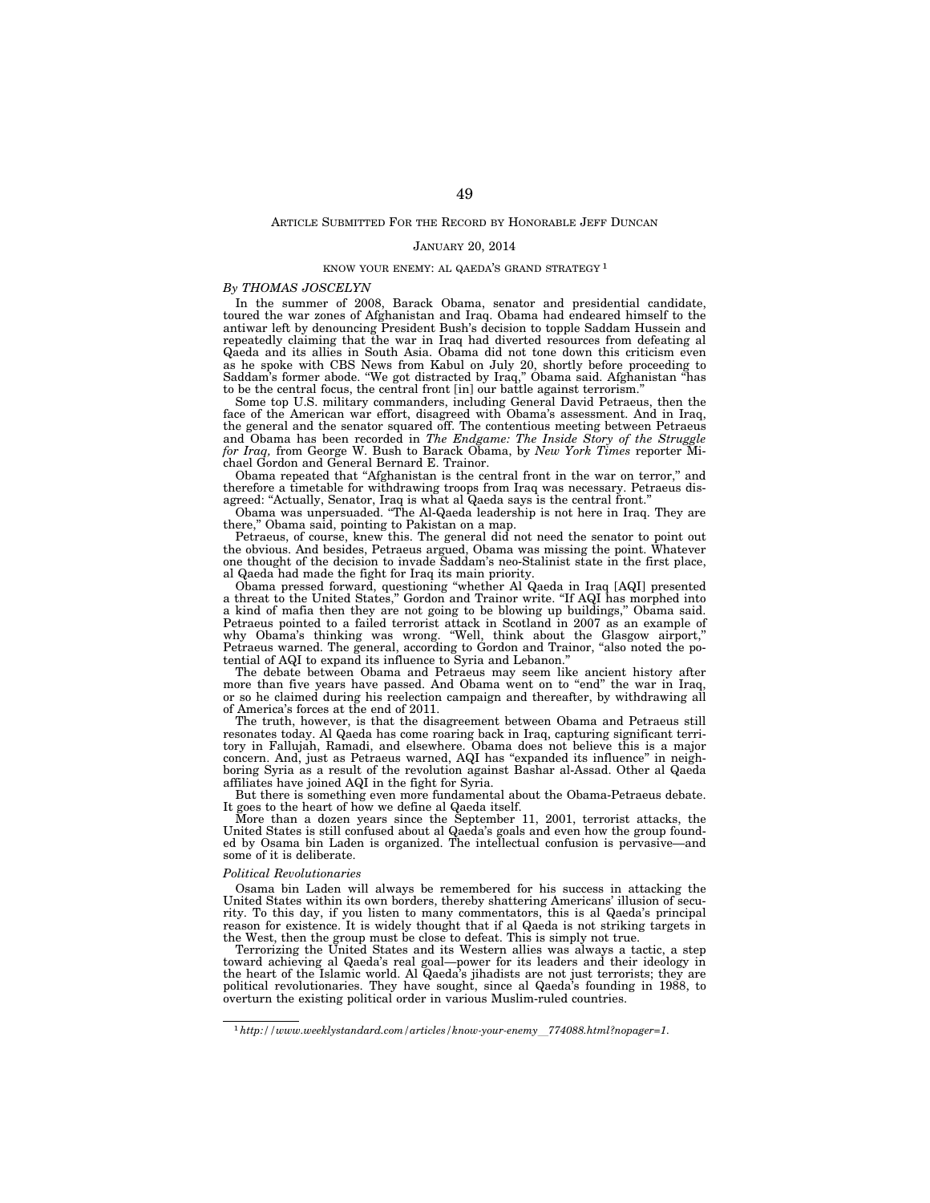ARTICLE SUBMITTED FOR THE RECORD BY HONORABLE JEFF DUNCAN

JANUARY 20, 2014

KNOW YOUR ENEMY: AL QAEDA'S GRAND STRATEGY [1]

*By THOMAS JOSCELYN*

In the summer of 2008, Barack Obama, senator and presidential candidate, toured the war zones of Afghanistan and Iraq. Obama had endeared himself to the antiwar left by denouncing President Bush's decision to topple Saddam Hussein and repeatedly claiming that the war in Iraq had diverted resources from defeating al Qaeda and its allies in South Asia. Obama did not tone down this criticism even as he spoke with CBS News from Kabul on July 20, shortly before proceeding to Saddam's former abode. "We got distracted by Iraq," Obama said. Afghanistan "has to be the central focus, the central front [in] our battle against terrorism."

Some top U.S. military commanders, including General David Petraeus, then the face of the American war effort, disagreed with Obama's assessment. And in Iraq, the general and the senator squared off. The contentious meeting between Petraeus and Obama has been recorded in *The Endgame: The Inside Story of the Struggle for Iraq,* from George W. Bush to Barack Obama, by *New York Times* reporter Michael Gordon and General Bernard E. Trainor.

Obama repeated that "Afghanistan is the central front in the war on terror," and therefore a timetable for withdrawing troops from Iraq was necessary. Petraeus disagreed: "Actually, Senator, Iraq is what al Qaeda says is the central front."

Obama was unpersuaded. "The Al-Qaeda leadership is not here in Iraq. They are there," Obama said, pointing to Pakistan on a map.

Petraeus, of course, knew this. The general did not need the senator to point out the obvious. And besides, Petraeus argued, Obama was missing the point. Whatever one thought of the decision to invade Saddam's neo-Stalinist state in the first place, al Qaeda had made the fight for Iraq its main priority.

Obama pressed forward, questioning "whether Al Qaeda in Iraq [AQI] presented a threat to the United States," Gordon and Trainor write. "If AQI has morphed into a kind of mafia then they are not going to be blowing up buildings," Obama said. Petraeus pointed to a failed terrorist attack in Scotland in 2007 as an example of why Obama's thinking was wrong. "Well, think about the Glasgow airport," Petraeus warned. The general, according to Gordon and Trainor, "also noted the potential of AQI to expand its influence to Syria and Lebanon."

The debate between Obama and Petraeus may seem like ancient history after more than five years have passed. And Obama went on to "end" the war in Iraq, or so he claimed during his reelection campaign and thereafter, by withdrawing all of America's forces at the end of 2011.

The truth, however, is that the disagreement between Obama and Petraeus still resonates today. Al Qaeda has come roaring back in Iraq, capturing significant territory in Fallujah, Ramadi, and elsewhere. Obama does not believe this is a major concern. And, just as Petraeus warned, AQI has "expanded its influence" in neighboring Syria as a result of the revolution against Bashar al-Assad. Other al Qaeda affiliates have joined AQI in the fight for Syria.

But there is something even more fundamental about the Obama-Petraeus debate. It goes to the heart of how we define al Qaeda itself.

More than a dozen years since the September 11, 2001, terrorist attacks, the United States is still confused about al Qaeda's goals and even how the group founded by Osama bin Laden is organized. The intellectual confusion is pervasive—and some of it is deliberate.

*Political Revolutionaries*

Osama bin Laden will always be remembered for his success in attacking the United States within its own borders, thereby shattering Americans' illusion of security. To this day, if you listen to many commentators, this is al Qaeda's principal reason for existence. It is widely thought that if al Qaeda is not striking targets in the West, then the group must be close to defeat. This is simply not true.

Terrorizing the United States and its Western allies was always a tactic, a step toward achieving al Qaeda's real goal—power for its leaders and their ideology in the heart of the Islamic world. Al Qaeda's jihadists are not just terrorists; they are political revolutionaries. They have sought, since al Qaeda's founding in 1988, to overturn the existing political order in various Muslim-ruled countries.

[1] *http://www.weeklystandard.com/articles/know-your-enemy__774088.html?nopager=1.*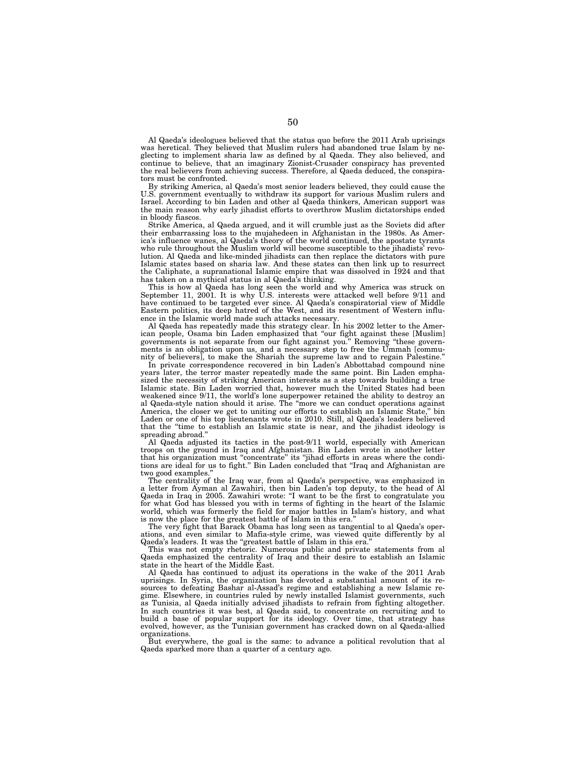Al Qaeda's ideologues believed that the status quo before the 2011 Arab uprisings was heretical. They believed that Muslim rulers had abandoned true Islam by neglecting to implement sharia law as defined by al Qaeda. They also believed, and continue to believe, that an imaginary Zionist-Crusader conspiracy has prevented the real believers from achieving success. Therefore, al Qaeda deduced, the conspirators must be confronted.

By striking America, al Qaeda's most senior leaders believed, they could cause the U.S. government eventually to withdraw its support for various Muslim rulers and Israel. According to bin Laden and other al Qaeda thinkers, American support was the main reason why early jihadist efforts to overthrow Muslim dictatorships ended in bloody fiascos.

Strike America, al Qaeda argued, and it will crumble just as the Soviets did after their embarrassing loss to the mujahedeen in Afghanistan in the 1980s. As America's influence wanes, al Qaeda's theory of the world continued, the apostate tyrants who rule throughout the Muslim world will become susceptible to the jihadists' revolution. Al Qaeda and like-minded jihadists can then replace the dictators with pure Islamic states based on sharia law. And these states can then link up to resurrect the Caliphate, a supranational Islamic empire that was dissolved in 1924 and that has taken on a mythical status in al Qaeda's thinking.

This is how al Qaeda has long seen the world and why America was struck on September 11, 2001. It is why U.S. interests were attacked well before 9/11 and have continued to be targeted ever since. Al Qaeda's conspiratorial view of Middle Eastern politics, its deep hatred of the West, and its resentment of Western influence in the Islamic world made such attacks necessary.

Al Qaeda has repeatedly made this strategy clear. In his 2002 letter to the American people, Osama bin Laden emphasized that "our fight against these [Muslim] governments is not separate from our fight against you." Removing "these governments is an obligation upon us, and a necessary step to free the Ummah [community of believers], to make the Shariah the supreme law and to regain Palestine."

In private correspondence recovered in bin Laden's Abbottabad compound nine years later, the terror master repeatedly made the same point. Bin Laden emphasized the necessity of striking American interests as a step towards building a true Islamic state. Bin Laden worried that, however much the United States had been weakened since 9/11, the world's lone superpower retained the ability to destroy an al Qaeda-style nation should it arise. The "more we can conduct operations against America, the closer we get to uniting our efforts to establish an Islamic State," bin Laden or one of his top lieutenants wrote in 2010. Still, al Qaeda's leaders believed that the "time to establish an Islamic state is near, and the jihadist ideology is spreading abroad."

Al Qaeda adjusted its tactics in the post-9/11 world, especially with American troops on the ground in Iraq and Afghanistan. Bin Laden wrote in another letter that his organization must "concentrate" its "jihad efforts in areas where the conditions are ideal for us to fight." Bin Laden concluded that "Iraq and Afghanistan are two good examples."

The centrality of the Iraq war, from al Qaeda's perspective, was emphasized in a letter from Ayman al Zawahiri, then bin Laden's top deputy, to the head of Al Qaeda in Iraq in 2005. Zawahiri wrote: "I want to be the first to congratulate you for what God has blessed you with in terms of fighting in the heart of the Islamic world, which was formerly the field for major battles in Islam's history, and what is now the place for the greatest battle of Islam in this era."

The very fight that Barack Obama has long seen as tangential to al Qaeda's operations, and even similar to Mafia-style crime, was viewed quite differently by al Qaeda's leaders. It was the "greatest battle of Islam in this era."

This was not empty rhetoric. Numerous public and private statements from al Qaeda emphasized the centrality of Iraq and their desire to establish an Islamic state in the heart of the Middle East.

Al Qaeda has continued to adjust its operations in the wake of the 2011 Arab uprisings. In Syria, the organization has devoted a substantial amount of its resources to defeating Bashar al-Assad's regime and establishing a new Islamic regime. Elsewhere, in countries ruled by newly installed Islamist governments, such as Tunisia, al Qaeda initially advised jihadists to refrain from fighting altogether. In such countries it was best, al Qaeda said, to concentrate on recruiting and to build a base of popular support for its ideology. Over time, that strategy has evolved, however, as the Tunisian government has cracked down on al Qaeda-allied organizations.

But everywhere, the goal is the same: to advance a political revolution that al Qaeda sparked more than a quarter of a century ago.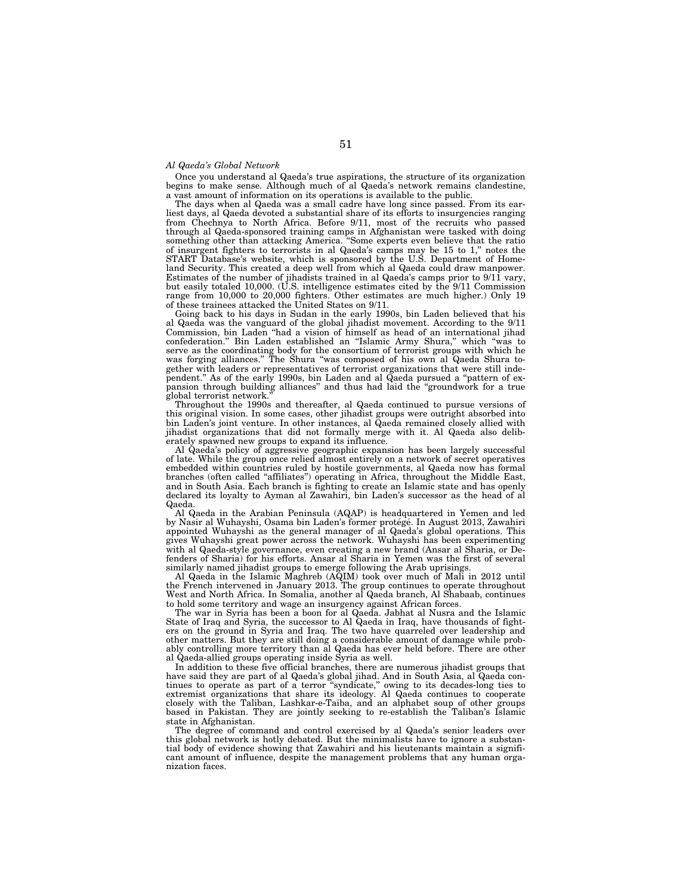*Al Qaeda's Global Network*

Once you understand al Qaeda's true aspirations, the structure of its organization begins to make sense. Although much of al Qaeda's network remains clandestine, a vast amount of information on its operations is available to the public.

The days when al Qaeda was a small cadre have long since passed. From its earliest days, al Qaeda devoted a substantial share of its efforts to insurgencies ranging from Chechnya to North Africa. Before 9/11, most of the recruits who passed through al Qaeda-sponsored training camps in Afghanistan were tasked with doing something other than attacking America. "Some experts even believe that the ratio of insurgent fighters to terrorists in al Qaeda's camps may be 15 to 1," notes the START Database's website, which is sponsored by the U.S. Department of Homeland Security. This created a deep well from which al Qaeda could draw manpower. Estimates of the number of jihadists trained in al Qaeda's camps prior to 9/11 vary, but easily totaled 10,000. (U.S. intelligence estimates cited by the 9/11 Commission range from 10,000 to 20,000 fighters. Other estimates are much higher.) Only 19 of these trainees attacked the United States on 9/11.

Going back to his days in Sudan in the early 1990s, bin Laden believed that his al Qaeda was the vanguard of the global jihadist movement. According to the 9/11 Commission, bin Laden "had a vision of himself as head of an international jihad confederation." Bin Laden established an "Islamic Army Shura," which "was to serve as the coordinating body for the consortium of terrorist groups with which he was forging alliances." The Shura "was composed of his own al Qaeda Shura together with leaders or representatives of terrorist organizations that were still independent." As of the early 1990s, bin Laden and al Qaeda pursued a "pattern of expansion through building alliances" and thus had laid the "groundwork for a true global terrorist network."

Throughout the 1990s and thereafter, al Qaeda continued to pursue versions of this original vision. In some cases, other jihadist groups were outright absorbed into bin Laden's joint venture. In other instances, al Qaeda remained closely allied with jihadist organizations that did not formally merge with it. Al Qaeda also deliberately spawned new groups to expand its influence.

Al Qaeda's policy of aggressive geographic expansion has been largely successful of late. While the group once relied almost entirely on a network of secret operatives embedded within countries ruled by hostile governments, al Qaeda now has formal branches (often called "affiliates") operating in Africa, throughout the Middle East, and in South Asia. Each branch is fighting to create an Islamic state and has openly declared its loyalty to Ayman al Zawahiri, bin Laden's successor as the head of al Qaeda.

Al Qaeda in the Arabian Peninsula (AQAP) is headquartered in Yemen and led by Nasir al Wuhayshi, Osama bin Laden's former protégé. In August 2013, Zawahiri appointed Wuhayshi as the general manager of al Qaeda's global operations. This gives Wuhayshi great power across the network. Wuhayshi has been experimenting with al Qaeda-style governance, even creating a new brand (Ansar al Sharia, or Defenders of Sharia) for his efforts. Ansar al Sharia in Yemen was the first of several similarly named jihadist groups to emerge following the Arab uprisings.

Al Qaeda in the Islamic Maghreb (AQIM) took over much of Mali in 2012 until the French intervened in January 2013. The group continues to operate throughout West and North Africa. In Somalia, another al Qaeda branch, Al Shabaab, continues to hold some territory and wage an insurgency against African forces.

The war in Syria has been a boon for al Qaeda. Jabhat al Nusra and the Islamic State of Iraq and Syria, the successor to Al Qaeda in Iraq, have thousands of fighters on the ground in Syria and Iraq. The two have quarreled over leadership and other matters. But they are still doing a considerable amount of damage while probably controlling more territory than al Qaeda has ever held before. There are other al Qaeda-allied groups operating inside Syria as well.

In addition to these five official branches, there are numerous jihadist groups that have said they are part of al Qaeda's global jihad. And in South Asia, al Qaeda continues to operate as part of a terror "syndicate," owing to its decades-long ties to extremist organizations that share its ideology. Al Qaeda continues to cooperate closely with the Taliban, Lashkar-e-Taiba, and an alphabet soup of other groups based in Pakistan. They are jointly seeking to re-establish the Taliban's Islamic state in Afghanistan.

The degree of command and control exercised by al Qaeda's senior leaders over this global network is hotly debated. But the minimalists have to ignore a substantial body of evidence showing that Zawahiri and his lieutenants maintain a significant amount of influence, despite the management problems that any human organization faces.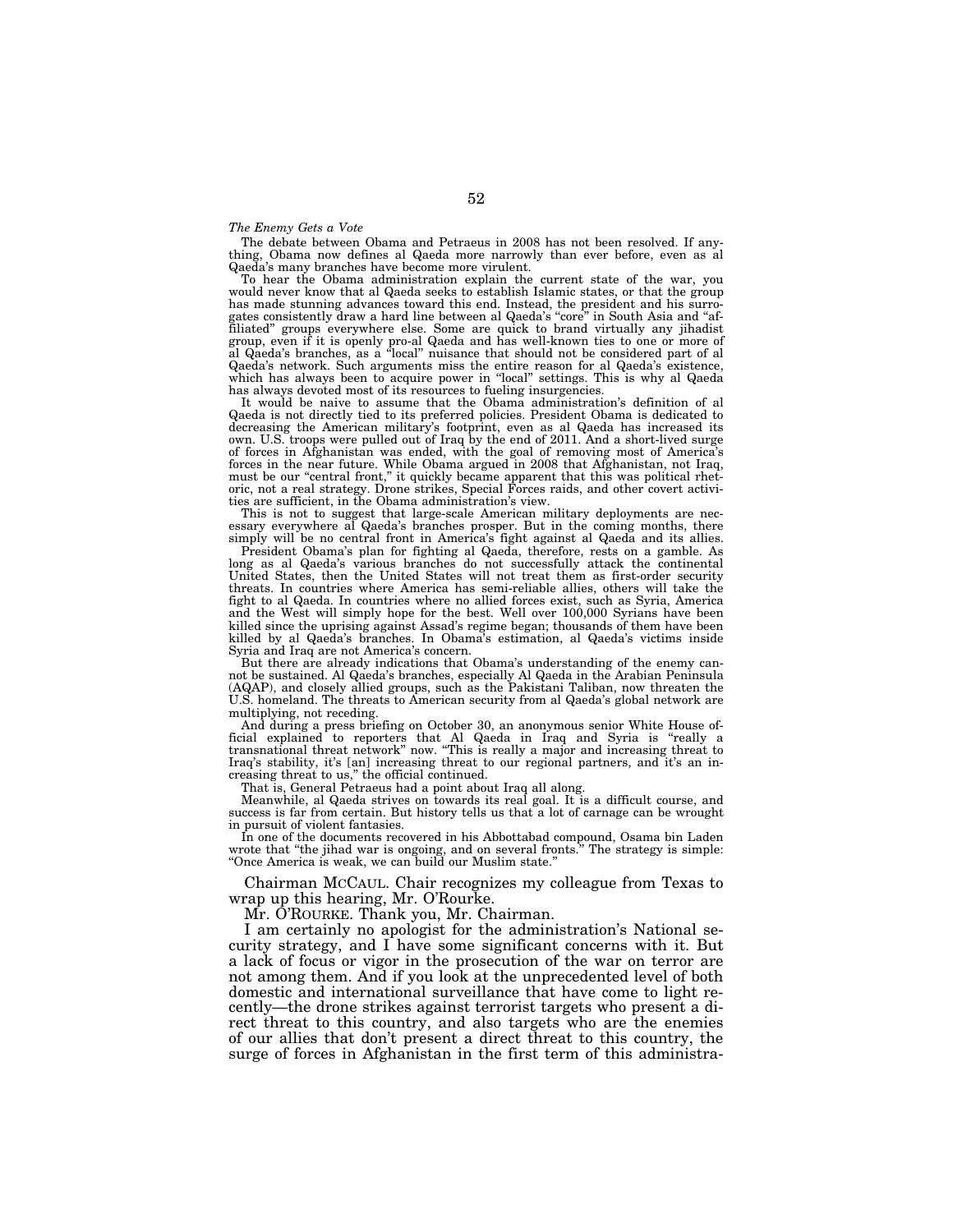*The Enemy Gets a Vote*

The debate between Obama and Petraeus in 2008 has not been resolved. If anything, Obama now defines al Qaeda more narrowly than ever before, even as al Qaeda's many branches have become more virulent.

To hear the Obama administration explain the current state of the war, you would never know that al Qaeda seeks to establish Islamic states, or that the group has made stunning advances toward this end. Instead, the president and his surrogates consistently draw a hard line between al Qaeda's "core" in South Asia and "affiliated" groups everywhere else. Some are quick to brand virtually any jihadist group, even if it is openly pro-al Qaeda and has well-known ties to one or more of al Qaeda's branches, as a "local" nuisance that should not be considered part of al Qaeda's network. Such arguments miss the entire reason for al Qaeda's existence, which has always been to acquire power in "local" settings. This is why al Qaeda has always devoted most of its resources to fueling insurgencies.

It would be naive to assume that the Obama administration's definition of al Qaeda is not directly tied to its preferred policies. President Obama is dedicated to decreasing the American military's footprint, even as al Qaeda has increased its own. U.S. troops were pulled out of Iraq by the end of 2011. And a short-lived surge of forces in Afghanistan was ended, with the goal of removing most of America's forces in the near future. While Obama argued in 2008 that Afghanistan, not Iraq, must be our "central front," it quickly became apparent that this was political rhetoric, not a real strategy. Drone strikes, Special Forces raids, and other covert activities are sufficient, in the Obama administration's view.

This is not to suggest that large-scale American military deployments are necessary everywhere al Qaeda's branches prosper. But in the coming months, there simply will be no central front in America's fight against al Qaeda and its allies.

President Obama's plan for fighting al Qaeda, therefore, rests on a gamble. As long as al Qaeda's various branches do not successfully attack the continental United States, then the United States will not treat them as first-order security threats. In countries where America has semi-reliable allies, others will take the fight to al Qaeda. In countries where no allied forces exist, such as Syria, America and the West will simply hope for the best. Well over 100,000 Syrians have been killed since the uprising against Assad's regime began; thousands of them have been killed by al Qaeda's branches. In Obama's estimation, al Qaeda's victims inside Syria and Iraq are not America's concern.

But there are already indications that Obama's understanding of the enemy cannot be sustained. Al Qaeda's branches, especially Al Qaeda in the Arabian Peninsula (AQAP), and closely allied groups, such as the Pakistani Taliban, now threaten the U.S. homeland. The threats to American security from al Qaeda's global network are multiplying, not receding.

And during a press briefing on October 30, an anonymous senior White House official explained to reporters that Al Qaeda in Iraq and Syria is "really a transnational threat network" now. "This is really a major and increasing threat to Iraq's stability, it's [an] increasing threat to our regional partners, and it's an increasing threat to us," the official continued.

That is, General Petraeus had a point about Iraq all along.

Meanwhile, al Qaeda strives on towards its real goal. It is a difficult course, and success is far from certain. But history tells us that a lot of carnage can be wrought in pursuit of violent fantasies.

In one of the documents recovered in his Abbottabad compound, Osama bin Laden wrote that "the jihad war is ongoing, and on several fronts." The strategy is simple: "Once America is weak, we can build our Muslim state."

Chairman McCAUL. Chair recognizes my colleague from Texas to wrap up this hearing, Mr. O'Rourke.

Mr. O'ROURKE. Thank you, Mr. Chairman.

I am certainly no apologist for the administration's National security strategy, and I have some significant concerns with it. But a lack of focus or vigor in the prosecution of the war on terror are not among them. And if you look at the unprecedented level of both domestic and international surveillance that have come to light recently—the drone strikes against terrorist targets who present a direct threat to this country, and also targets who are the enemies of our allies that don't present a direct threat to this country, the surge of forces in Afghanistan in the first term of this administra-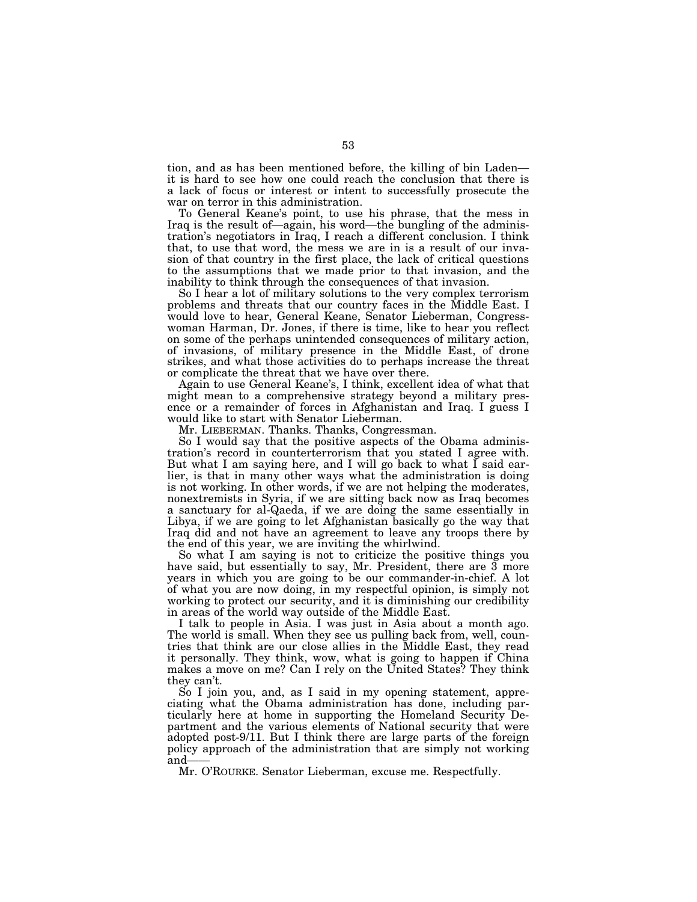tion, and as has been mentioned before, the killing of bin Laden—it is hard to see how one could reach the conclusion that there is a lack of focus or interest or intent to successfully prosecute the war on terror in this administration.

To General Keane's point, to use his phrase, that the mess in Iraq is the result of—again, his word—the bungling of the administration's negotiators in Iraq, I reach a different conclusion. I think that, to use that word, the mess we are in is a result of our invasion of that country in the first place, the lack of critical questions to the assumptions that we made prior to that invasion, and the inability to think through the consequences of that invasion.

So I hear a lot of military solutions to the very complex terrorism problems and threats that our country faces in the Middle East. I would love to hear, General Keane, Senator Lieberman, Congresswoman Harman, Dr. Jones, if there is time, like to hear you reflect on some of the perhaps unintended consequences of military action, of invasions, of military presence in the Middle East, of drone strikes, and what those activities do to perhaps increase the threat or complicate the threat that we have over there.

Again to use General Keane's, I think, excellent idea of what that might mean to a comprehensive strategy beyond a military presence or a remainder of forces in Afghanistan and Iraq. I guess I would like to start with Senator Lieberman.

Mr. LIEBERMAN. Thanks. Thanks, Congressman.

So I would say that the positive aspects of the Obama administration's record in counterterrorism that you stated I agree with. But what I am saying here, and I will go back to what I said earlier, is that in many other ways what the administration is doing is not working. In other words, if we are not helping the moderates, nonextremists in Syria, if we are sitting back now as Iraq becomes a sanctuary for al-Qaeda, if we are doing the same essentially in Libya, if we are going to let Afghanistan basically go the way that Iraq did and not have an agreement to leave any troops there by the end of this year, we are inviting the whirlwind.

So what I am saying is not to criticize the positive things you have said, but essentially to say, Mr. President, there are 3 more years in which you are going to be our commander-in-chief. A lot of what you are now doing, in my respectful opinion, is simply not working to protect our security, and it is diminishing our credibility in areas of the world way outside of the Middle East.

I talk to people in Asia. I was just in Asia about a month ago. The world is small. When they see us pulling back from, well, countries that think are our close allies in the Middle East, they read it personally. They think, wow, what is going to happen if China makes a move on me? Can I rely on the United States? They think they can't.

So I join you, and, as I said in my opening statement, appreciating what the Obama administration has done, including particularly here at home in supporting the Homeland Security Department and the various elements of National security that were adopted post-9/11. But I think there are large parts of the foreign policy approach of the administration that are simply not working and——

Mr. O'ROURKE. Senator Lieberman, excuse me. Respectfully.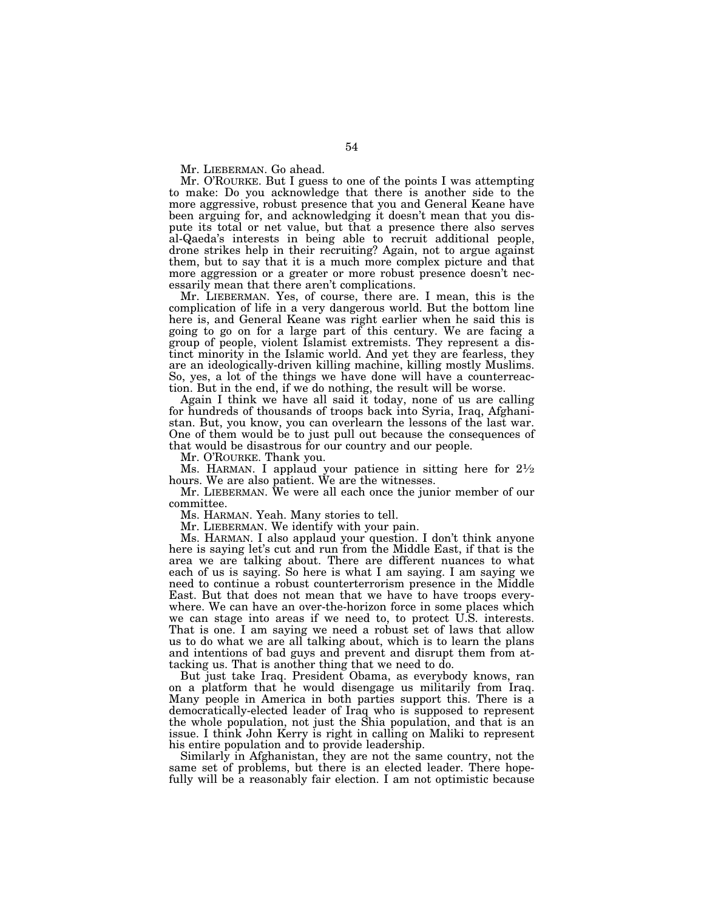Mr. LIEBERMAN. Go ahead.

Mr. O'ROURKE. But I guess to one of the points I was attempting to make: Do you acknowledge that there is another side to the more aggressive, robust presence that you and General Keane have been arguing for, and acknowledging it doesn't mean that you dispute its total or net value, but that a presence there also serves al-Qaeda's interests in being able to recruit additional people, drone strikes help in their recruiting? Again, not to argue against them, but to say that it is a much more complex picture and that more aggression or a greater or more robust presence doesn't necessarily mean that there aren't complications.

Mr. LIEBERMAN. Yes, of course, there are. I mean, this is the complication of life in a very dangerous world. But the bottom line here is, and General Keane was right earlier when he said this is going to go on for a large part of this century. We are facing a group of people, violent Islamist extremists. They represent a distinct minority in the Islamic world. And yet they are fearless, they are an ideologically-driven killing machine, killing mostly Muslims. So, yes, a lot of the things we have done will have a counterreaction. But in the end, if we do nothing, the result will be worse.

Again I think we have all said it today, none of us are calling for hundreds of thousands of troops back into Syria, Iraq, Afghanistan. But, you know, you can overlearn the lessons of the last war. One of them would be to just pull out because the consequences of that would be disastrous for our country and our people.

Mr. O'ROURKE. Thank you.

Ms. HARMAN. I applaud your patience in sitting here for 2½ hours. We are also patient. We are the witnesses.

Mr. LIEBERMAN. We were all each once the junior member of our committee.

Ms. HARMAN. Yeah. Many stories to tell.

Mr. LIEBERMAN. We identify with your pain.

Ms. HARMAN. I also applaud your question. I don't think anyone here is saying let's cut and run from the Middle East, if that is the area we are talking about. There are different nuances to what each of us is saying. So here is what I am saying. I am saying we need to continue a robust counterterrorism presence in the Middle East. But that does not mean that we have to have troops everywhere. We can have an over-the-horizon force in some places which we can stage into areas if we need to, to protect U.S. interests. That is one. I am saying we need a robust set of laws that allow us to do what we are all talking about, which is to learn the plans and intentions of bad guys and prevent and disrupt them from attacking us. That is another thing that we need to do.

But just take Iraq. President Obama, as everybody knows, ran on a platform that he would disengage us militarily from Iraq. Many people in America in both parties support this. There is a democratically-elected leader of Iraq who is supposed to represent the whole population, not just the Shia population, and that is an issue. I think John Kerry is right in calling on Maliki to represent his entire population and to provide leadership.

Similarly in Afghanistan, they are not the same country, not the same set of problems, but there is an elected leader. There hopefully will be a reasonably fair election. I am not optimistic because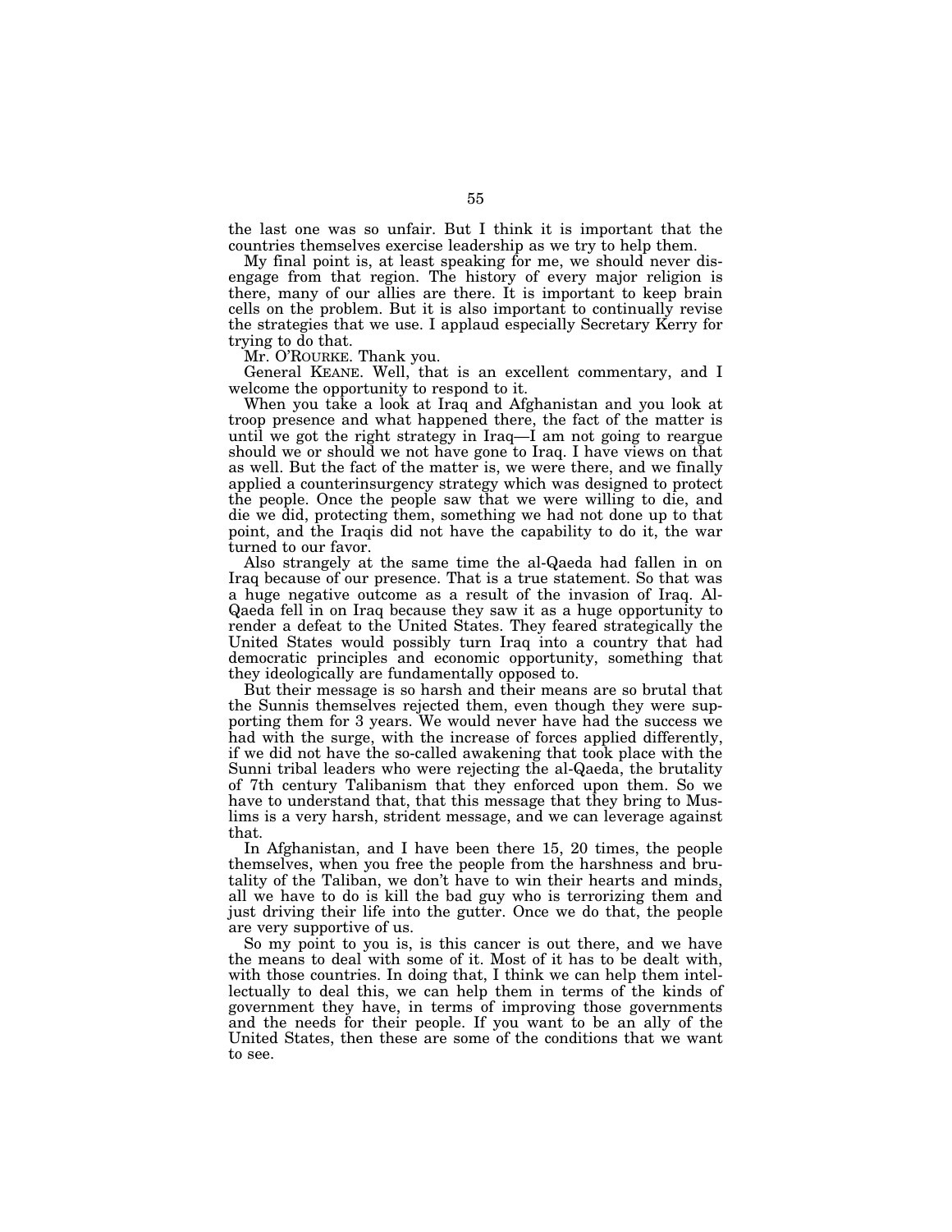the last one was so unfair. But I think it is important that the countries themselves exercise leadership as we try to help them.

My final point is, at least speaking for me, we should never disengage from that region. The history of every major religion is there, many of our allies are there. It is important to keep brain cells on the problem. But it is also important to continually revise the strategies that we use. I applaud especially Secretary Kerry for trying to do that.

Mr. O'ROURKE. Thank you.

General KEANE. Well, that is an excellent commentary, and I welcome the opportunity to respond to it.

When you take a look at Iraq and Afghanistan and you look at troop presence and what happened there, the fact of the matter is until we got the right strategy in Iraq—I am not going to reargue should we or should we not have gone to Iraq. I have views on that as well. But the fact of the matter is, we were there, and we finally applied a counterinsurgency strategy which was designed to protect the people. Once the people saw that we were willing to die, and die we did, protecting them, something we had not done up to that point, and the Iraqis did not have the capability to do it, the war turned to our favor.

Also strangely at the same time the al-Qaeda had fallen in on Iraq because of our presence. That is a true statement. So that was a huge negative outcome as a result of the invasion of Iraq. Al-Qaeda fell in on Iraq because they saw it as a huge opportunity to render a defeat to the United States. They feared strategically the United States would possibly turn Iraq into a country that had democratic principles and economic opportunity, something that they ideologically are fundamentally opposed to.

But their message is so harsh and their means are so brutal that the Sunnis themselves rejected them, even though they were supporting them for 3 years. We would never have had the success we had with the surge, with the increase of forces applied differently, if we did not have the so-called awakening that took place with the Sunni tribal leaders who were rejecting the al-Qaeda, the brutality of 7th century Talibanism that they enforced upon them. So we have to understand that, that this message that they bring to Muslims is a very harsh, strident message, and we can leverage against that.

In Afghanistan, and I have been there 15, 20 times, the people themselves, when you free the people from the harshness and brutality of the Taliban, we don't have to win their hearts and minds, all we have to do is kill the bad guy who is terrorizing them and just driving their life into the gutter. Once we do that, the people are very supportive of us.

So my point to you is, is this cancer is out there, and we have the means to deal with some of it. Most of it has to be dealt with, with those countries. In doing that, I think we can help them intellectually to deal this, we can help them in terms of the kinds of government they have, in terms of improving those governments and the needs for their people. If you want to be an ally of the United States, then these are some of the conditions that we want to see.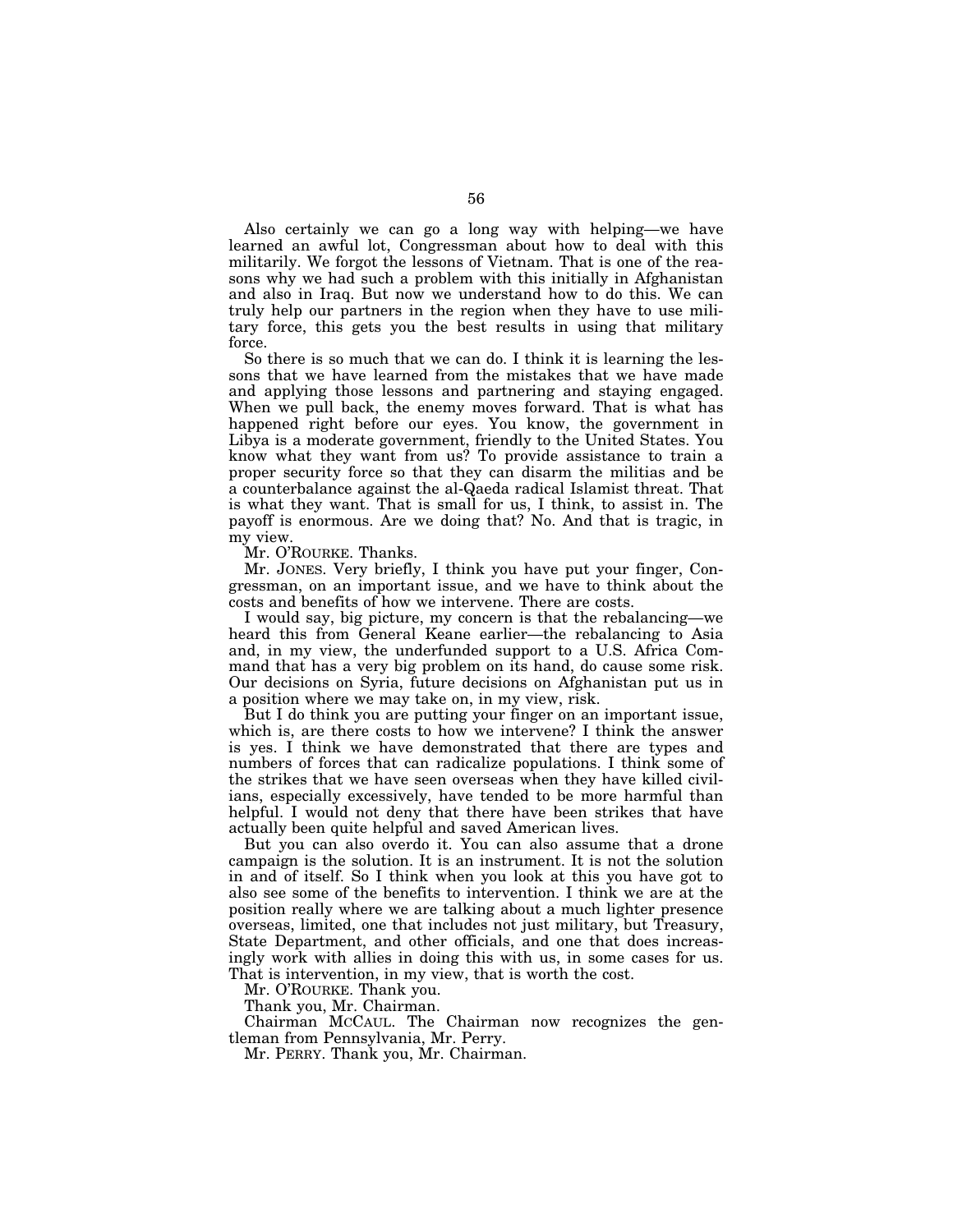Also certainly we can go a long way with helping—we have learned an awful lot, Congressman about how to deal with this militarily. We forgot the lessons of Vietnam. That is one of the reasons why we had such a problem with this initially in Afghanistan and also in Iraq. But now we understand how to do this. We can truly help our partners in the region when they have to use military force, this gets you the best results in using that military force.

So there is so much that we can do. I think it is learning the lessons that we have learned from the mistakes that we have made and applying those lessons and partnering and staying engaged. When we pull back, the enemy moves forward. That is what has happened right before our eyes. You know, the government in Libya is a moderate government, friendly to the United States. You know what they want from us? To provide assistance to train a proper security force so that they can disarm the militias and be a counterbalance against the al-Qaeda radical Islamist threat. That is what they want. That is small for us, I think, to assist in. The payoff is enormous. Are we doing that? No. And that is tragic, in my view.

Mr. O'ROURKE. Thanks.

Mr. JONES. Very briefly, I think you have put your finger, Congressman, on an important issue, and we have to think about the costs and benefits of how we intervene. There are costs.

I would say, big picture, my concern is that the rebalancing—we heard this from General Keane earlier—the rebalancing to Asia and, in my view, the underfunded support to a U.S. Africa Command that has a very big problem on its hand, do cause some risk. Our decisions on Syria, future decisions on Afghanistan put us in a position where we may take on, in my view, risk.

But I do think you are putting your finger on an important issue, which is, are there costs to how we intervene? I think the answer is yes. I think we have demonstrated that there are types and numbers of forces that can radicalize populations. I think some of the strikes that we have seen overseas when they have killed civilians, especially excessively, have tended to be more harmful than helpful. I would not deny that there have been strikes that have actually been quite helpful and saved American lives.

But you can also overdo it. You can also assume that a drone campaign is the solution. It is an instrument. It is not the solution in and of itself. So I think when you look at this you have got to also see some of the benefits to intervention. I think we are at the position really where we are talking about a much lighter presence overseas, limited, one that includes not just military, but Treasury, State Department, and other officials, and one that does increasingly work with allies in doing this with us, in some cases for us. That is intervention, in my view, that is worth the cost.

Mr. O'ROURKE. Thank you.

Thank you, Mr. Chairman.

Chairman MCCAUL. The Chairman now recognizes the gentleman from Pennsylvania, Mr. Perry.

Mr. PERRY. Thank you, Mr. Chairman.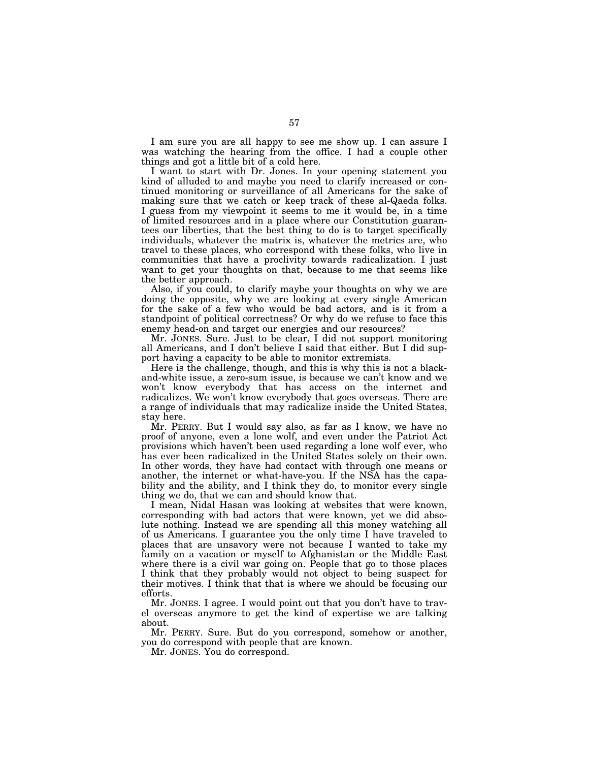I am sure you are all happy to see me show up. I can assure I was watching the hearing from the office. I had a couple other things and got a little bit of a cold here.

I want to start with Dr. Jones. In your opening statement you kind of alluded to and maybe you need to clarify increased or continued monitoring or surveillance of all Americans for the sake of making sure that we catch or keep track of these al-Qaeda folks. I guess from my viewpoint it seems to me it would be, in a time of limited resources and in a place where our Constitution guarantees our liberties, that the best thing to do is to target specifically individuals, whatever the matrix is, whatever the metrics are, who travel to these places, who correspond with these folks, who live in communities that have a proclivity towards radicalization. I just want to get your thoughts on that, because to me that seems like the better approach.

Also, if you could, to clarify maybe your thoughts on why we are doing the opposite, why we are looking at every single American for the sake of a few who would be bad actors, and is it from a standpoint of political correctness? Or why do we refuse to face this enemy head-on and target our energies and our resources?

Mr. JONES. Sure. Just to be clear, I did not support monitoring all Americans, and I don't believe I said that either. But I did support having a capacity to be able to monitor extremists.

Here is the challenge, though, and this is why this is not a black-and-white issue, a zero-sum issue, is because we can't know and we won't know everybody that has access on the internet and radicalizes. We won't know everybody that goes overseas. There are a range of individuals that may radicalize inside the United States, stay here.

Mr. PERRY. But I would say also, as far as I know, we have no proof of anyone, even a lone wolf, and even under the Patriot Act provisions which haven't been used regarding a lone wolf ever, who has ever been radicalized in the United States solely on their own. In other words, they have had contact with through one means or another, the internet or what-have-you. If the NSA has the capability and the ability, and I think they do, to monitor every single thing we do, that we can and should know that.

I mean, Nidal Hasan was looking at websites that were known, corresponding with bad actors that were known, yet we did absolute nothing. Instead we are spending all this money watching all of us Americans. I guarantee you the only time I have traveled to places that are unsavory were not because I wanted to take my family on a vacation or myself to Afghanistan or the Middle East where there is a civil war going on. People that go to those places I think that they probably would not object to being suspect for their motives. I think that that is where we should be focusing our efforts.

Mr. JONES. I agree. I would point out that you don't have to travel overseas anymore to get the kind of expertise we are talking about.

Mr. PERRY. Sure. But do you correspond, somehow or another, you do correspond with people that are known.

Mr. JONES. You do correspond.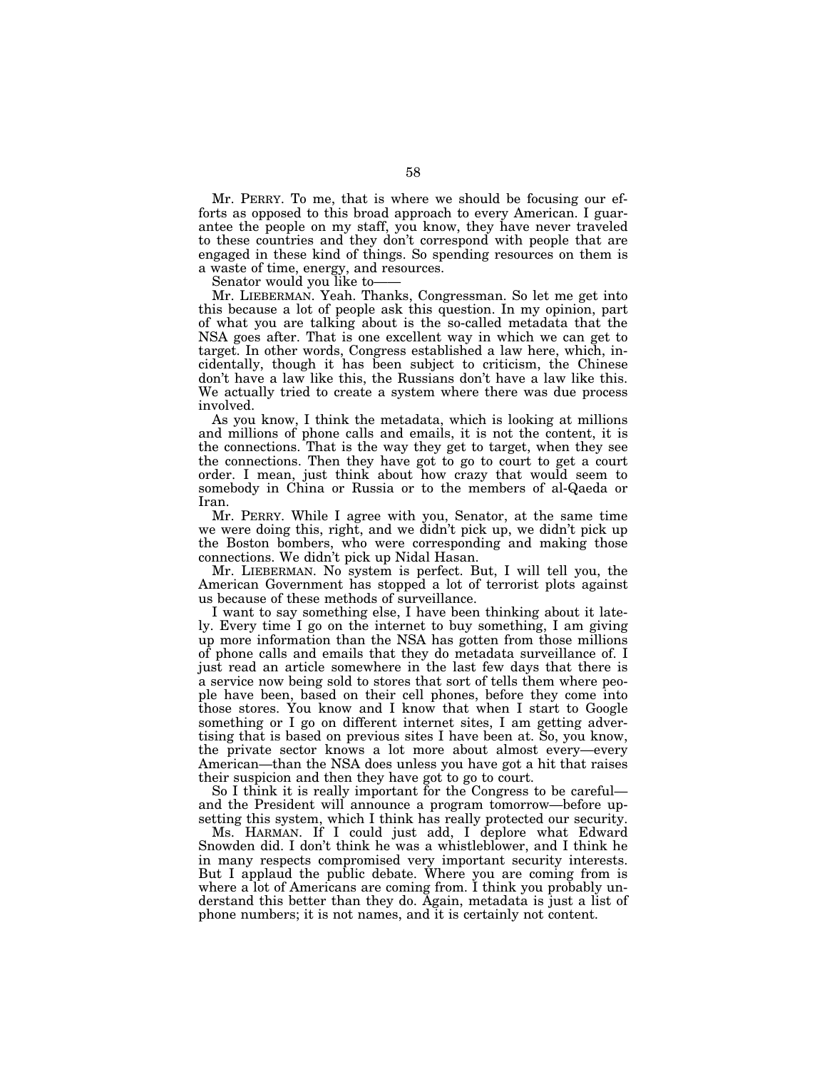Mr. PERRY. To me, that is where we should be focusing our efforts as opposed to this broad approach to every American. I guarantee the people on my staff, you know, they have never traveled to these countries and they don't correspond with people that are engaged in these kind of things. So spending resources on them is a waste of time, energy, and resources.

Senator would you like to——

Mr. LIEBERMAN. Yeah. Thanks, Congressman. So let me get into this because a lot of people ask this question. In my opinion, part of what you are talking about is the so-called metadata that the NSA goes after. That is one excellent way in which we can get to target. In other words, Congress established a law here, which, incidentally, though it has been subject to criticism, the Chinese don't have a law like this, the Russians don't have a law like this. We actually tried to create a system where there was due process involved.

As you know, I think the metadata, which is looking at millions and millions of phone calls and emails, it is not the content, it is the connections. That is the way they get to target, when they see the connections. Then they have got to go to court to get a court order. I mean, just think about how crazy that would seem to somebody in China or Russia or to the members of al-Qaeda or Iran.

Mr. PERRY. While I agree with you, Senator, at the same time we were doing this, right, and we didn't pick up, we didn't pick up the Boston bombers, who were corresponding and making those connections. We didn't pick up Nidal Hasan.

Mr. LIEBERMAN. No system is perfect. But, I will tell you, the American Government has stopped a lot of terrorist plots against us because of these methods of surveillance.

I want to say something else, I have been thinking about it lately. Every time I go on the internet to buy something, I am giving up more information than the NSA has gotten from those millions of phone calls and emails that they do metadata surveillance of. I just read an article somewhere in the last few days that there is a service now being sold to stores that sort of tells them where people have been, based on their cell phones, before they come into those stores. You know and I know that when I start to Google something or I go on different internet sites, I am getting advertising that is based on previous sites I have been at. So, you know, the private sector knows a lot more about almost every—every American—than the NSA does unless you have got a hit that raises their suspicion and then they have got to go to court.

So I think it is really important for the Congress to be careful—and the President will announce a program tomorrow—before upsetting this system, which I think has really protected our security.

Ms. HARMAN. If I could just add, I deplore what Edward Snowden did. I don't think he was a whistleblower, and I think he in many respects compromised very important security interests. But I applaud the public debate. Where you are coming from is where a lot of Americans are coming from. I think you probably understand this better than they do. Again, metadata is just a list of phone numbers; it is not names, and it is certainly not content.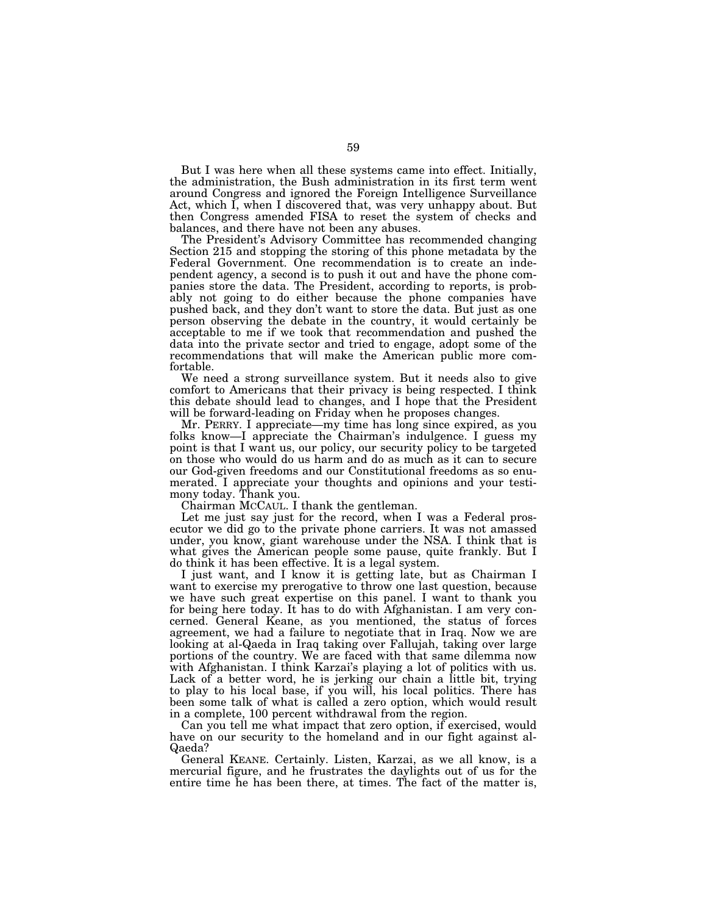But I was here when all these systems came into effect. Initially, the administration, the Bush administration in its first term went around Congress and ignored the Foreign Intelligence Surveillance Act, which I, when I discovered that, was very unhappy about. But then Congress amended FISA to reset the system of checks and balances, and there have not been any abuses.

The President's Advisory Committee has recommended changing Section 215 and stopping the storing of this phone metadata by the Federal Government. One recommendation is to create an independent agency, a second is to push it out and have the phone companies store the data. The President, according to reports, is probably not going to do either because the phone companies have pushed back, and they don't want to store the data. But just as one person observing the debate in the country, it would certainly be acceptable to me if we took that recommendation and pushed the data into the private sector and tried to engage, adopt some of the recommendations that will make the American public more comfortable.

We need a strong surveillance system. But it needs also to give comfort to Americans that their privacy is being respected. I think this debate should lead to changes, and I hope that the President will be forward-leading on Friday when he proposes changes.

Mr. PERRY. I appreciate—my time has long since expired, as you folks know—I appreciate the Chairman's indulgence. I guess my point is that I want us, our policy, our security policy to be targeted on those who would do us harm and do as much as it can to secure our God-given freedoms and our Constitutional freedoms as so enumerated. I appreciate your thoughts and opinions and your testimony today. Thank you.

Chairman MCCAUL. I thank the gentleman.

Let me just say just for the record, when I was a Federal prosecutor we did go to the private phone carriers. It was not amassed under, you know, giant warehouse under the NSA. I think that is what gives the American people some pause, quite frankly. But I do think it has been effective. It is a legal system.

I just want, and I know it is getting late, but as Chairman I want to exercise my prerogative to throw one last question, because we have such great expertise on this panel. I want to thank you for being here today. It has to do with Afghanistan. I am very concerned. General Keane, as you mentioned, the status of forces agreement, we had a failure to negotiate that in Iraq. Now we are looking at al-Qaeda in Iraq taking over Fallujah, taking over large portions of the country. We are faced with that same dilemma now with Afghanistan. I think Karzai's playing a lot of politics with us. Lack of a better word, he is jerking our chain a little bit, trying to play to his local base, if you will, his local politics. There has been some talk of what is called a zero option, which would result in a complete, 100 percent withdrawal from the region.

Can you tell me what impact that zero option, if exercised, would have on our security to the homeland and in our fight against al-Qaeda?

General KEANE. Certainly. Listen, Karzai, as we all know, is a mercurial figure, and he frustrates the daylights out of us for the entire time he has been there, at times. The fact of the matter is,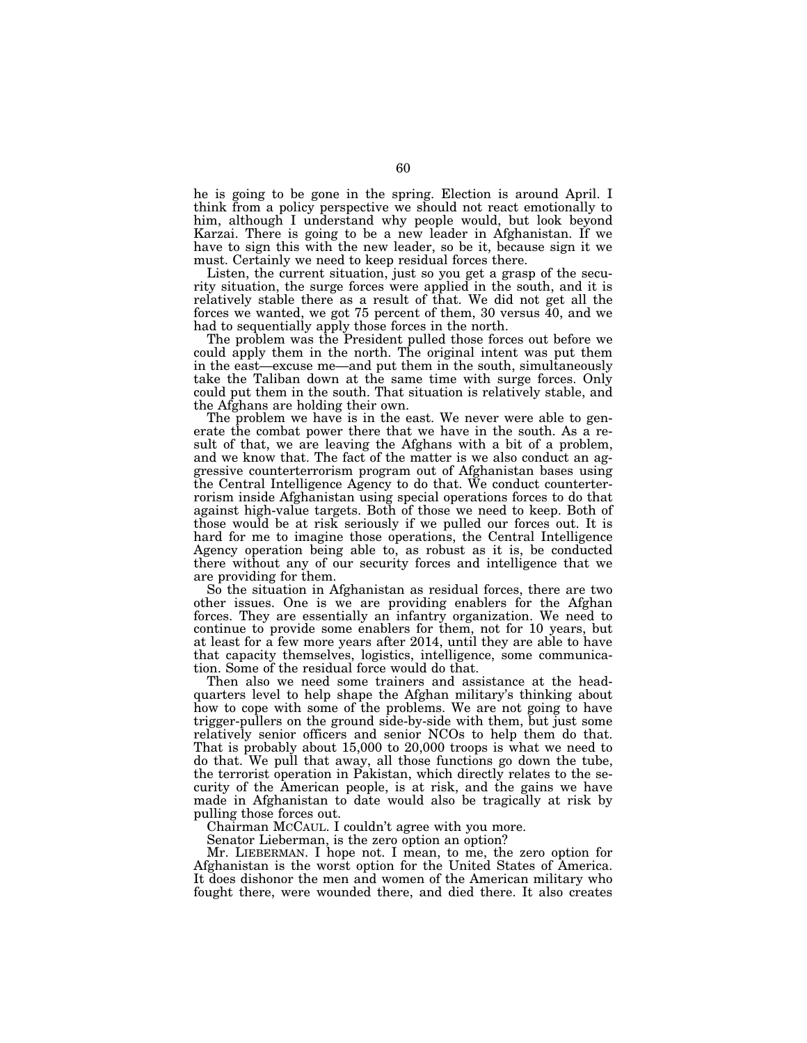he is going to be gone in the spring. Election is around April. I think from a policy perspective we should not react emotionally to him, although I understand why people would, but look beyond Karzai. There is going to be a new leader in Afghanistan. If we have to sign this with the new leader, so be it, because sign it we must. Certainly we need to keep residual forces there.

Listen, the current situation, just so you get a grasp of the security situation, the surge forces were applied in the south, and it is relatively stable there as a result of that. We did not get all the forces we wanted, we got 75 percent of them, 30 versus 40, and we had to sequentially apply those forces in the north.

The problem was the President pulled those forces out before we could apply them in the north. The original intent was put them in the east—excuse me—and put them in the south, simultaneously take the Taliban down at the same time with surge forces. Only could put them in the south. That situation is relatively stable, and the Afghans are holding their own.

The problem we have is in the east. We never were able to generate the combat power there that we have in the south. As a result of that, we are leaving the Afghans with a bit of a problem, and we know that. The fact of the matter is we also conduct an aggressive counterterrorism program out of Afghanistan bases using the Central Intelligence Agency to do that. We conduct counterterrorism inside Afghanistan using special operations forces to do that against high-value targets. Both of those we need to keep. Both of those would be at risk seriously if we pulled our forces out. It is hard for me to imagine those operations, the Central Intelligence Agency operation being able to, as robust as it is, be conducted there without any of our security forces and intelligence that we are providing for them.

So the situation in Afghanistan as residual forces, there are two other issues. One is we are providing enablers for the Afghan forces. They are essentially an infantry organization. We need to continue to provide some enablers for them, not for 10 years, but at least for a few more years after 2014, until they are able to have that capacity themselves, logistics, intelligence, some communication. Some of the residual force would do that.

Then also we need some trainers and assistance at the headquarters level to help shape the Afghan military's thinking about how to cope with some of the problems. We are not going to have trigger-pullers on the ground side-by-side with them, but just some relatively senior officers and senior NCOs to help them do that. That is probably about 15,000 to 20,000 troops is what we need to do that. We pull that away, all those functions go down the tube, the terrorist operation in Pakistan, which directly relates to the security of the American people, is at risk, and the gains we have made in Afghanistan to date would also be tragically at risk by pulling those forces out.

Chairman McCaul. I couldn't agree with you more.

Senator Lieberman, is the zero option an option?

Mr. Lieberman. I hope not. I mean, to me, the zero option for Afghanistan is the worst option for the United States of America. It does dishonor the men and women of the American military who fought there, were wounded there, and died there. It also creates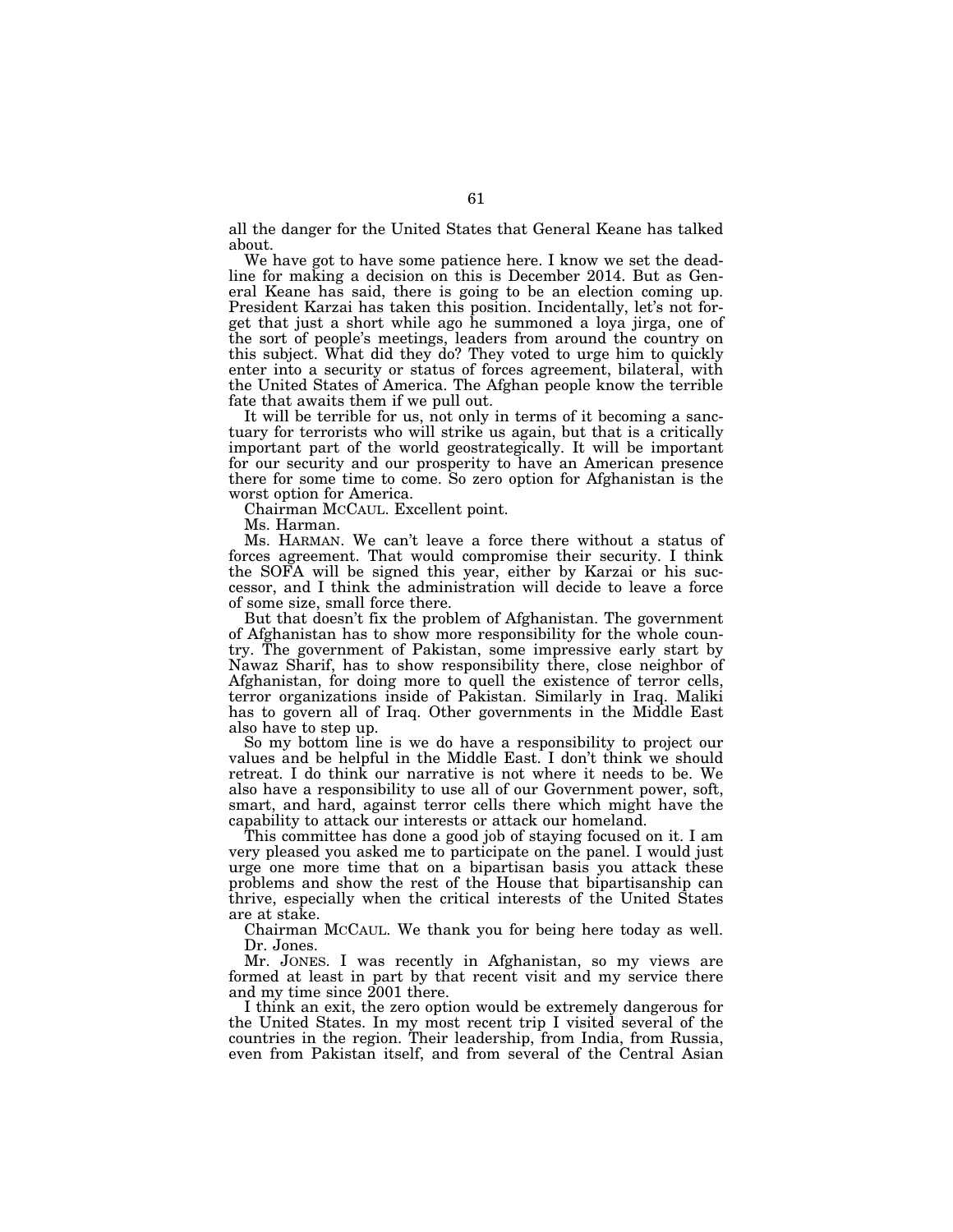all the danger for the United States that General Keane has talked about.

We have got to have some patience here. I know we set the deadline for making a decision on this is December 2014. But as General Keane has said, there is going to be an election coming up. President Karzai has taken this position. Incidentally, let's not forget that just a short while ago he summoned a loya jirga, one of the sort of people's meetings, leaders from around the country on this subject. What did they do? They voted to urge him to quickly enter into a security or status of forces agreement, bilateral, with the United States of America. The Afghan people know the terrible fate that awaits them if we pull out.

It will be terrible for us, not only in terms of it becoming a sanctuary for terrorists who will strike us again, but that is a critically important part of the world geostrategically. It will be important for our security and our prosperity to have an American presence there for some time to come. So zero option for Afghanistan is the worst option for America.

Chairman MCCAUL. Excellent point.

Ms. Harman.

Ms. HARMAN. We can't leave a force there without a status of forces agreement. That would compromise their security. I think the SOFA will be signed this year, either by Karzai or his successor, and I think the administration will decide to leave a force of some size, small force there.

But that doesn't fix the problem of Afghanistan. The government of Afghanistan has to show more responsibility for the whole country. The government of Pakistan, some impressive early start by Nawaz Sharif, has to show responsibility there, close neighbor of Afghanistan, for doing more to quell the existence of terror cells, terror organizations inside of Pakistan. Similarly in Iraq. Maliki has to govern all of Iraq. Other governments in the Middle East also have to step up.

So my bottom line is we do have a responsibility to project our values and be helpful in the Middle East. I don't think we should retreat. I do think our narrative is not where it needs to be. We also have a responsibility to use all of our Government power, soft, smart, and hard, against terror cells there which might have the capability to attack our interests or attack our homeland.

This committee has done a good job of staying focused on it. I am very pleased you asked me to participate on the panel. I would just urge one more time that on a bipartisan basis you attack these problems and show the rest of the House that bipartisanship can thrive, especially when the critical interests of the United States are at stake.

Chairman MCCAUL. We thank you for being here today as well.

Dr. Jones.

Mr. JONES. I was recently in Afghanistan, so my views are formed at least in part by that recent visit and my service there and my time since 2001 there.

I think an exit, the zero option would be extremely dangerous for the United States. In my most recent trip I visited several of the countries in the region. Their leadership, from India, from Russia, even from Pakistan itself, and from several of the Central Asian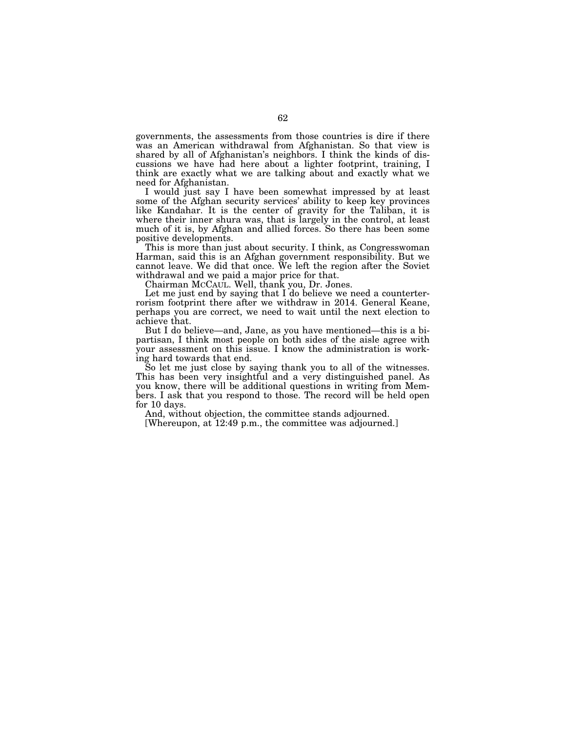governments, the assessments from those countries is dire if there was an American withdrawal from Afghanistan. So that view is shared by all of Afghanistan's neighbors. I think the kinds of discussions we have had here about a lighter footprint, training, I think are exactly what we are talking about and exactly what we need for Afghanistan.

I would just say I have been somewhat impressed by at least some of the Afghan security services' ability to keep key provinces like Kandahar. It is the center of gravity for the Taliban, it is where their inner shura was, that is largely in the control, at least much of it is, by Afghan and allied forces. So there has been some positive developments.

This is more than just about security. I think, as Congresswoman Harman, said this is an Afghan government responsibility. But we cannot leave. We did that once. We left the region after the Soviet withdrawal and we paid a major price for that.

Chairman MCCAUL. Well, thank you, Dr. Jones.

Let me just end by saying that I do believe we need a counterterrorism footprint there after we withdraw in 2014. General Keane, perhaps you are correct, we need to wait until the next election to achieve that.

But I do believe—and, Jane, as you have mentioned—this is a bipartisan, I think most people on both sides of the aisle agree with your assessment on this issue. I know the administration is working hard towards that end.

So let me just close by saying thank you to all of the witnesses. This has been very insightful and a very distinguished panel. As you know, there will be additional questions in writing from Members. I ask that you respond to those. The record will be held open for 10 days.

And, without objection, the committee stands adjourned.

[Whereupon, at 12:49 p.m., the committee was adjourned.]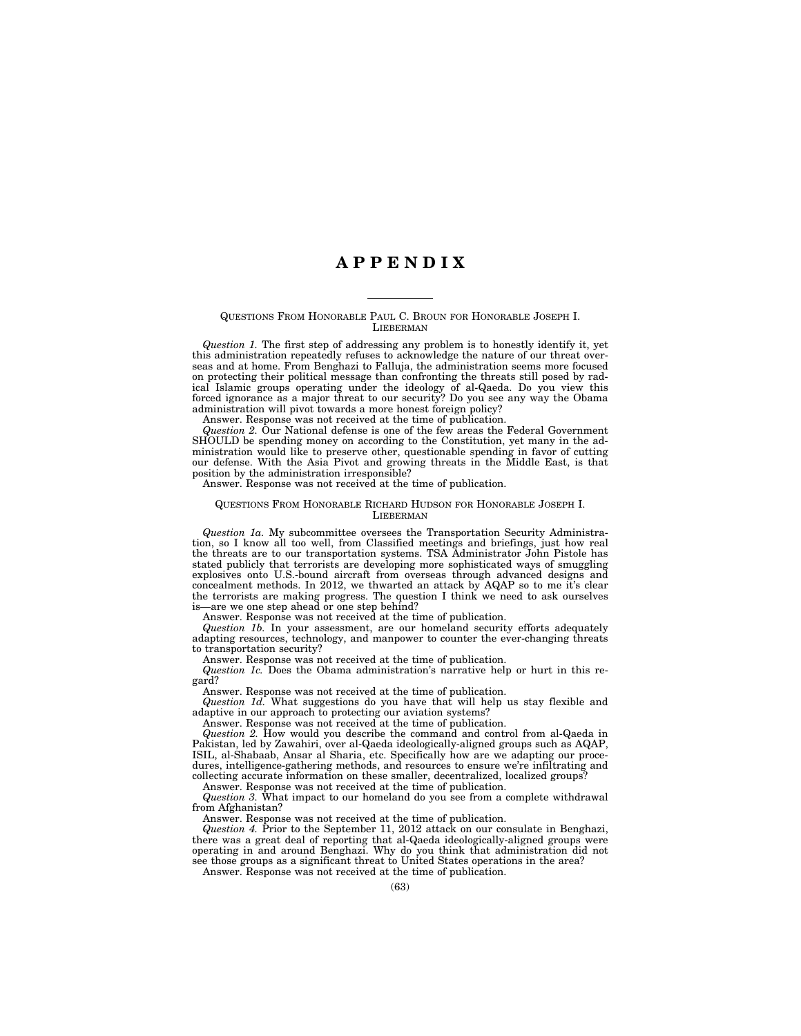# APPENDIX

---

QUESTIONS FROM HONORABLE PAUL C. BROUN FOR HONORABLE JOSEPH I. LIEBERMAN

*Question 1.* The first step of addressing any problem is to honestly identify it, yet this administration repeatedly refuses to acknowledge the nature of our threat overseas and at home. From Benghazi to Falluja, the administration seems more focused on protecting their political message than confronting the threats still posed by radical Islamic groups operating under the ideology of al-Qaeda. Do you view this forced ignorance as a major threat to our security? Do you see any way the Obama administration will pivot towards a more honest foreign policy?

Answer. Response was not received at the time of publication.

*Question 2.* Our National defense is one of the few areas the Federal Government SHOULD be spending money on according to the Constitution, yet many in the administration would like to preserve other, questionable spending in favor of cutting our defense. With the Asia Pivot and growing threats in the Middle East, is that position by the administration irresponsible?

Answer. Response was not received at the time of publication.

QUESTIONS FROM HONORABLE RICHARD HUDSON FOR HONORABLE JOSEPH I. LIEBERMAN

*Question 1a.* My subcommittee oversees the Transportation Security Administration, so I know all too well, from Classified meetings and briefings, just how real the threats are to our transportation systems. TSA Administrator John Pistole has stated publicly that terrorists are developing more sophisticated ways of smuggling explosives onto U.S.-bound aircraft from overseas through advanced designs and concealment methods. In 2012, we thwarted an attack by AQAP so to me it's clear the terrorists are making progress. The question I think we need to ask ourselves is—are we one step ahead or one step behind?

Answer. Response was not received at the time of publication.

*Question 1b.* In your assessment, are our homeland security efforts adequately adapting resources, technology, and manpower to counter the ever-changing threats to transportation security?

Answer. Response was not received at the time of publication.

*Question 1c.* Does the Obama administration's narrative help or hurt in this regard?

Answer. Response was not received at the time of publication.

*Question 1d.* What suggestions do you have that will help us stay flexible and adaptive in our approach to protecting our aviation systems?

Answer. Response was not received at the time of publication.

*Question 2.* How would you describe the command and control from al-Qaeda in Pakistan, led by Zawahiri, over al-Qaeda ideologically-aligned groups such as AQAP, ISIL, al-Shabaab, Ansar al Sharia, etc. Specifically how are we adapting our procedures, intelligence-gathering methods, and resources to ensure we're infiltrating and collecting accurate information on these smaller, decentralized, localized groups?

Answer. Response was not received at the time of publication.

*Question 3.* What impact to our homeland do you see from a complete withdrawal from Afghanistan?

Answer. Response was not received at the time of publication.

*Question 4.* Prior to the September 11, 2012 attack on our consulate in Benghazi, there was a great deal of reporting that al-Qaeda ideologically-aligned groups were operating in and around Benghazi. Why do you think that administration did not see those groups as a significant threat to United States operations in the area?

Answer. Response was not received at the time of publication.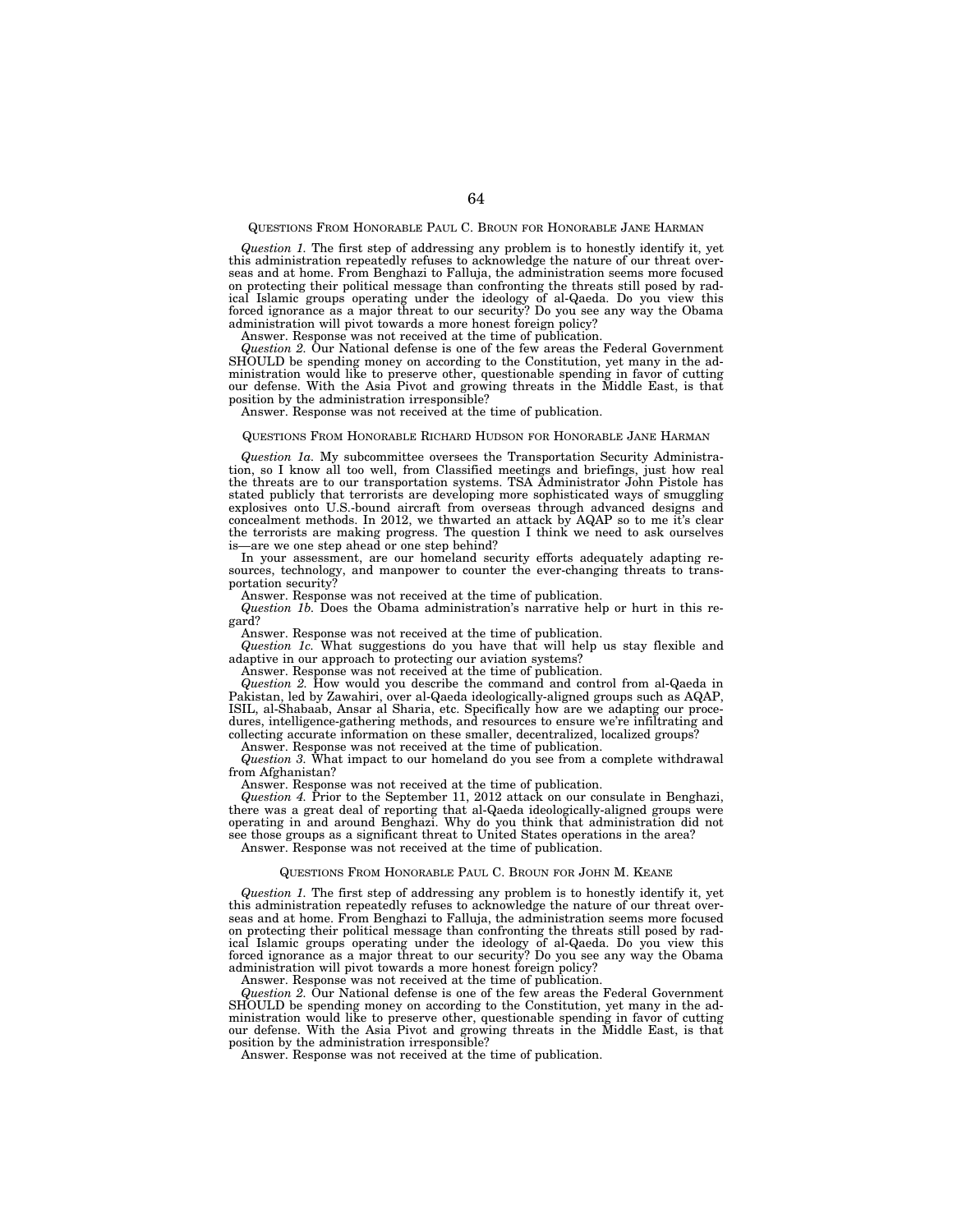## QUESTIONS FROM HONORABLE PAUL C. BROUN FOR HONORABLE JANE HARMAN

*Question 1.* The first step of addressing any problem is to honestly identify it, yet this administration repeatedly refuses to acknowledge the nature of our threat overseas and at home. From Benghazi to Falluja, the administration seems more focused on protecting their political message than confronting the threats still posed by radical Islamic groups operating under the ideology of al-Qaeda. Do you view this forced ignorance as a major threat to our security? Do you see any way the Obama administration will pivot towards a more honest foreign policy?

Answer. Response was not received at the time of publication.

*Question 2.* Our National defense is one of the few areas the Federal Government SHOULD be spending money on according to the Constitution, yet many in the administration would like to preserve other, questionable spending in favor of cutting our defense. With the Asia Pivot and growing threats in the Middle East, is that position by the administration irresponsible?

Answer. Response was not received at the time of publication.

## QUESTIONS FROM HONORABLE RICHARD HUDSON FOR HONORABLE JANE HARMAN

*Question 1a.* My subcommittee oversees the Transportation Security Administration, so I know all too well, from Classified meetings and briefings, just how real the threats are to our transportation systems. TSA Administrator John Pistole has stated publicly that terrorists are developing more sophisticated ways of smuggling explosives onto U.S.-bound aircraft from overseas through advanced designs and concealment methods. In 2012, we thwarted an attack by AQAP so to me it's clear the terrorists are making progress. The question I think we need to ask ourselves is—are we one step ahead or one step behind?

In your assessment, are our homeland security efforts adequately adapting resources, technology, and manpower to counter the ever-changing threats to transportation security?

Answer. Response was not received at the time of publication.

*Question 1b.* Does the Obama administration's narrative help or hurt in this regard?

Answer. Response was not received at the time of publication.

*Question 1c.* What suggestions do you have that will help us stay flexible and adaptive in our approach to protecting our aviation systems?

Answer. Response was not received at the time of publication.

*Question 2.* How would you describe the command and control from al-Qaeda in Pakistan, led by Zawahiri, over al-Qaeda ideologically-aligned groups such as AQAP, ISIL, al-Shabaab, Ansar al Sharia, etc. Specifically how are we adapting our procedures, intelligence-gathering methods, and resources to ensure we're infiltrating and collecting accurate information on these smaller, decentralized, localized groups?

Answer. Response was not received at the time of publication.

*Question 3.* What impact to our homeland do you see from a complete withdrawal from Afghanistan?

Answer. Response was not received at the time of publication.

*Question 4.* Prior to the September 11, 2012 attack on our consulate in Benghazi, there was a great deal of reporting that al-Qaeda ideologically-aligned groups were operating in and around Benghazi. Why do you think that administration did not see those groups as a significant threat to United States operations in the area?

Answer. Response was not received at the time of publication.

## QUESTIONS FROM HONORABLE PAUL C. BROUN FOR JOHN M. KEANE

*Question 1.* The first step of addressing any problem is to honestly identify it, yet this administration repeatedly refuses to acknowledge the nature of our threat overseas and at home. From Benghazi to Falluja, the administration seems more focused on protecting their political message than confronting the threats still posed by radical Islamic groups operating under the ideology of al-Qaeda. Do you view this forced ignorance as a major threat to our security? Do you see any way the Obama administration will pivot towards a more honest foreign policy?

Answer. Response was not received at the time of publication.

*Question 2.* Our National defense is one of the few areas the Federal Government SHOULD be spending money on according to the Constitution, yet many in the administration would like to preserve other, questionable spending in favor of cutting our defense. With the Asia Pivot and growing threats in the Middle East, is that position by the administration irresponsible?

Answer. Response was not received at the time of publication.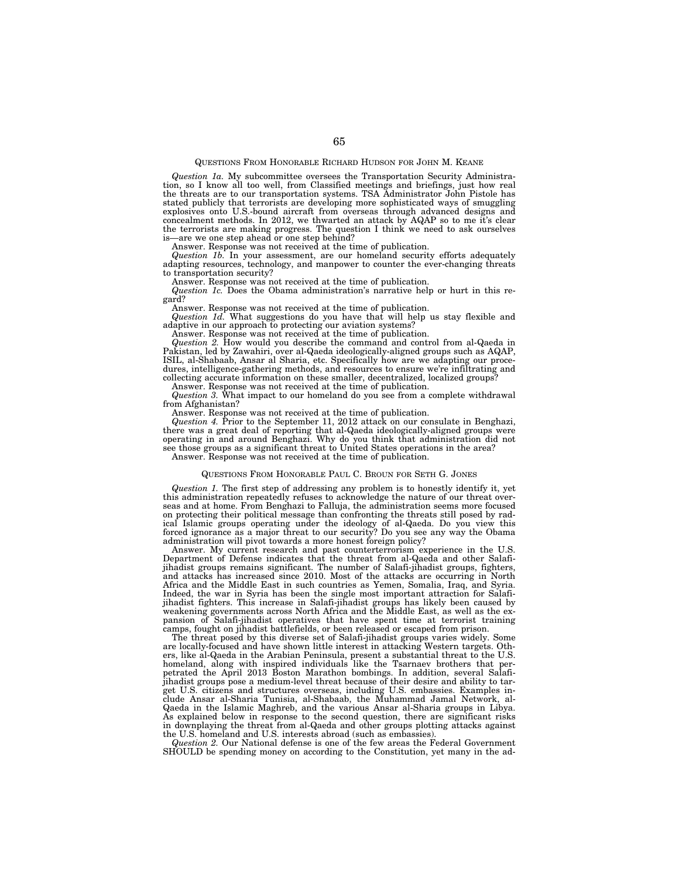## QUESTIONS FROM HONORABLE RICHARD HUDSON FOR JOHN M. KEANE

*Question 1a.* My subcommittee oversees the Transportation Security Administration, so I know all too well, from Classified meetings and briefings, just how real the threats are to our transportation systems. TSA Administrator John Pistole has stated publicly that terrorists are developing more sophisticated ways of smuggling explosives onto U.S.-bound aircraft from overseas through advanced designs and concealment methods. In 2012, we thwarted an attack by AQAP so to me it's clear the terrorists are making progress. The question I think we need to ask ourselves is—are we one step ahead or one step behind?

Answer. Response was not received at the time of publication.

*Question 1b.* In your assessment, are our homeland security efforts adequately adapting resources, technology, and manpower to counter the ever-changing threats to transportation security?

Answer. Response was not received at the time of publication.

*Question 1c.* Does the Obama administration's narrative help or hurt in this regard?

Answer. Response was not received at the time of publication.

*Question 1d.* What suggestions do you have that will help us stay flexible and adaptive in our approach to protecting our aviation systems?

Answer. Response was not received at the time of publication.

*Question 2.* How would you describe the command and control from al-Qaeda in Pakistan, led by Zawahiri, over al-Qaeda ideologically-aligned groups such as AQAP, ISIL, al-Shabaab, Ansar al Sharia, etc. Specifically how are we adapting our procedures, intelligence-gathering methods, and resources to ensure we're infiltrating and collecting accurate information on these smaller, decentralized, localized groups?

Answer. Response was not received at the time of publication.

*Question 3.* What impact to our homeland do you see from a complete withdrawal from Afghanistan?

Answer. Response was not received at the time of publication.

*Question 4.* Prior to the September 11, 2012 attack on our consulate in Benghazi, there was a great deal of reporting that al-Qaeda ideologically-aligned groups were operating in and around Benghazi. Why do you think that administration did not see those groups as a significant threat to United States operations in the area?

Answer. Response was not received at the time of publication.

## QUESTIONS FROM HONORABLE PAUL C. BROUN FOR SETH G. JONES

*Question 1.* The first step of addressing any problem is to honestly identify it, yet this administration repeatedly refuses to acknowledge the nature of our threat overseas and at home. From Benghazi to Falluja, the administration seems more focused on protecting their political message than confronting the threats still posed by radical Islamic groups operating under the ideology of al-Qaeda. Do you view this forced ignorance as a major threat to our security? Do you see any way the Obama administration will pivot towards a more honest foreign policy?

Answer. My current research and past counterterrorism experience in the U.S. Department of Defense indicates that the threat from al-Qaeda and other Salafi-jihadist groups remains significant. The number of Salafi-jihadist groups, fighters, and attacks has increased since 2010. Most of the attacks are occurring in North Africa and the Middle East in such countries as Yemen, Somalia, Iraq, and Syria. Indeed, the war in Syria has been the single most important attraction for Salafi-jihadist fighters. This increase in Salafi-jihadist groups has likely been caused by weakening governments across North Africa and the Middle East, as well as the expansion of Salafi-jihadist operatives that have spent time at terrorist training camps, fought on jihadist battlefields, or been released or escaped from prison.

The threat posed by this diverse set of Salafi-jihadist groups varies widely. Some are locally-focused and have shown little interest in attacking Western targets. Others, like al-Qaeda in the Arabian Peninsula, present a substantial threat to the U.S. homeland, along with inspired individuals like the Tsarnaev brothers that perpetrated the April 2013 Boston Marathon bombings. In addition, several Salafi-jihadist groups pose a medium-level threat because of their desire and ability to target U.S. citizens and structures overseas, including U.S. embassies. Examples include Ansar al-Sharia Tunisia, al-Shabaab, the Muhammad Jamal Network, al-Qaeda in the Islamic Maghreb, and the various Ansar al-Sharia groups in Libya. As explained below in response to the second question, there are significant risks in downplaying the threat from al-Qaeda and other groups plotting attacks against the U.S. homeland and U.S. interests abroad (such as embassies).

*Question 2.* Our National defense is one of the few areas the Federal Government SHOULD be spending money on according to the Constitution, yet many in the ad-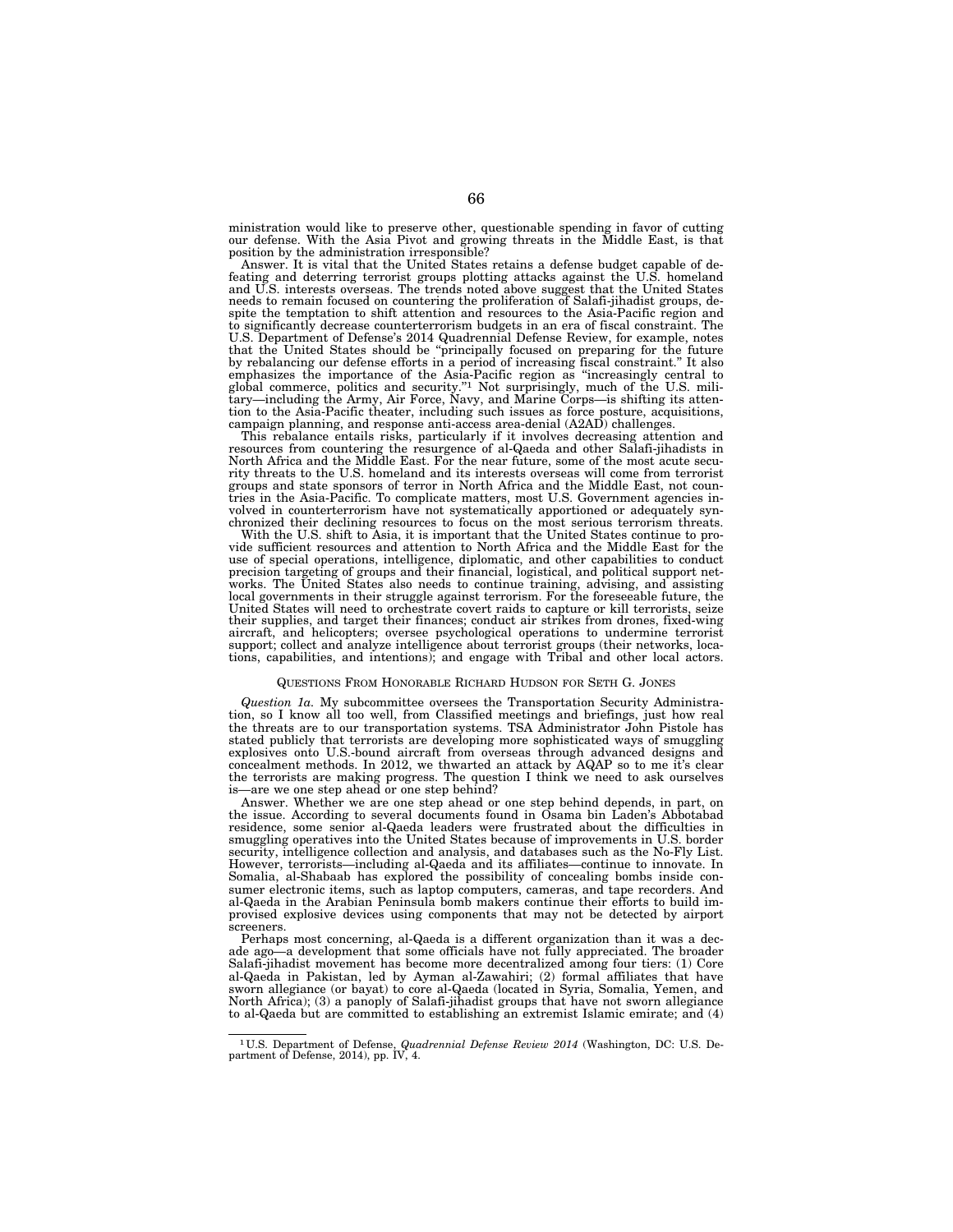ministration would like to preserve other, questionable spending in favor of cutting our defense. With the Asia Pivot and growing threats in the Middle East, is that position by the administration irresponsible?

Answer. It is vital that the United States retains a defense budget capable of defeating and deterring terrorist groups plotting attacks against the U.S. homeland and U.S. interests overseas. The trends noted above suggest that the United States needs to remain focused on countering the proliferation of Salafi-jihadist groups, despite the temptation to shift attention and resources to the Asia-Pacific region and to significantly decrease counterterrorism budgets in an era of fiscal constraint. The U.S. Department of Defense's 2014 Quadrennial Defense Review, for example, notes that the United States should be "principally focused on preparing for the future by rebalancing our defense efforts in a period of increasing fiscal constraint." It also emphasizes the importance of the Asia-Pacific region as "increasingly central to global commerce, politics and security."[1] Not surprisingly, much of the U.S. military—including the Army, Air Force, Navy, and Marine Corps—is shifting its attention to the Asia-Pacific theater, including such issues as force posture, acquisitions, campaign planning, and response anti-access area-denial (A2AD) challenges.

This rebalance entails risks, particularly if it involves decreasing attention and resources from countering the resurgence of al-Qaeda and other Salafi-jihadists in North Africa and the Middle East. For the near future, some of the most acute security threats to the U.S. homeland and its interests overseas will come from terrorist groups and state sponsors of terror in North Africa and the Middle East, not countries in the Asia-Pacific. To complicate matters, most U.S. Government agencies involved in counterterrorism have not systematically apportioned or adequately synchronized their declining resources to focus on the most serious terrorism threats.

With the U.S. shift to Asia, it is important that the United States continue to provide sufficient resources and attention to North Africa and the Middle East for the use of special operations, intelligence, diplomatic, and other capabilities to conduct precision targeting of groups and their financial, logistical, and political support networks. The United States also needs to continue training, advising, and assisting local governments in their struggle against terrorism. For the foreseeable future, the United States will need to orchestrate covert raids to capture or kill terrorists, seize their supplies, and target their finances; conduct air strikes from drones, fixed-wing aircraft, and helicopters; oversee psychological operations to undermine terrorist support; collect and analyze intelligence about terrorist groups (their networks, locations, capabilities, and intentions); and engage with Tribal and other local actors.

## QUESTIONS FROM HONORABLE RICHARD HUDSON FOR SETH G. JONES

*Question 1a.* My subcommittee oversees the Transportation Security Administration, so I know all too well, from Classified meetings and briefings, just how real the threats are to our transportation systems. TSA Administrator John Pistole has stated publicly that terrorists are developing more sophisticated ways of smuggling explosives onto U.S.-bound aircraft from overseas through advanced designs and concealment methods. In 2012, we thwarted an attack by AQAP so to me it's clear the terrorists are making progress. The question I think we need to ask ourselves is—are we one step ahead or one step behind?

Answer. Whether we are one step ahead or one step behind depends, in part, on the issue. According to several documents found in Osama bin Laden's Abbotabad residence, some senior al-Qaeda leaders were frustrated about the difficulties in smuggling operatives into the United States because of improvements in U.S. border security, intelligence collection and analysis, and databases such as the No-Fly List. However, terrorists—including al-Qaeda and its affiliates—continue to innovate. In Somalia, al-Shabaab has explored the possibility of concealing bombs inside consumer electronic items, such as laptop computers, cameras, and tape recorders. And al-Qaeda in the Arabian Peninsula bomb makers continue their efforts to build improvised explosive devices using components that may not be detected by airport screeners.

Perhaps most concerning, al-Qaeda is a different organization than it was a decade ago—a development that some officials have not fully appreciated. The broader Salafi-jihadist movement has become more decentralized among four tiers: (1) Core al-Qaeda in Pakistan, led by Ayman al-Zawahiri; (2) formal affiliates that have sworn allegiance (or bayat) to core al-Qaeda (located in Syria, Somalia, Yemen, and North Africa); (3) a panoply of Salafi-jihadist groups that have not sworn allegiance to al-Qaeda but are committed to establishing an extremist Islamic emirate; and (4)

---

[1] U.S. Department of Defense, *Quadrennial Defense Review 2014* (Washington, DC: U.S. Department of Defense, 2014), pp. IV, 4.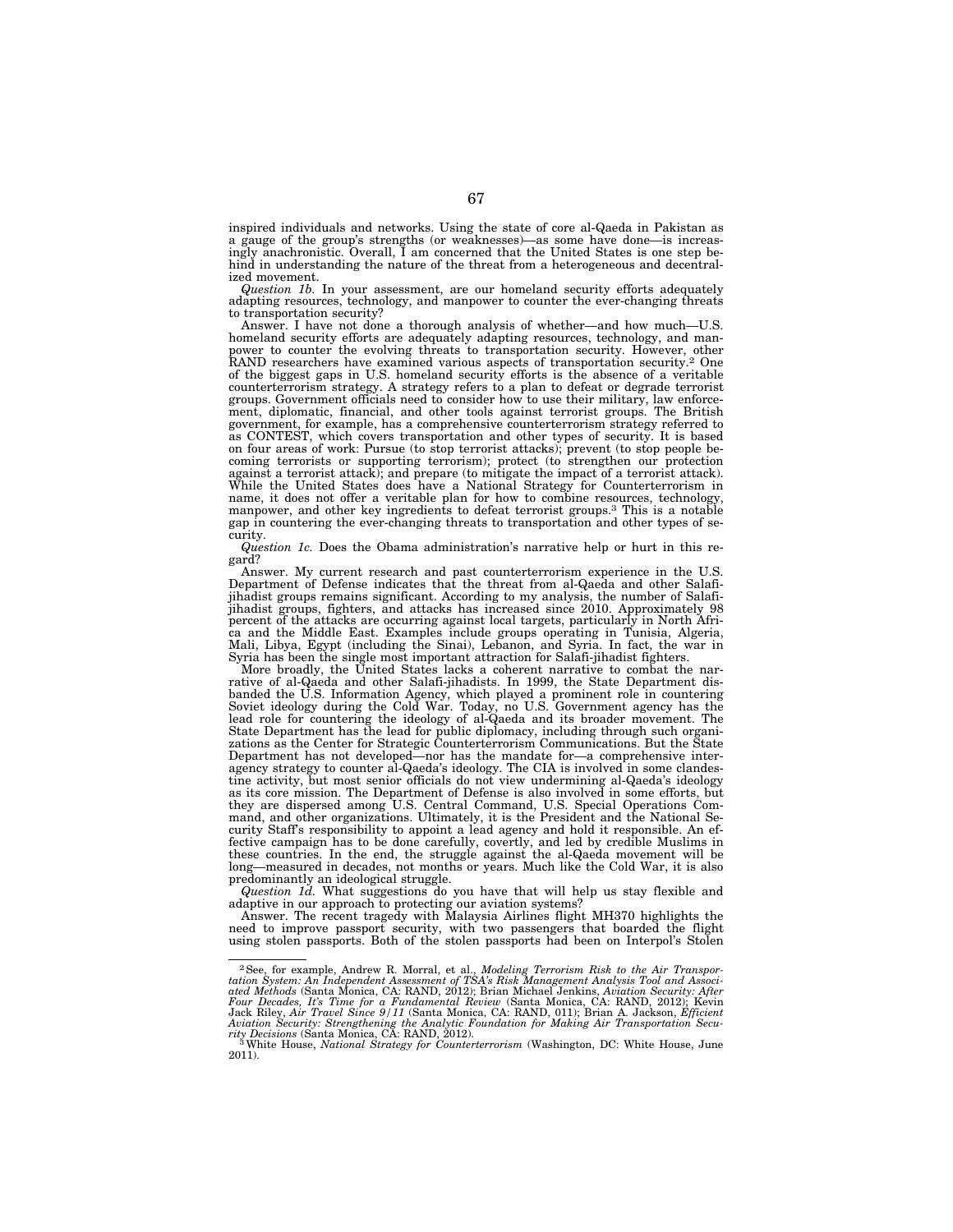inspired individuals and networks. Using the state of core al-Qaeda in Pakistan as a gauge of the group's strengths (or weaknesses)—as some have done—is increasingly anachronistic. Overall, I am concerned that the United States is one step behind in understanding the nature of the threat from a heterogeneous and decentralized movement.

*Question 1b.* In your assessment, are our homeland security efforts adequately adapting resources, technology, and manpower to counter the ever-changing threats to transportation security?

Answer. I have not done a thorough analysis of whether—and how much—U.S. homeland security efforts are adequately adapting resources, technology, and manpower to counter the evolving threats to transportation security. However, other RAND researchers have examined various aspects of transportation security.[2] One of the biggest gaps in U.S. homeland security efforts is the absence of a veritable counterterrorism strategy. A strategy refers to a plan to defeat or degrade terrorist groups. Government officials need to consider how to use their military, law enforcement, diplomatic, financial, and other tools against terrorist groups. The British government, for example, has a comprehensive counterterrorism strategy referred to as CONTEST, which covers transportation and other types of security. It is based on four areas of work: Pursue (to stop terrorist attacks); prevent (to stop people becoming terrorists or supporting terrorism); protect (to strengthen our protection against a terrorist attack); and prepare (to mitigate the impact of a terrorist attack). While the United States does have a National Strategy for Counterterrorism in name, it does not offer a veritable plan for how to combine resources, technology, manpower, and other key ingredients to defeat terrorist groups.[3] This is a notable gap in countering the ever-changing threats to transportation and other types of security.

*Question 1c.* Does the Obama administration's narrative help or hurt in this regard?

Answer. My current research and past counterterrorism experience in the U.S. Department of Defense indicates that the threat from al-Qaeda and other Salafi-jihadist groups remains significant. According to my analysis, the number of Salafi-jihadist groups, fighters, and attacks has increased since 2010. Approximately 98 percent of the attacks are occurring against local targets, particularly in North Africa and the Middle East. Examples include groups operating in Tunisia, Algeria, Mali, Libya, Egypt (including the Sinai), Lebanon, and Syria. In fact, the war in Syria has been the single most important attraction for Salafi-jihadist fighters.

More broadly, the United States lacks a coherent narrative to combat the narrative of al-Qaeda and other Salafi-jihadists. In 1999, the State Department disbanded the U.S. Information Agency, which played a prominent role in countering Soviet ideology during the Cold War. Today, no U.S. Government agency has the lead role for countering the ideology of al-Qaeda and its broader movement. The State Department has the lead for public diplomacy, including through such organizations as the Center for Strategic Counterterrorism Communications. But the State Department has not developed—nor has the mandate for—a comprehensive interagency strategy to counter al-Qaeda's ideology. The CIA is involved in some clandestine activity, but most senior officials do not view undermining al-Qaeda's ideology as its core mission. The Department of Defense is also involved in some efforts, but they are dispersed among U.S. Central Command, U.S. Special Operations Command, and other organizations. Ultimately, it is the President and the National Security Staff's responsibility to appoint a lead agency and hold it responsible. An effective campaign has to be done carefully, covertly, and led by credible Muslims in these countries. In the end, the struggle against the al-Qaeda movement will be long—measured in decades, not months or years. Much like the Cold War, it is also predominantly an ideological struggle.

*Question 1d.* What suggestions do you have that will help us stay flexible and adaptive in our approach to protecting our aviation systems?

Answer. The recent tragedy with Malaysia Airlines flight MH370 highlights the need to improve passport security, with two passengers that boarded the flight using stolen passports. Both of the stolen passports had been on Interpol's Stolen

---

[2] See, for example, Andrew R. Morral, et al., *Modeling Terrorism Risk to the Air Transportation System: An Independent Assessment of TSA's Risk Management Analysis Tool and Associated Methods* (Santa Monica, CA: RAND, 2012); Brian Michael Jenkins, *Aviation Security: After Four Decades, It's Time for a Fundamental Review* (Santa Monica, CA: RAND, 2012); Kevin Jack Riley, *Air Travel Since 9/11* (Santa Monica, CA: RAND, 011); Brian A. Jackson, *Efficient Aviation Security: Strengthening the Analytic Foundation for Making Air Transportation Security Decisions* (Santa Monica, CA: RAND, 2012).

[3] White House, *National Strategy for Counterterrorism* (Washington, DC: White House, June 2011).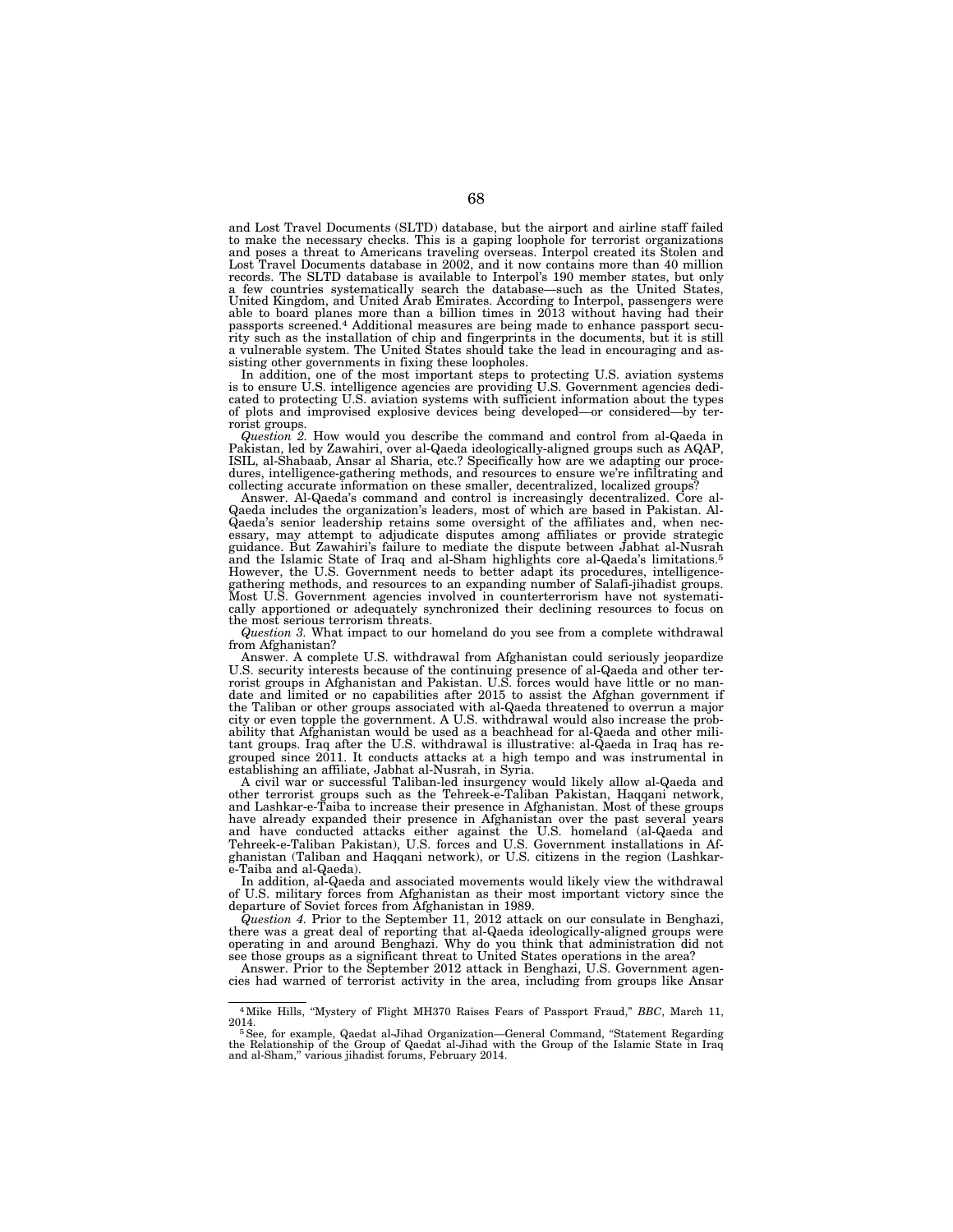and Lost Travel Documents (SLTD) database, but the airport and airline staff failed to make the necessary checks. This is a gaping loophole for terrorist organizations and poses a threat to Americans traveling overseas. Interpol created its Stolen and Lost Travel Documents database in 2002, and it now contains more than 40 million records. The SLTD database is available to Interpol's 190 member states, but only a few countries systematically search the database—such as the United States, United Kingdom, and United Arab Emirates. According to Interpol, passengers were able to board planes more than a billion times in 2013 without having had their passports screened.[4] Additional measures are being made to enhance passport security such as the installation of chip and fingerprints in the documents, but it is still a vulnerable system. The United States should take the lead in encouraging and assisting other governments in fixing these loopholes.

In addition, one of the most important steps to protecting U.S. aviation systems is to ensure U.S. intelligence agencies are providing U.S. Government agencies dedicated to protecting U.S. aviation systems with sufficient information about the types of plots and improvised explosive devices being developed—or considered—by terrorist groups.

*Question 2.* How would you describe the command and control from al-Qaeda in Pakistan, led by Zawahiri, over al-Qaeda ideologically-aligned groups such as AQAP, ISIL, al-Shabaab, Ansar al Sharia, etc.? Specifically how are we adapting our procedures, intelligence-gathering methods, and resources to ensure we're infiltrating and collecting accurate information on these smaller, decentralized, localized groups?

Answer. Al-Qaeda's command and control is increasingly decentralized. Core al-Qaeda includes the organization's leaders, most of which are based in Pakistan. Al-Qaeda's senior leadership retains some oversight of the affiliates and, when necessary, may attempt to adjudicate disputes among affiliates or provide strategic guidance. But Zawahiri's failure to mediate the dispute between Jabhat al-Nusrah and the Islamic State of Iraq and al-Sham highlights core al-Qaeda's limitations.[5] However, the U.S. Government needs to better adapt its procedures, intelligence-gathering methods, and resources to an expanding number of Salafi-jihadist groups. Most U.S. Government agencies involved in counterterrorism have not systematically apportioned or adequately synchronized their declining resources to focus on the most serious terrorism threats.

*Question 3.* What impact to our homeland do you see from a complete withdrawal from Afghanistan?

Answer. A complete U.S. withdrawal from Afghanistan could seriously jeopardize U.S. security interests because of the continuing presence of al-Qaeda and other terrorist groups in Afghanistan and Pakistan. U.S. forces would have little or no mandate and limited or no capabilities after 2015 to assist the Afghan government if the Taliban or other groups associated with al-Qaeda threatened to overrun a major city or even topple the government. A U.S. withdrawal would also increase the probability that Afghanistan would be used as a beachhead for al-Qaeda and other militant groups. Iraq after the U.S. withdrawal is illustrative: al-Qaeda in Iraq has regrouped since 2011. It conducts attacks at a high tempo and was instrumental in establishing an affiliate, Jabhat al-Nusrah, in Syria.

A civil war or successful Taliban-led insurgency would likely allow al-Qaeda and other terrorist groups such as the Tehreek-e-Taliban Pakistan, Haqqani network, and Lashkar-e-Taiba to increase their presence in Afghanistan. Most of these groups have already expanded their presence in Afghanistan over the past several years and have conducted attacks either against the U.S. homeland (al-Qaeda and Tehreek-e-Taliban Pakistan), U.S. forces and U.S. Government installations in Afghanistan (Taliban and Haqqani network), or U.S. citizens in the region (Lashkar-e-Taiba and al-Qaeda).

In addition, al-Qaeda and associated movements would likely view the withdrawal of U.S. military forces from Afghanistan as their most important victory since the departure of Soviet forces from Afghanistan in 1989.

*Question 4.* Prior to the September 11, 2012 attack on our consulate in Benghazi, there was a great deal of reporting that al-Qaeda ideologically-aligned groups were operating in and around Benghazi. Why do you think that administration did not see those groups as a significant threat to United States operations in the area?

Answer. Prior to the September 2012 attack in Benghazi, U.S. Government agencies had warned of terrorist activity in the area, including from groups like Ansar

---

[4] Mike Hills, "Mystery of Flight MH370 Raises Fears of Passport Fraud," *BBC*, March 11, 2014.

[5] See, for example, Qaedat al-Jihad Organization—General Command, "Statement Regarding the Relationship of the Group of Qaedat al-Jihad with the Group of the Islamic State in Iraq and al-Sham," various jihadist forums, February 2014.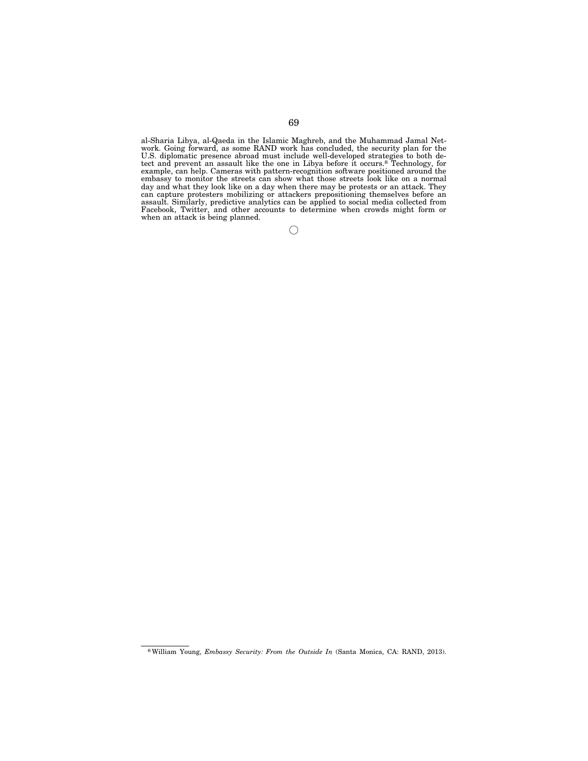al-Sharia Libya, al-Qaeda in the Islamic Maghreb, and the Muhammad Jamal Network. Going forward, as some RAND work has concluded, the security plan for the U.S. diplomatic presence abroad must include well-developed strategies to both detect and prevent an assault like the one in Libya before it occurs.[8] Technology, for example, can help. Cameras with pattern-recognition software positioned around the embassy to monitor the streets can show what those streets look like on a normal day and what they look like on a day when there may be protests or an attack. They can capture protesters mobilizing or attackers prepositioning themselves before an assault. Similarly, predictive analytics can be applied to social media collected from Facebook, Twitter, and other accounts to determine when crowds might form or when an attack is being planned.

○

---

[6] William Young, *Embassy Security: From the Outside In* (Santa Monica, CA: RAND, 2013).